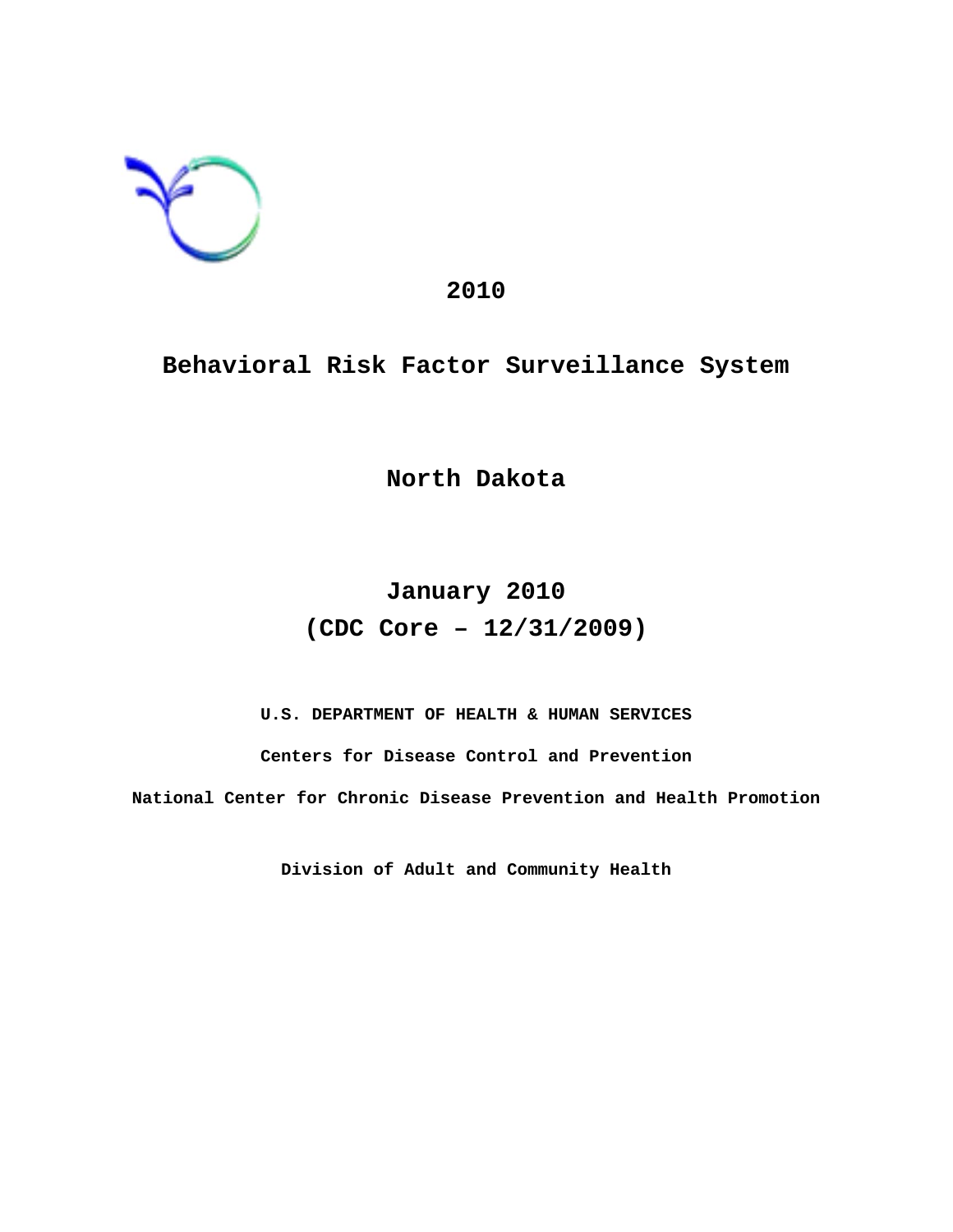# 2010

# Behavioral Risk Factor Surveillance System

# North Dakota

## January 2010
## (CDC Core – 12/31/2009)

**U.S. DEPARTMENT OF HEALTH & HUMAN SERVICES**

**Centers for Disease Control and Prevention**

**National Center for Chronic Disease Prevention and Health Promotion**

**Division of Adult and Community Health**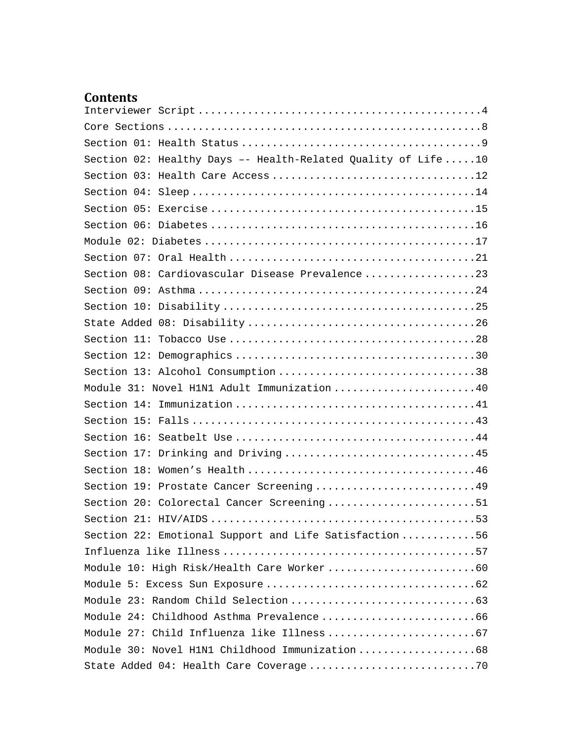# Contents

Interviewer Script ............................................4
Core Sections .................................................8
Section 01: Health Status .....................................9
Section 02: Healthy Days –- Health-Related Quality of Life .....10
Section 03: Health Care Access ................................12
Section 04: Sleep .............................................14
Section 05: Exercise ..........................................15
Section 06: Diabetes ..........................................16
Module 02: Diabetes ...........................................17
Section 07: Oral Health .......................................21
Section 08: Cardiovascular Disease Prevalence .................23
Section 09: Asthma ............................................24
Section 10: Disability ........................................25
State Added 08: Disability ....................................26
Section 11: Tobacco Use .......................................28
Section 12: Demographics ......................................30
Section 13: Alcohol Consumption ...............................38
Module 31: Novel H1N1 Adult Immunization .......................40
Section 14: Immunization ......................................41
Section 15: Falls .............................................43
Section 16: Seatbelt Use ......................................44
Section 17: Drinking and Driving ..............................45
Section 18: Women's Health ....................................46
Section 19: Prostate Cancer Screening .........................49
Section 20: Colorectal Cancer Screening .......................51
Section 21: HIV/AIDS ..........................................53
Section 22: Emotional Support and Life Satisfaction ...........56
Influenza like Illness ........................................57
Module 10: High Risk/Health Care Worker .......................60
Module 5: Excess Sun Exposure .................................62
Module 23: Random Child Selection .............................63
Module 24: Childhood Asthma Prevalence .........................66
Module 27: Child Influenza like Illness .......................67
Module 30: Novel H1N1 Childhood Immunization ...................68
State Added 04: Health Care Coverage ..........................70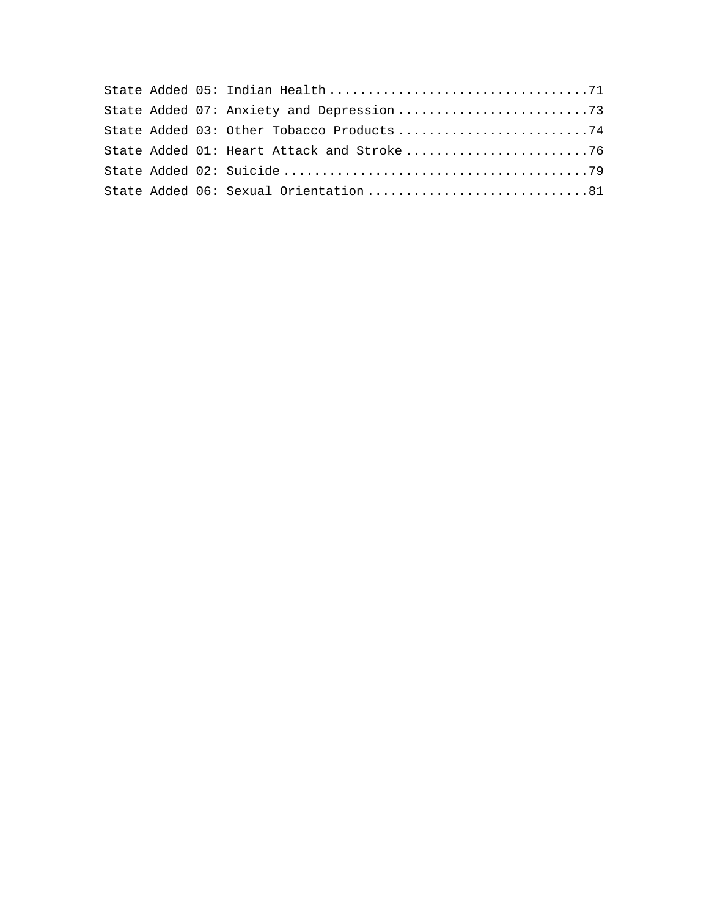State Added 05: Indian Health .................................71
State Added 07: Anxiety and Depression .........................73
State Added 03: Other Tobacco Products .........................74
State Added 01: Heart Attack and Stroke ........................76
State Added 02: Suicide ........................................79
State Added 06: Sexual Orientation ............................81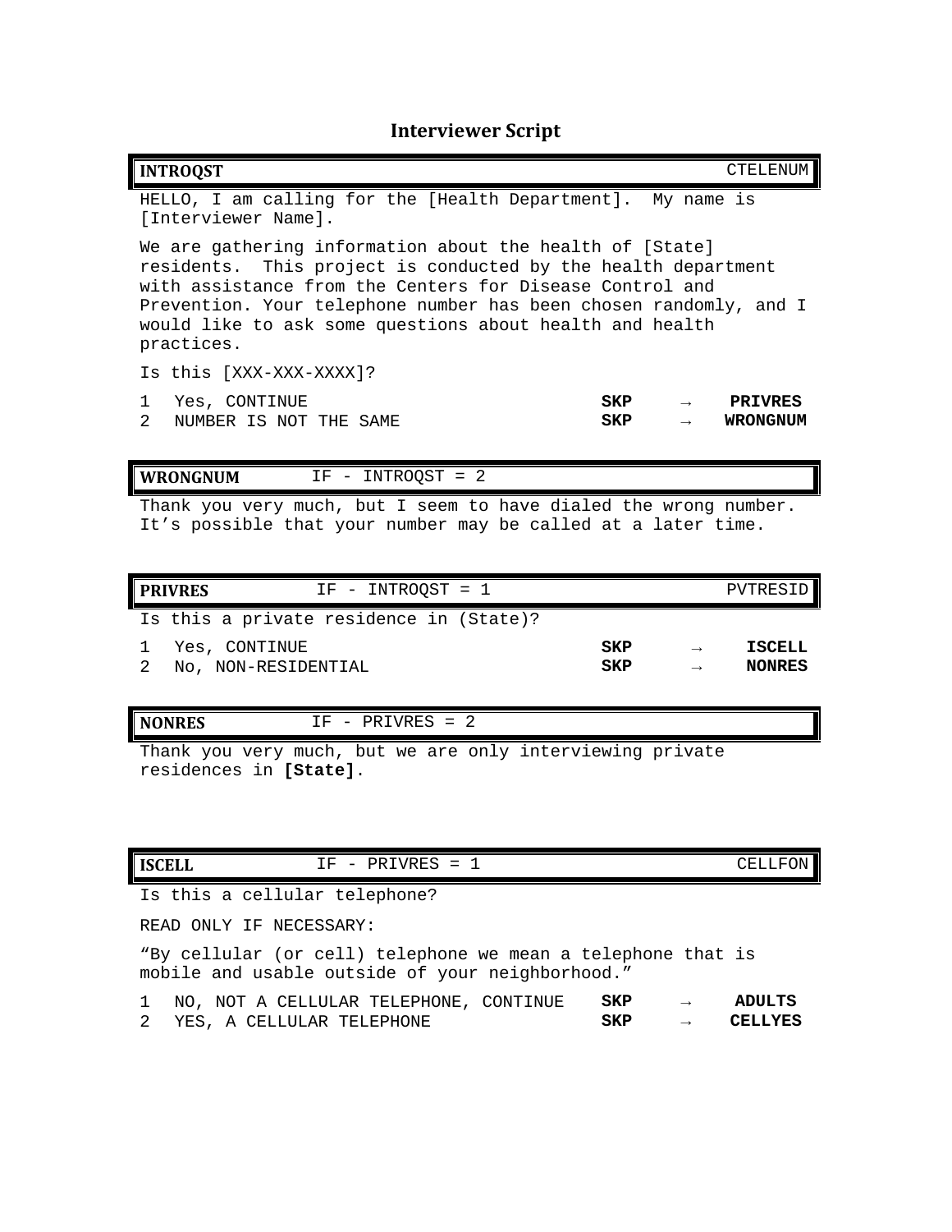# Interviewer Script

| INTROQST | | CTELENUM |
|---|---|---|

HELLO, I am calling for the [Health Department]. My name is [Interviewer Name].

We are gathering information about the health of [State] residents. This project is conducted by the health department with assistance from the Centers for Disease Control and Prevention. Your telephone number has been chosen randomly, and I would like to ask some questions about health and health practices.

Is this [XXX-XXX-XXXX]?

| | | | | |
|---|---|---|---|---|
| 1 | Yes, CONTINUE | **SKP** | → | **PRIVRES** |
| 2 | NUMBER IS NOT THE SAME | **SKP** | → | **WRONGNUM** |

| WRONGNUM | IF - INTROQST = 2 | |
|---|---|---|

Thank you very much, but I seem to have dialed the wrong number. It’s possible that your number may be called at a later time.

| PRIVRES | IF - INTROQST = 1 | PVTRESID |
|---|---|---|

Is this a private residence in (State)?

| | | | | |
|---|---|---|---|---|
| 1 | Yes, CONTINUE | **SKP** | → | **ISCELL** |
| 2 | No, NON-RESIDENTIAL | **SKP** | → | **NONRES** |

| NONRES | IF - PRIVRES = 2 | |
|---|---|---|

Thank you very much, but we are only interviewing private residences in **[State]**.

| ISCELL | IF - PRIVRES = 1 | CELLFON |
|---|---|---|

Is this a cellular telephone?

READ ONLY IF NECESSARY:

“By cellular (or cell) telephone we mean a telephone that is mobile and usable outside of your neighborhood.”

| | | | | |
|---|---|---|---|---|
| 1 | NO, NOT A CELLULAR TELEPHONE, CONTINUE | **SKP** | → | **ADULTS** |
| 2 | YES, A CELLULAR TELEPHONE | **SKP** | → | **CELLYES** |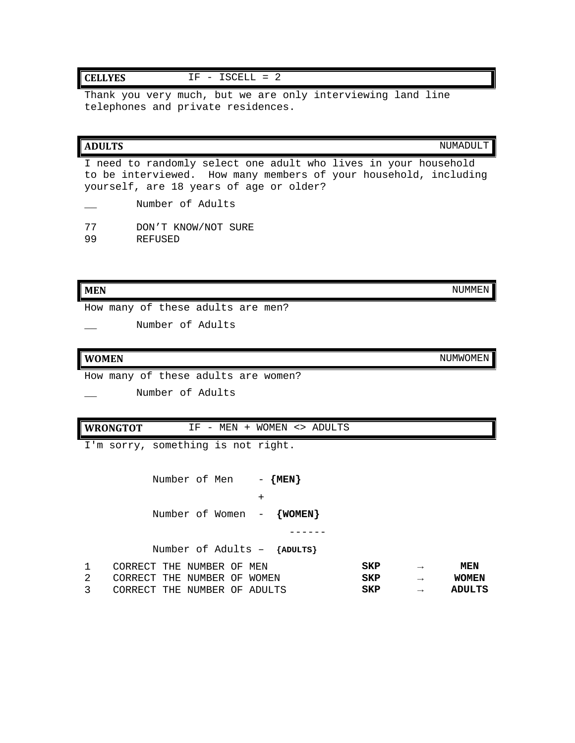**CELLYES** IF - ISCELL = 2

Thank you very much, but we are only interviewing land line telephones and private residences.

**ADULTS** NUMADULT

I need to randomly select one adult who lives in your household to be interviewed. How many members of your household, including yourself, are 18 years of age or older?

__ Number of Adults

77 DON'T KNOW/NOT SURE
99 REFUSED

**MEN** NUMMEN

How many of these adults are men?

__ Number of Adults

**WOMEN** NUMWOMEN

How many of these adults are women?

__ Number of Adults

**WRONGTOT** IF - MEN + WOMEN <> ADULTS

I'm sorry, something is not right.

```
Number of Men    - {MEN}
                 +
Number of Women  - {WOMEN}
                   ------
Number of Adults – {ADULTS}
```

| | | | | |
|---|---|---|---|---|
| 1 | CORRECT THE NUMBER OF MEN | **SKP** | → | **MEN** |
| 2 | CORRECT THE NUMBER OF WOMEN | **SKP** | → | **WOMEN** |
| 3 | CORRECT THE NUMBER OF ADULTS | **SKP** | → | **ADULTS** |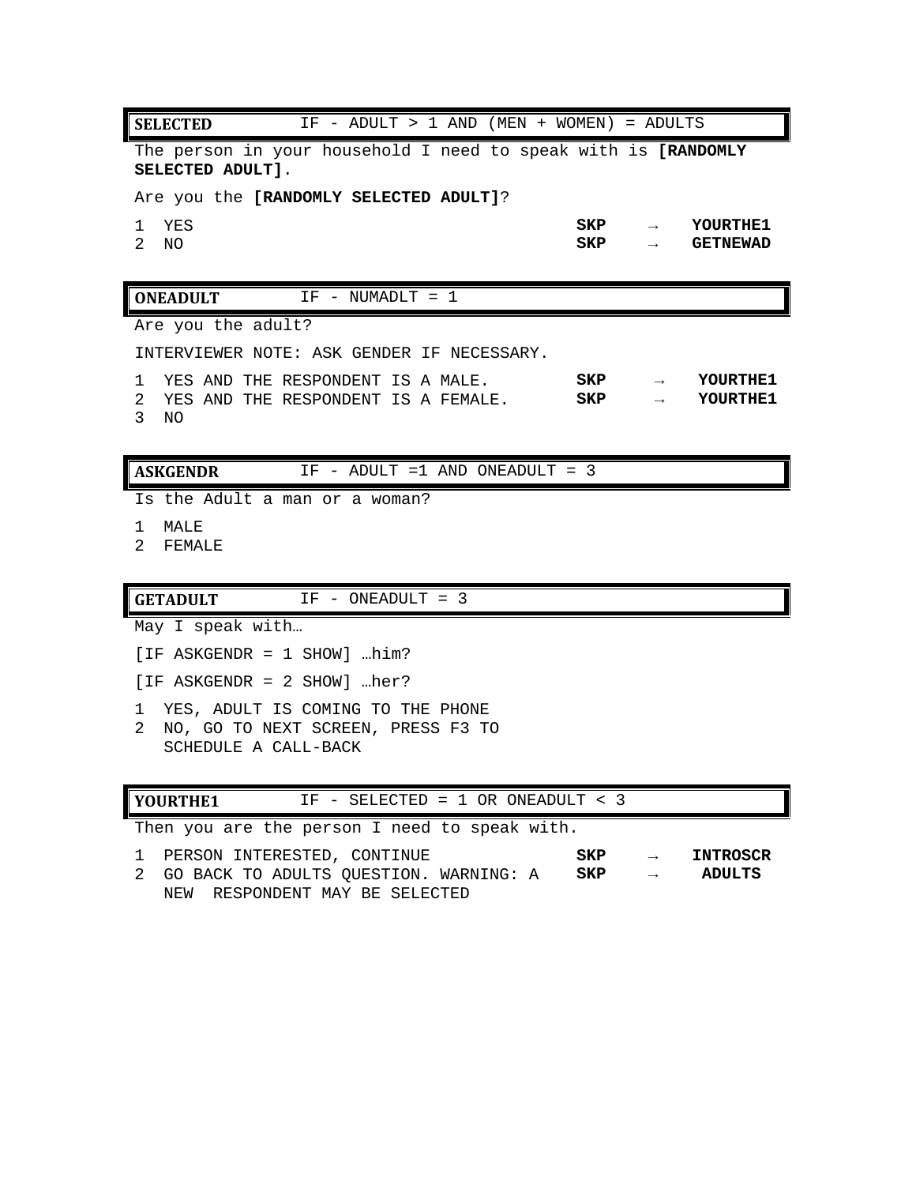**SELECTED** IF - ADULT > 1 AND (MEN + WOMEN) = ADULTS

The person in your household I need to speak with is **[RANDOMLY SELECTED ADULT]**.

Are you the **[RANDOMLY SELECTED ADULT]**?

| | | | |
|---|---|---|---|
| 1 YES | **SKP** | → | **YOURTHE1** |
| 2 NO | **SKP** | → | **GETNEWAD** |

**ONEADULT** IF - NUMADLT = 1

Are you the adult?

INTERVIEWER NOTE: ASK GENDER IF NECESSARY.

| | | | |
|---|---|---|---|
| 1 YES AND THE RESPONDENT IS A MALE. | **SKP** | → | **YOURTHE1** |
| 2 YES AND THE RESPONDENT IS A FEMALE. | **SKP** | → | **YOURTHE1** |
| 3 NO | | | |

**ASKGENDR** IF - ADULT =1 AND ONEADULT = 3

Is the Adult a man or a woman?

1 MALE
2 FEMALE

**GETADULT** IF - ONEADULT = 3

May I speak with…

[IF ASKGENDR = 1 SHOW] …him?

[IF ASKGENDR = 2 SHOW] …her?

1 YES, ADULT IS COMING TO THE PHONE
2 NO, GO TO NEXT SCREEN, PRESS F3 TO SCHEDULE A CALL-BACK

**YOURTHE1** IF - SELECTED = 1 OR ONEADULT < 3

Then you are the person I need to speak with.

| | | | |
|---|---|---|---|
| 1 PERSON INTERESTED, CONTINUE | **SKP** | → | **INTROSCR** |
| 2 GO BACK TO ADULTS QUESTION. WARNING: A NEW RESPONDENT MAY BE SELECTED | **SKP** | → | **ADULTS** |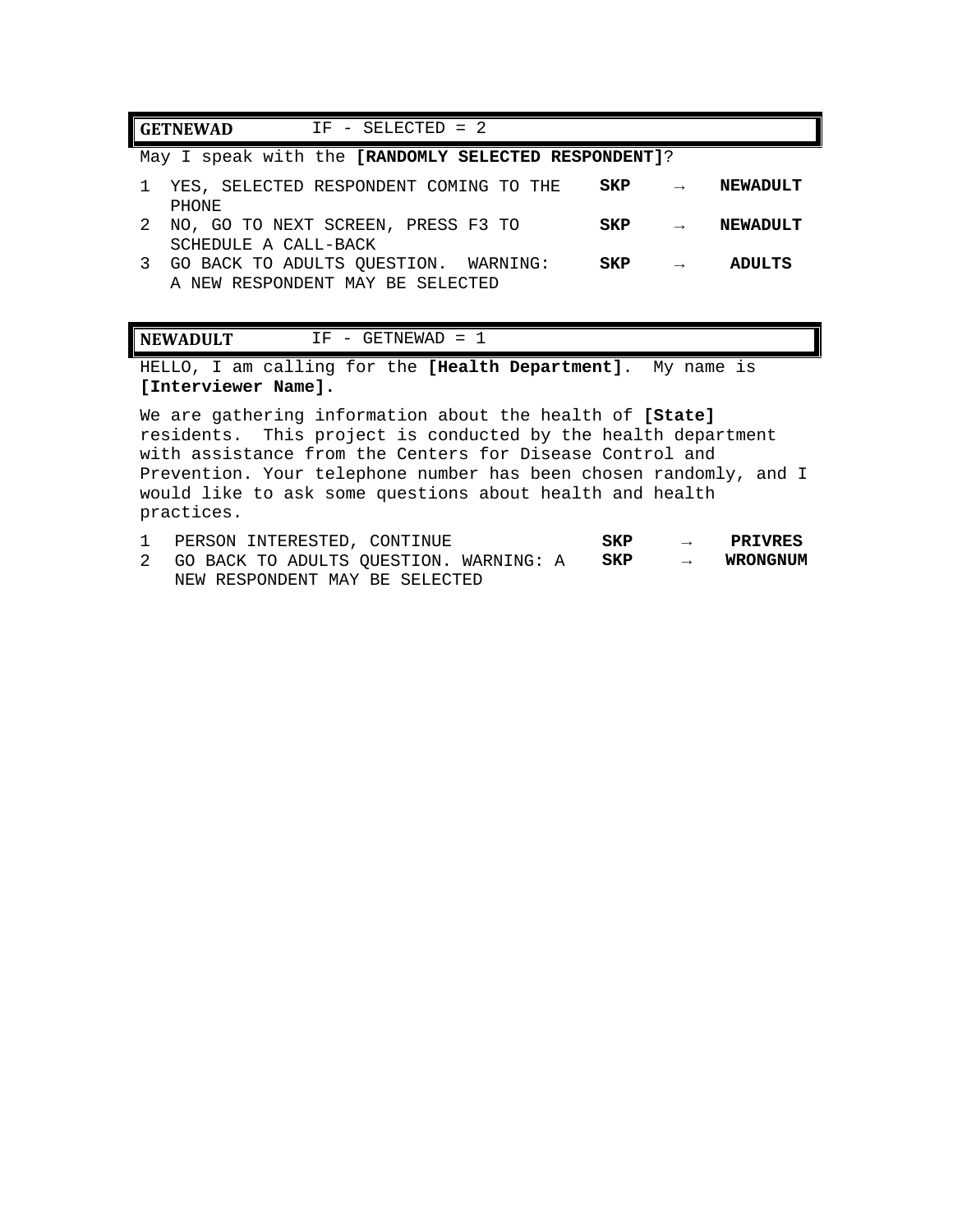| **GETNEWAD** | IF - SELECTED = 2 | | |
|---|---|---|---|

May I speak with the **[RANDOMLY SELECTED RESPONDENT]**?

| | | | | |
|---|---|---|---|---|
| 1 | YES, SELECTED RESPONDENT COMING TO THE PHONE | **SKP** | → | **NEWADULT** |
| 2 | NO, GO TO NEXT SCREEN, PRESS F3 TO SCHEDULE A CALL-BACK | **SKP** | → | **NEWADULT** |
| 3 | GO BACK TO ADULTS QUESTION. WARNING: A NEW RESPONDENT MAY BE SELECTED | **SKP** | → | **ADULTS** |

| **NEWADULT** | IF - GETNEWAD = 1 | | |
|---|---|---|---|

HELLO, I am calling for the **[Health Department]**. My name is **[Interviewer Name].**

We are gathering information about the health of **[State]** residents. This project is conducted by the health department with assistance from the Centers for Disease Control and Prevention. Your telephone number has been chosen randomly, and I would like to ask some questions about health and health practices.

| | | | | |
|---|---|---|---|---|
| 1 | PERSON INTERESTED, CONTINUE | **SKP** | → | **PRIVRES** |
| 2 | GO BACK TO ADULTS QUESTION. WARNING: A NEW RESPONDENT MAY BE SELECTED | **SKP** | → | **WRONGNUM** |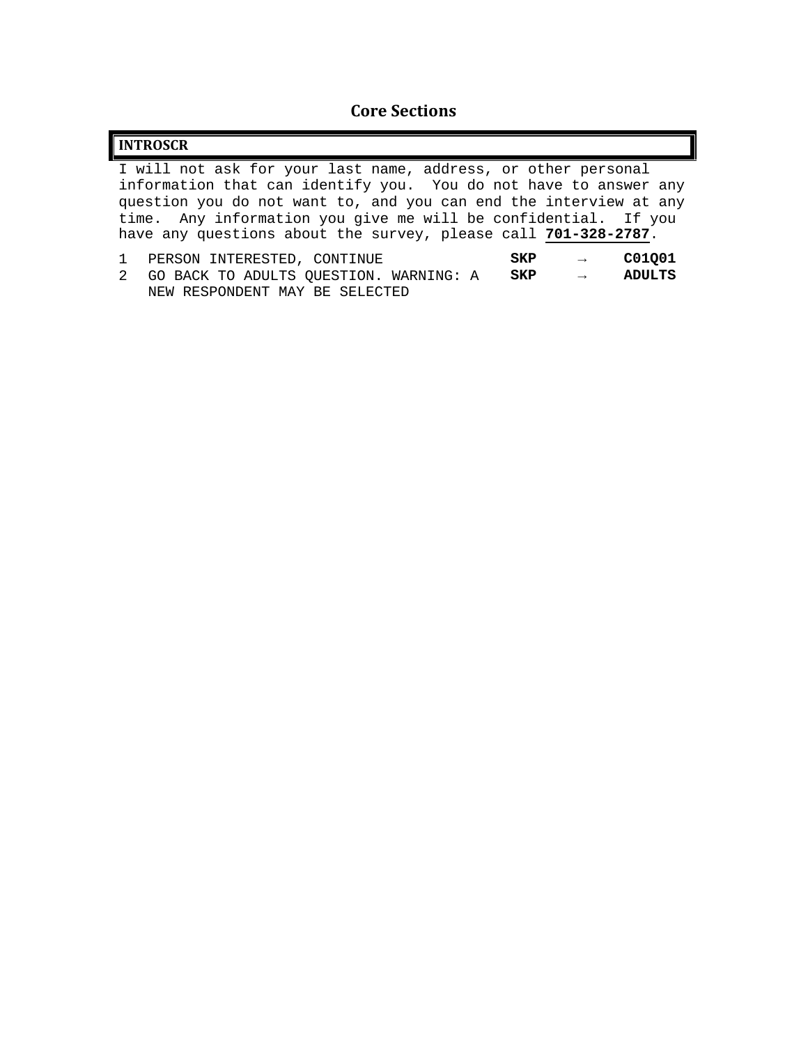# Core Sections

## INTROSCR

I will not ask for your last name, address, or other personal information that can identify you. You do not have to answer any question you do not want to, and you can end the interview at any time. Any information you give me will be confidential. If you have any questions about the survey, please call **701-328-2787**.

| | | | | |
|---|---|---|---|---|
| 1 | PERSON INTERESTED, CONTINUE | **SKP** | → | **C01Q01** |
| 2 | GO BACK TO ADULTS QUESTION. WARNING: A NEW RESPONDENT MAY BE SELECTED | **SKP** | → | **ADULTS** |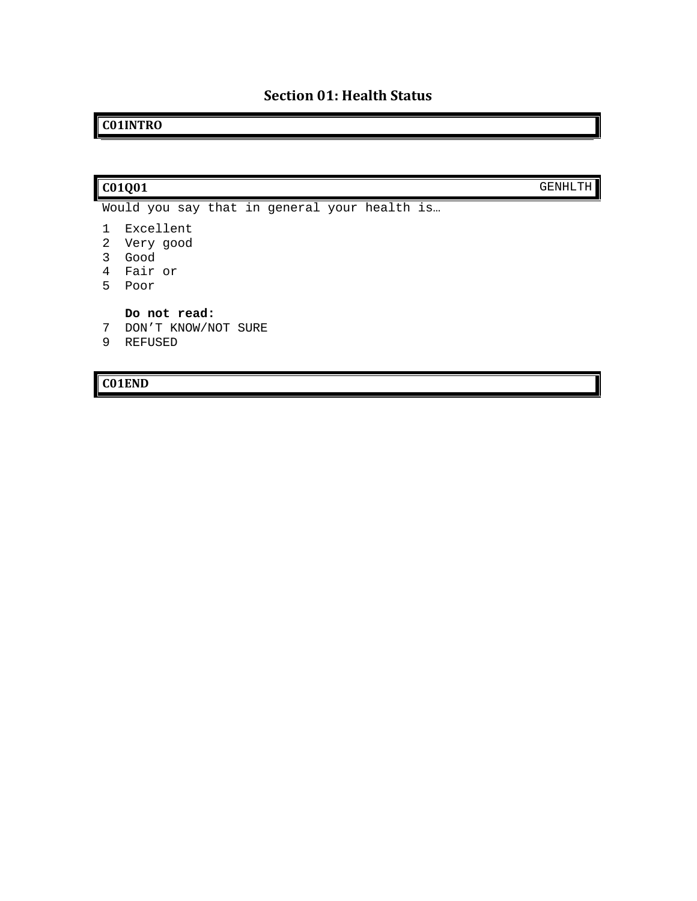# Section 01: Health Status

**C01INTRO**

| **C01Q01** | GENHLTH |
|---|---|

Would you say that in general your health is…

1 Excellent
2 Very good
3 Good
4 Fair or
5 Poor

**Do not read:**
7 DON'T KNOW/NOT SURE
9 REFUSED

**C01END**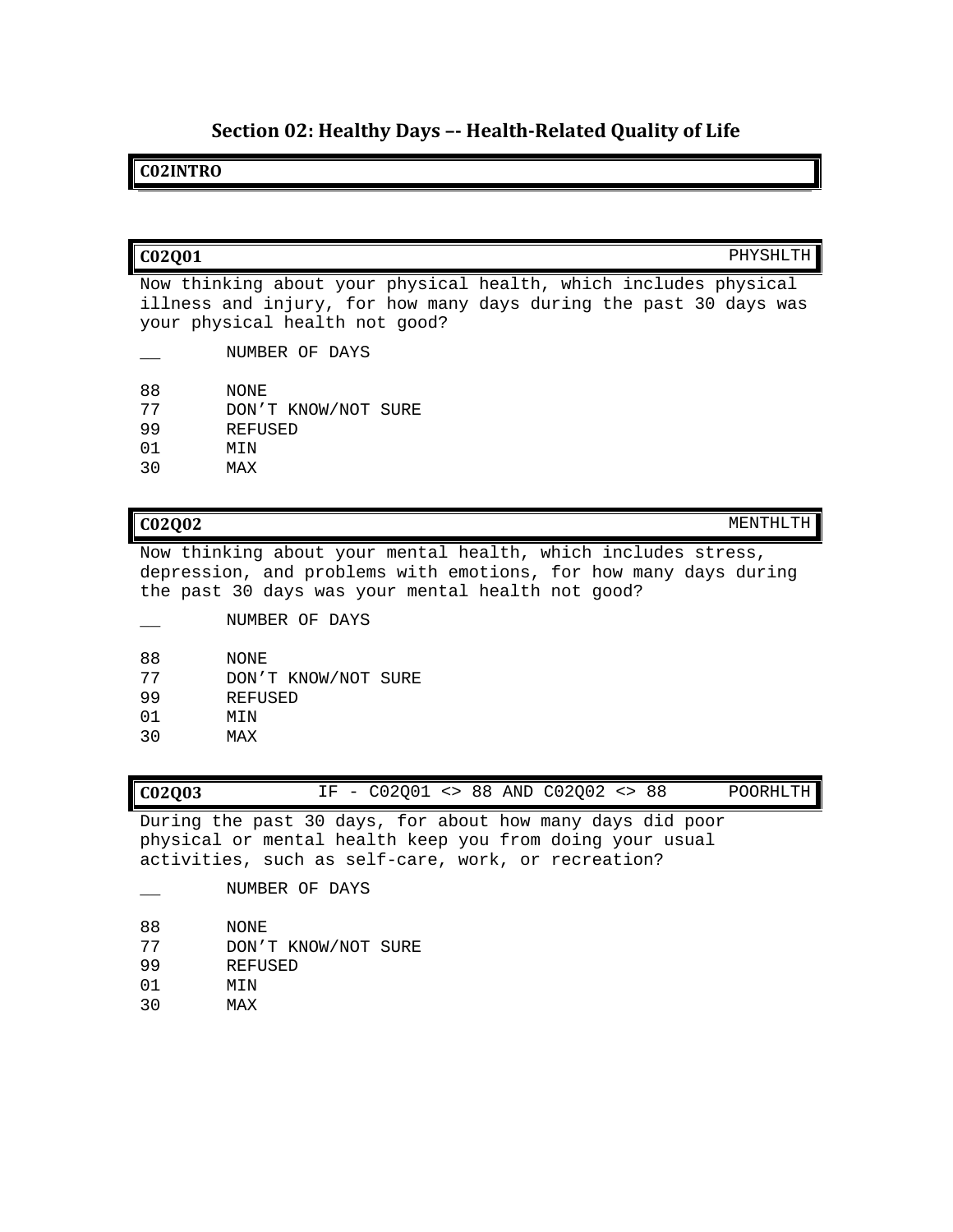## Section 02: Healthy Days –- Health-Related Quality of Life

**C02INTRO**

**C02Q01** PHYSHLTH

Now thinking about your physical health, which includes physical illness and injury, for how many days during the past 30 days was your physical health not good?

| | |
|---|---|
| __ | NUMBER OF DAYS |
| 88 | NONE |
| 77 | DON'T KNOW/NOT SURE |
| 99 | REFUSED |
| 01 | MIN |
| 30 | MAX |

**C02Q02** MENTHLTH

Now thinking about your mental health, which includes stress, depression, and problems with emotions, for how many days during the past 30 days was your mental health not good?

| | |
|---|---|
| __ | NUMBER OF DAYS |
| 88 | NONE |
| 77 | DON'T KNOW/NOT SURE |
| 99 | REFUSED |
| 01 | MIN |
| 30 | MAX |

**C02Q03** IF - C02Q01 <> 88 AND C02Q02 <> 88 POORHLTH

During the past 30 days, for about how many days did poor physical or mental health keep you from doing your usual activities, such as self-care, work, or recreation?

| | |
|---|---|
| __ | NUMBER OF DAYS |
| 88 | NONE |
| 77 | DON'T KNOW/NOT SURE |
| 99 | REFUSED |
| 01 | MIN |
| 30 | MAX |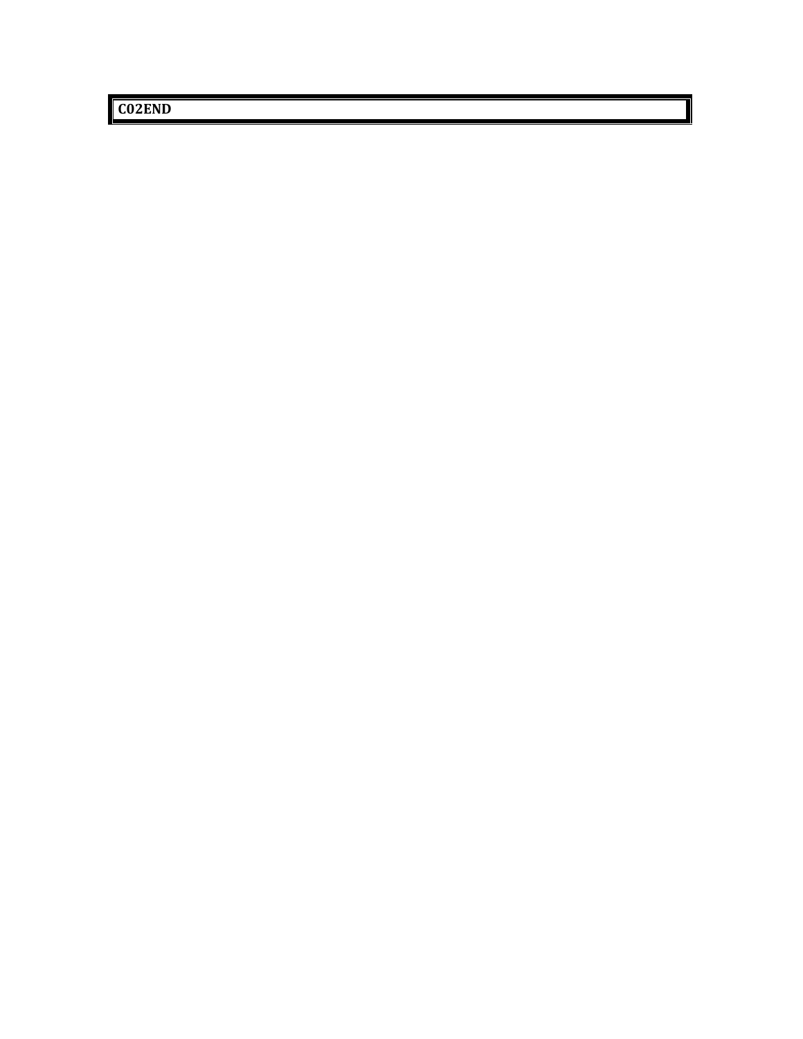**C02END**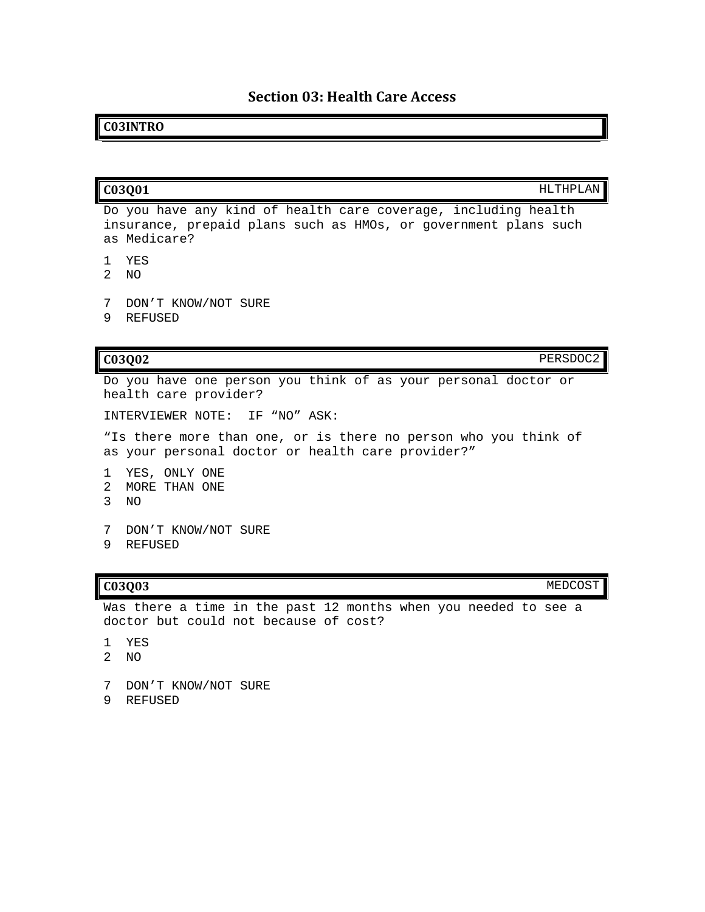# Section 03: Health Care Access

**C03INTRO**

**C03Q01** HLTHPLAN

Do you have any kind of health care coverage, including health insurance, prepaid plans such as HMOs, or government plans such as Medicare?

1 YES
2 NO

7 DON'T KNOW/NOT SURE
9 REFUSED

**C03Q02** PERSDOC2

Do you have one person you think of as your personal doctor or health care provider?

INTERVIEWER NOTE: IF "NO" ASK:

"Is there more than one, or is there no person who you think of as your personal doctor or health care provider?"

1 YES, ONLY ONE
2 MORE THAN ONE
3 NO

7 DON'T KNOW/NOT SURE
9 REFUSED

**C03Q03** MEDCOST

Was there a time in the past 12 months when you needed to see a doctor but could not because of cost?

1 YES
2 NO

7 DON'T KNOW/NOT SURE
9 REFUSED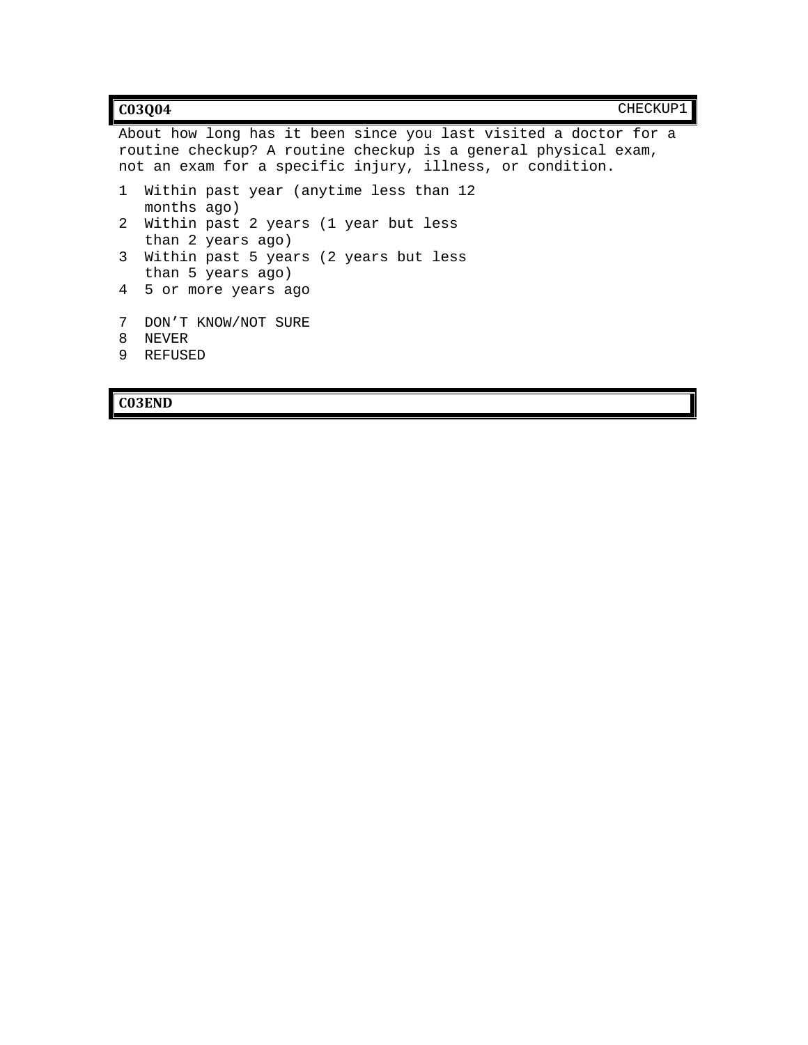**C03Q04** CHECKUP1

About how long has it been since you last visited a doctor for a routine checkup? A routine checkup is a general physical exam, not an exam for a specific injury, illness, or condition.

1 Within past year (anytime less than 12 months ago)
2 Within past 2 years (1 year but less than 2 years ago)
3 Within past 5 years (2 years but less than 5 years ago)
4 5 or more years ago

7 DON'T KNOW/NOT SURE
8 NEVER
9 REFUSED

**C03END**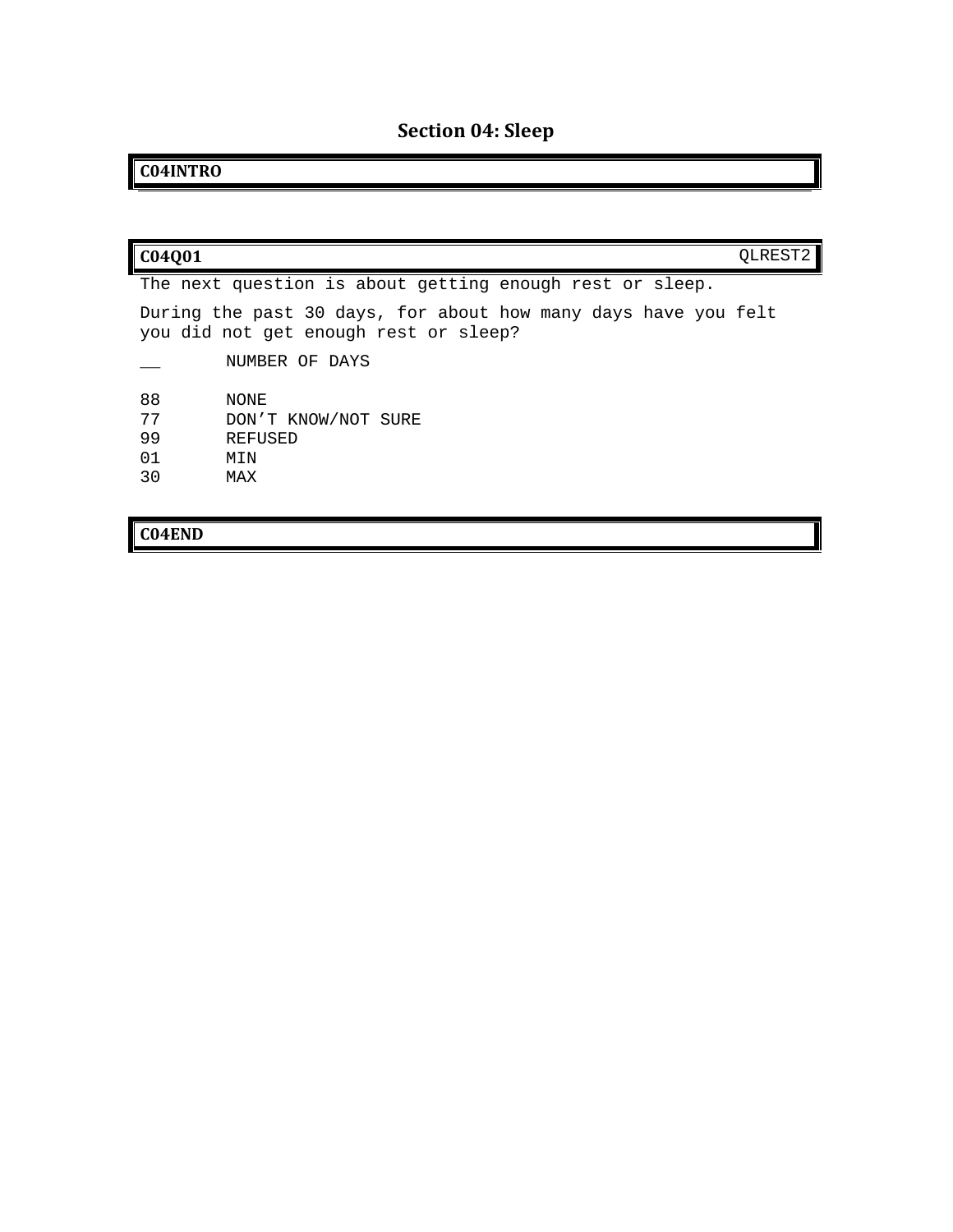## Section 04: Sleep

**C04INTRO**

**C04Q01** QLREST2

The next question is about getting enough rest or sleep.

During the past 30 days, for about how many days have you felt you did not get enough rest or sleep?

| | |
|---|---|
| __ | NUMBER OF DAYS |
| 88 | NONE |
| 77 | DON’T KNOW/NOT SURE |
| 99 | REFUSED |
| 01 | MIN |
| 30 | MAX |

**C04END**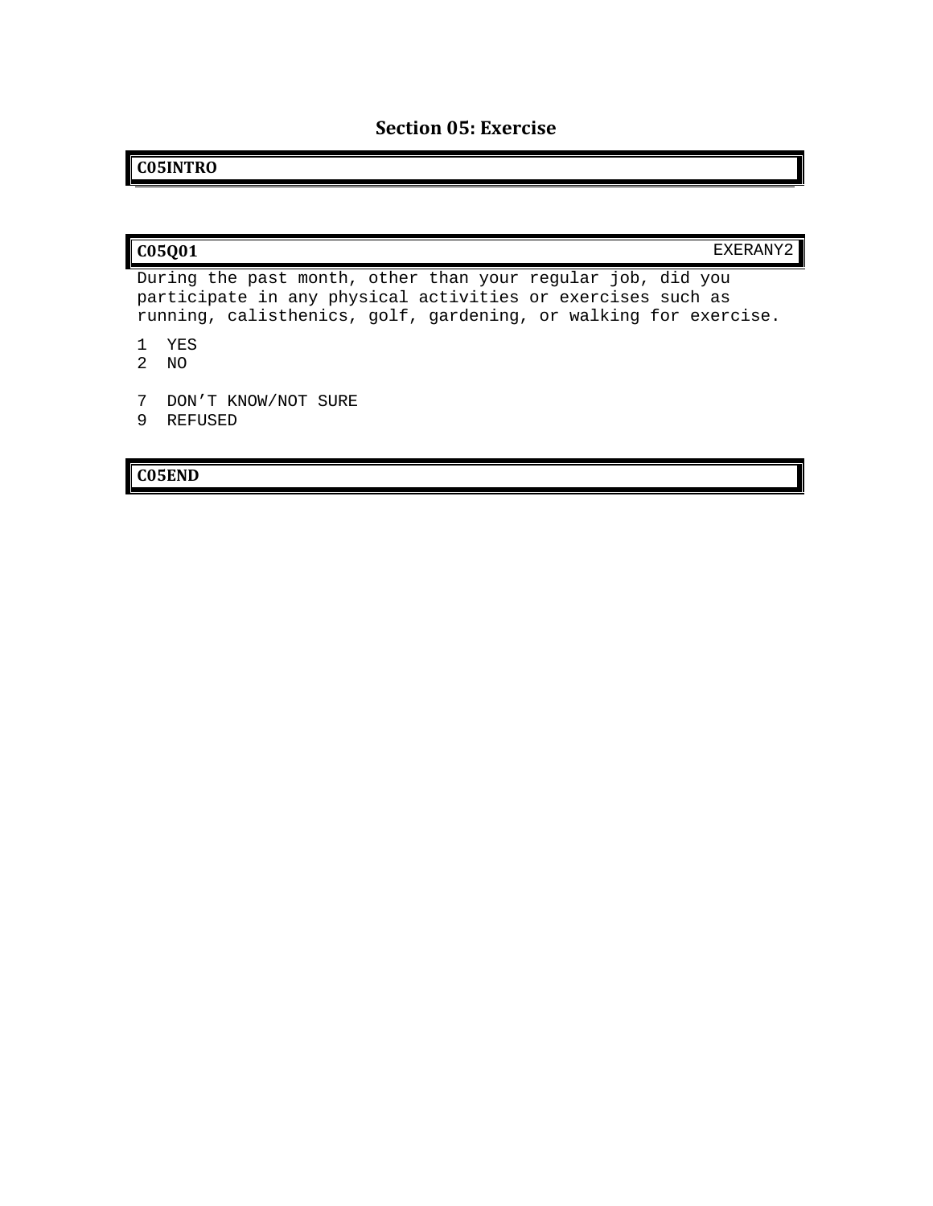## Section 05: Exercise

**C05INTRO**

---

**C05Q01** EXERANY2

During the past month, other than your regular job, did you participate in any physical activities or exercises such as running, calisthenics, golf, gardening, or walking for exercise.

1 YES
2 NO

7 DON'T KNOW/NOT SURE
9 REFUSED

---

**C05END**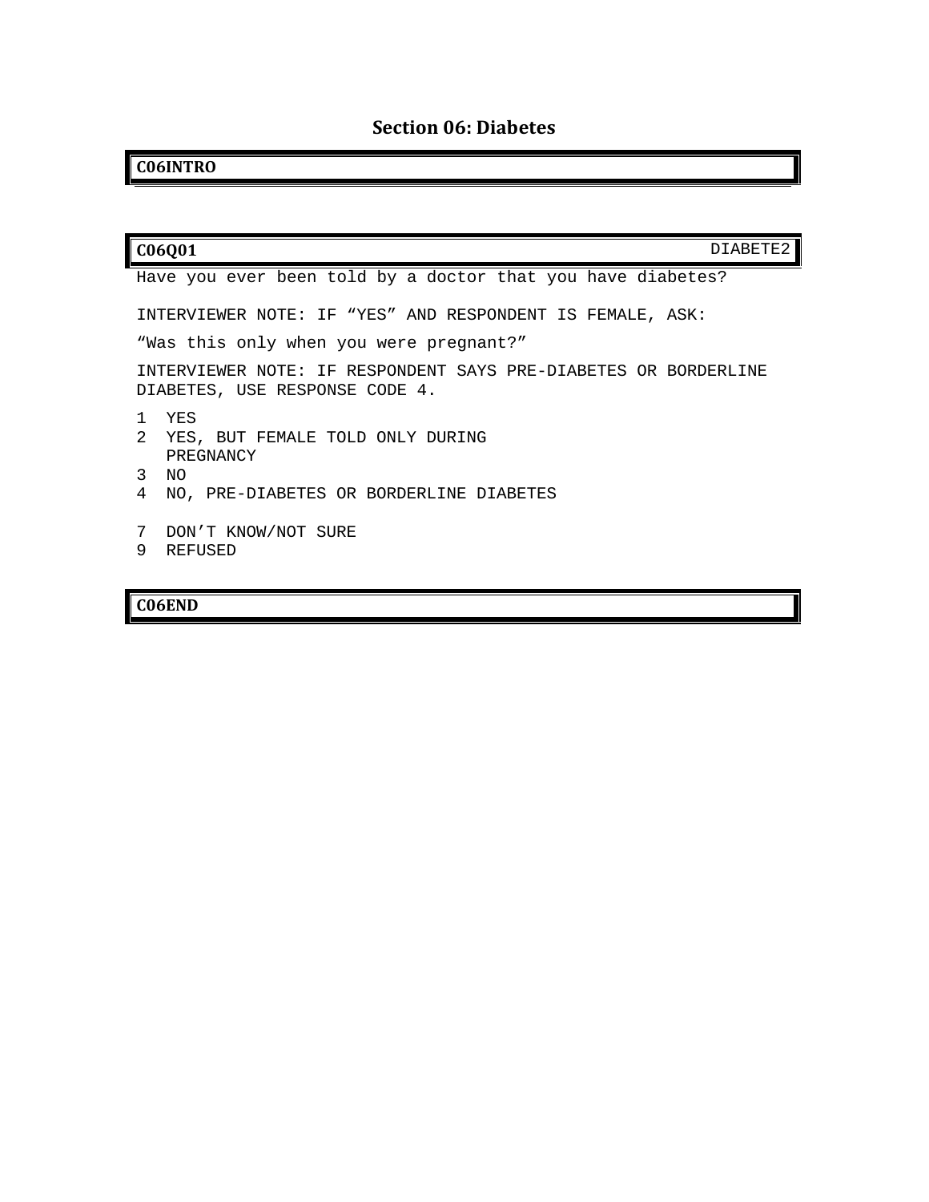# Section 06: Diabetes

**C06INTRO**

**C06Q01** DIABETE2

Have you ever been told by a doctor that you have diabetes?

INTERVIEWER NOTE: IF “YES” AND RESPONDENT IS FEMALE, ASK:

“Was this only when you were pregnant?”

INTERVIEWER NOTE: IF RESPONDENT SAYS PRE-DIABETES OR BORDERLINE DIABETES, USE RESPONSE CODE 4.

1 YES
2 YES, BUT FEMALE TOLD ONLY DURING PREGNANCY
3 NO
4 NO, PRE-DIABETES OR BORDERLINE DIABETES

7 DON’T KNOW/NOT SURE
9 REFUSED

**C06END**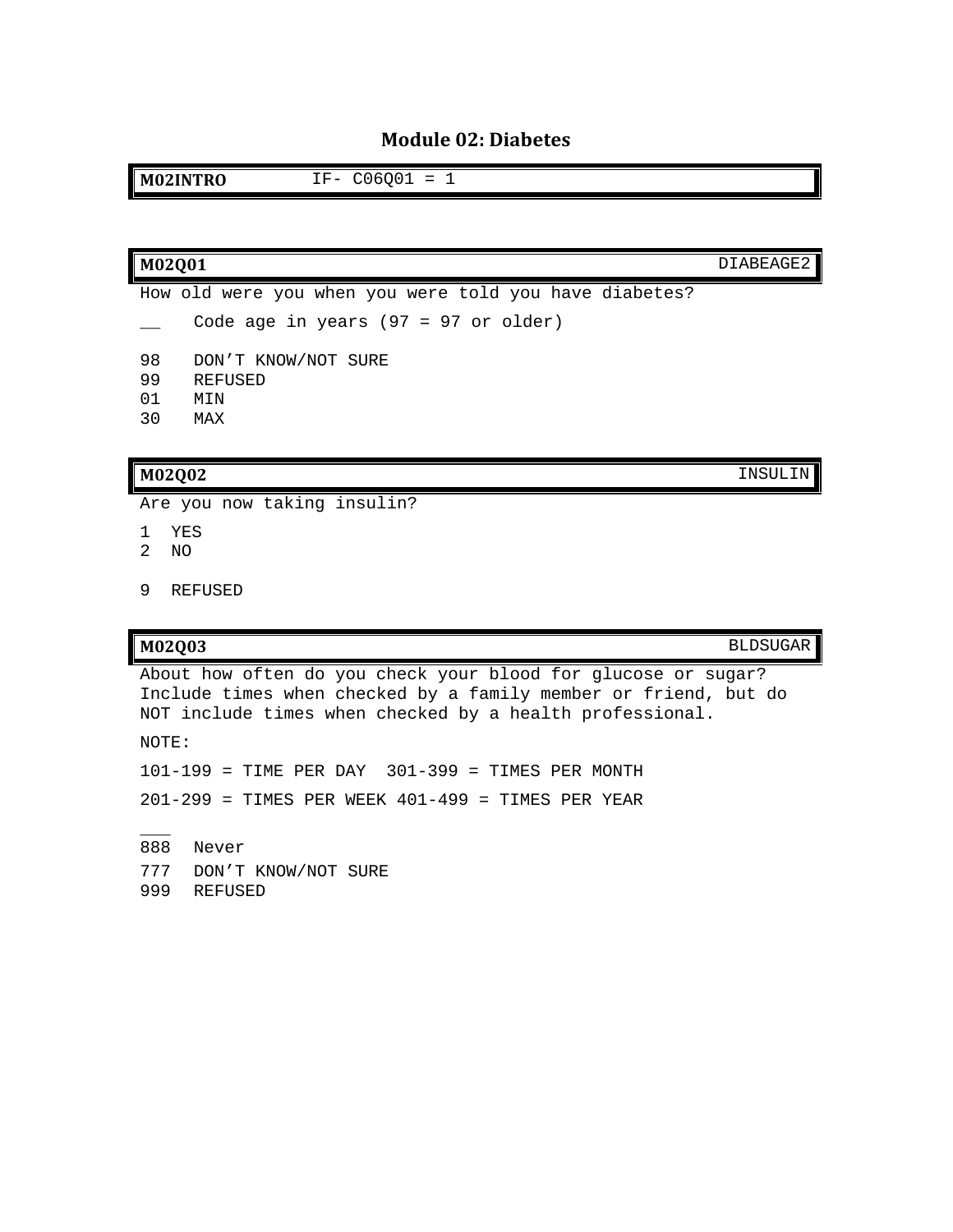# Module 02: Diabetes

| **M02INTRO** | IF- C06Q01 = 1 |
|---|---|

| **M02Q01** | DIABEAGE2 |
|---|---|

How old were you when you were told you have diabetes?

__ Code age in years (97 = 97 or older)

98 DON'T KNOW/NOT SURE
99 REFUSED
01 MIN
30 MAX

| **M02Q02** | INSULIN |
|---|---|

Are you now taking insulin?

1 YES
2 NO

9 REFUSED

| **M02Q03** | BLDSUGAR |
|---|---|

About how often do you check your blood for glucose or sugar? Include times when checked by a family member or friend, but do NOT include times when checked by a health professional.

NOTE:

101-199 = TIME PER DAY 301-399 = TIMES PER MONTH

201-299 = TIMES PER WEEK 401-499 = TIMES PER YEAR

___
888 Never
777 DON'T KNOW/NOT SURE
999 REFUSED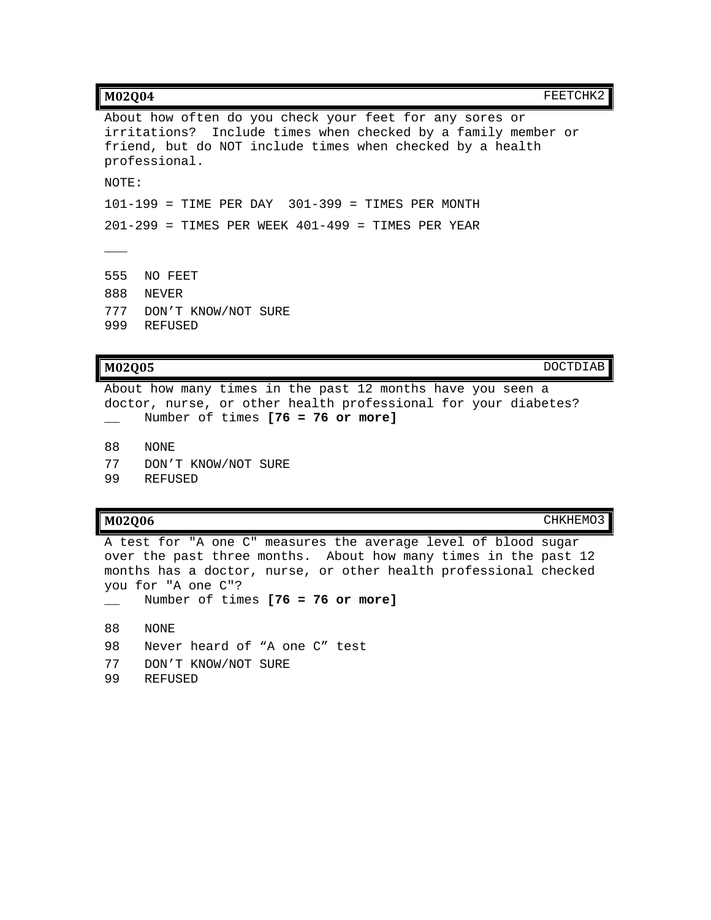**M02Q04** FEETCHK2

About how often do you check your feet for any sores or irritations? Include times when checked by a family member or friend, but do NOT include times when checked by a health professional.

NOTE:

101-199 = TIME PER DAY  301-399 = TIMES PER MONTH

201-299 = TIMES PER WEEK 401-499 = TIMES PER YEAR

___

555 NO FEET

888 NEVER

777 DON'T KNOW/NOT SURE

999 REFUSED

**M02Q05** DOCTDIAB

About how many times in the past 12 months have you seen a doctor, nurse, or other health professional for your diabetes?

__ Number of times **[76 = 76 or more]**

88 NONE

77 DON'T KNOW/NOT SURE

99 REFUSED

**M02Q06** CHKHEMO3

A test for "A one C" measures the average level of blood sugar over the past three months. About how many times in the past 12 months has a doctor, nurse, or other health professional checked you for "A one C"?

__ Number of times **[76 = 76 or more]**

88 NONE

98 Never heard of "A one C" test

77 DON'T KNOW/NOT SURE

99 REFUSED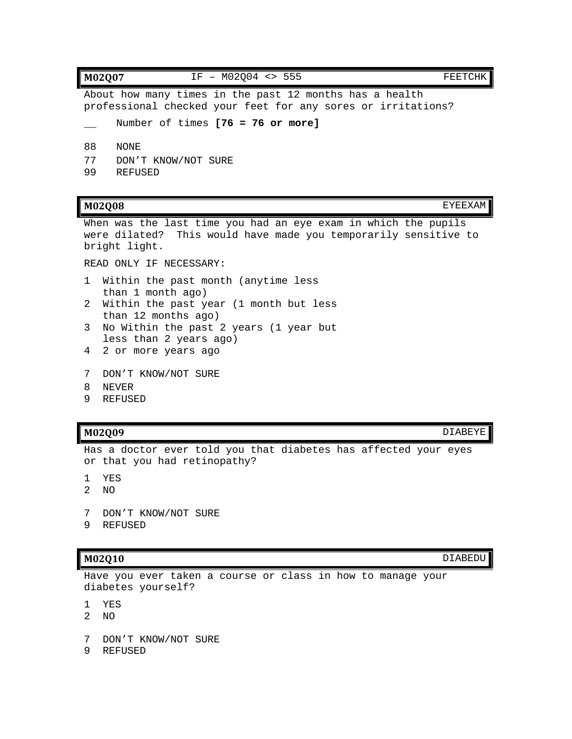| **M02Q07** | IF – M02Q04 <> 555 | FEETCHK |
| --- | --- | --- |

About how many times in the past 12 months has a health professional checked your feet for any sores or irritations?

__ Number of times **[76 = 76 or more]**

88 NONE
77 DON’T KNOW/NOT SURE
99 REFUSED

| **M02Q08** | EYEEXAM |
| --- | --- |

When was the last time you had an eye exam in which the pupils were dilated? This would have made you temporarily sensitive to bright light.

READ ONLY IF NECESSARY:

1 Within the past month (anytime less than 1 month ago)
2 Within the past year (1 month but less than 12 months ago)
3 No Within the past 2 years (1 year but less than 2 years ago)
4 2 or more years ago

7 DON’T KNOW/NOT SURE
8 NEVER
9 REFUSED

| **M02Q09** | DIABEYE |
| --- | --- |

Has a doctor ever told you that diabetes has affected your eyes or that you had retinopathy?

1 YES
2 NO

7 DON’T KNOW/NOT SURE
9 REFUSED

| **M02Q10** | DIABEDU |
| --- | --- |

Have you ever taken a course or class in how to manage your diabetes yourself?

1 YES
2 NO

7 DON’T KNOW/NOT SURE
9 REFUSED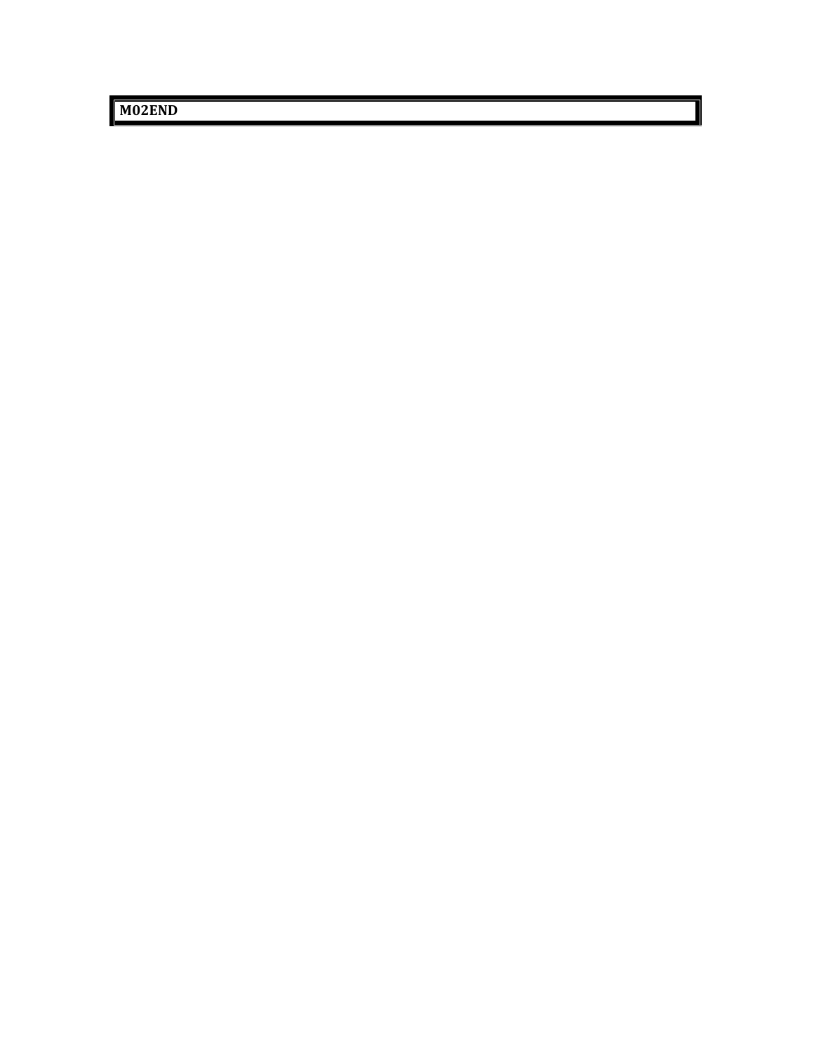**M02END**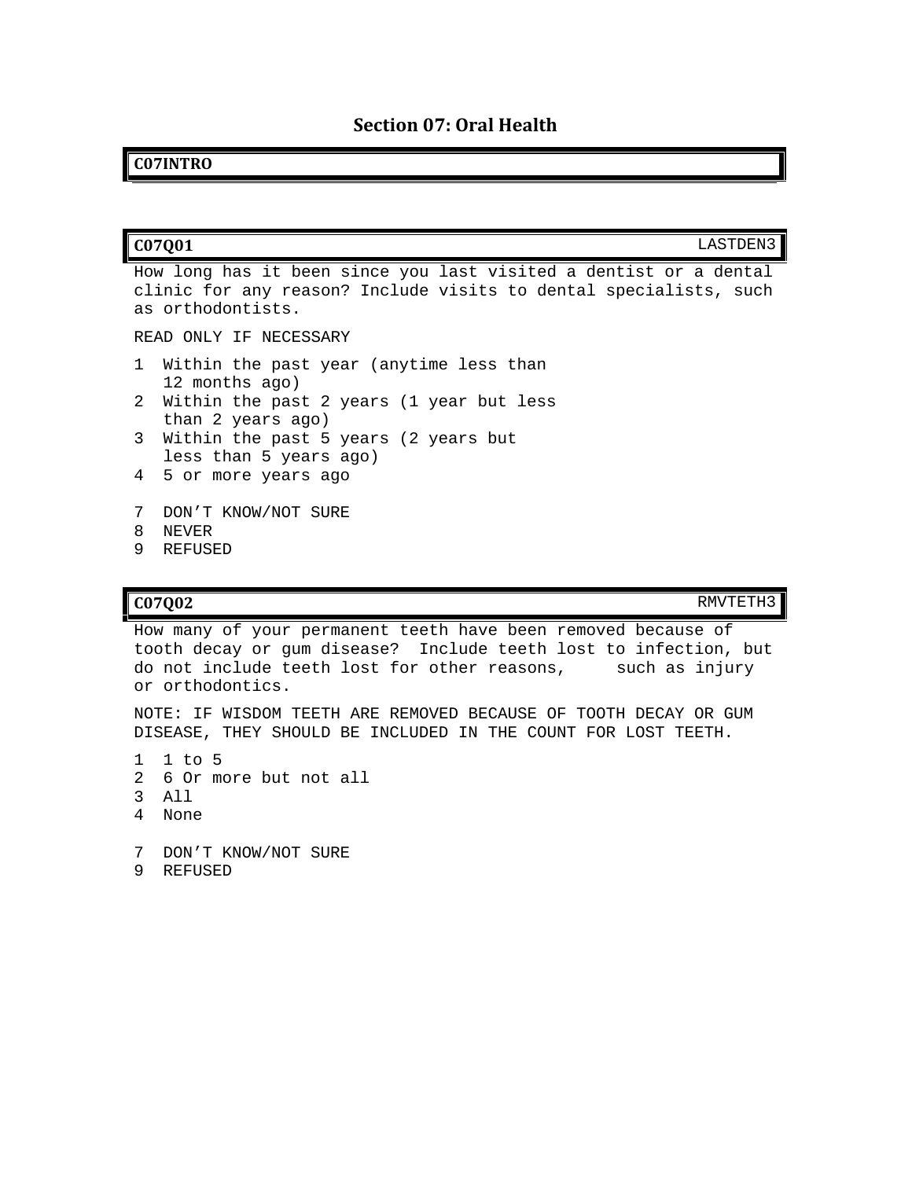# Section 07: Oral Health

**C07INTRO**

---

**C07Q01** LASTDEN3

How long has it been since you last visited a dentist or a dental clinic for any reason? Include visits to dental specialists, such as orthodontists.

READ ONLY IF NECESSARY

1 Within the past year (anytime less than 12 months ago)
2 Within the past 2 years (1 year but less than 2 years ago)
3 Within the past 5 years (2 years but less than 5 years ago)
4 5 or more years ago

7 DON'T KNOW/NOT SURE
8 NEVER
9 REFUSED

---

**C07Q02** RMVTETH3

How many of your permanent teeth have been removed because of tooth decay or gum disease? Include teeth lost to infection, but do not include teeth lost for other reasons, such as injury or orthodontics.

NOTE: IF WISDOM TEETH ARE REMOVED BECAUSE OF TOOTH DECAY OR GUM DISEASE, THEY SHOULD BE INCLUDED IN THE COUNT FOR LOST TEETH.

1 1 to 5
2 6 Or more but not all
3 All
4 None

7 DON'T KNOW/NOT SURE
9 REFUSED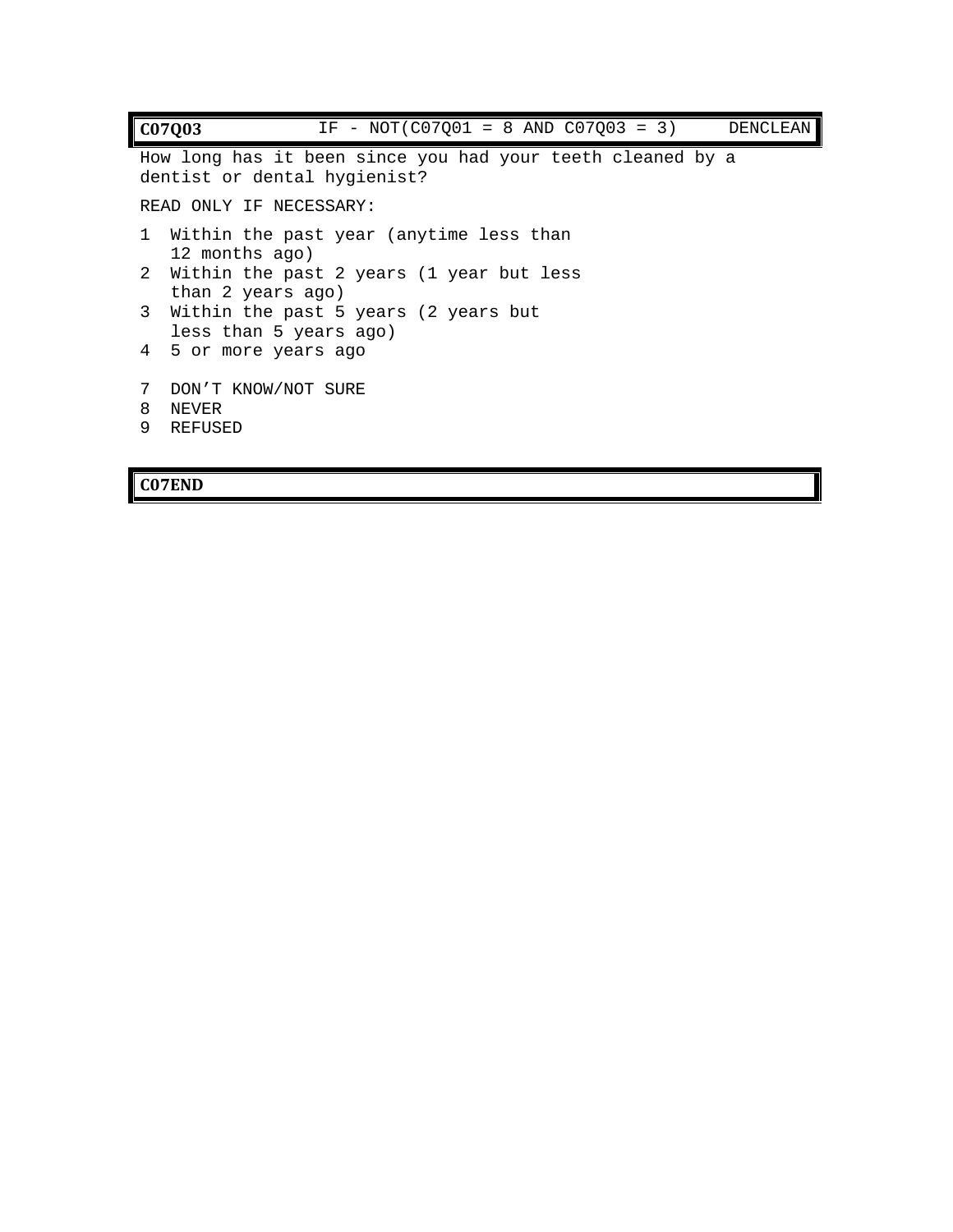| **C07Q03** | IF - NOT(C07Q01 = 8 AND C07Q03 = 3) | DENCLEAN |
|---|---|---|

How long has it been since you had your teeth cleaned by a dentist or dental hygienist?

READ ONLY IF NECESSARY:

1 Within the past year (anytime less than 12 months ago)
2 Within the past 2 years (1 year but less than 2 years ago)
3 Within the past 5 years (2 years but less than 5 years ago)
4 5 or more years ago

7 DON'T KNOW/NOT SURE
8 NEVER
9 REFUSED

| **C07END** |
|---|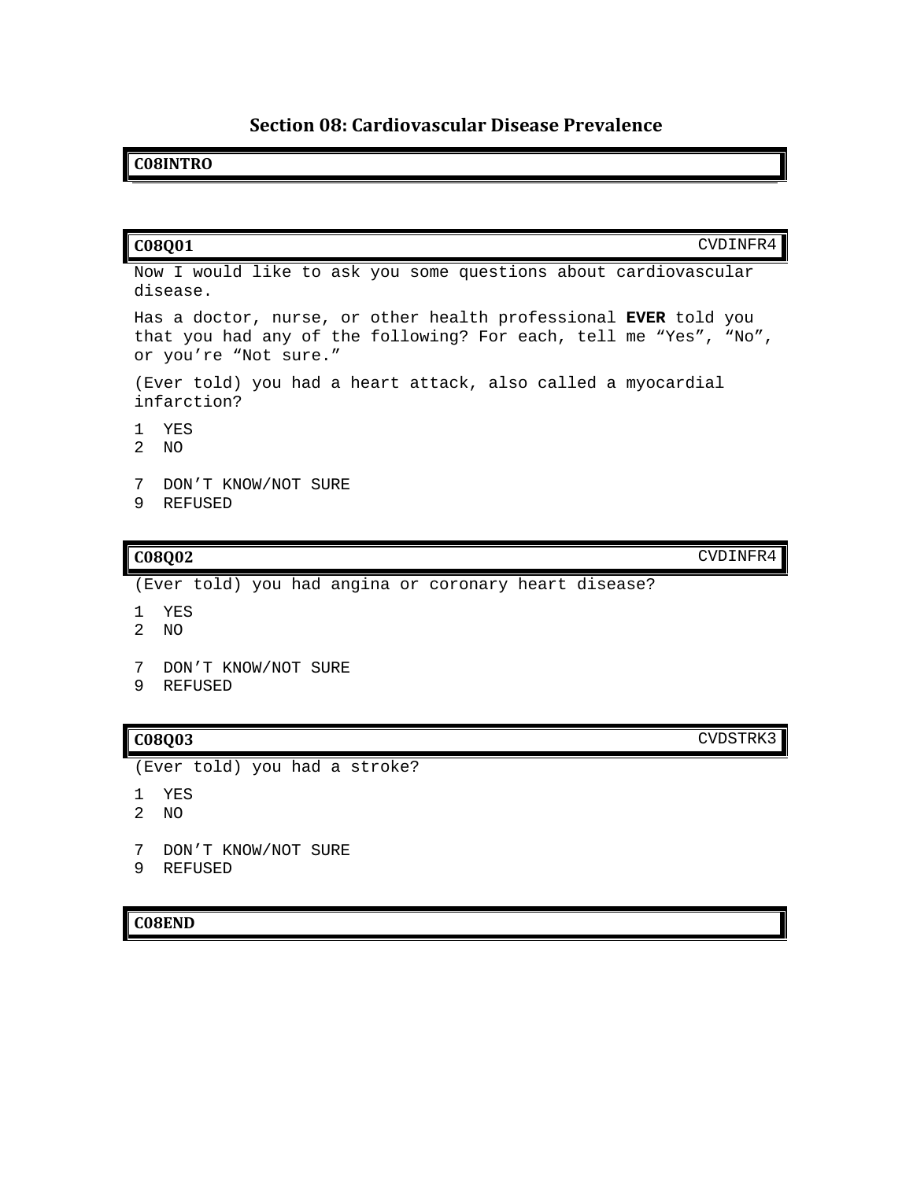# Section 08: Cardiovascular Disease Prevalence

**C08INTRO**

---

**C08Q01** CVDINFR4

Now I would like to ask you some questions about cardiovascular disease.

Has a doctor, nurse, or other health professional **EVER** told you that you had any of the following? For each, tell me “Yes”, “No”, or you’re “Not sure.”

(Ever told) you had a heart attack, also called a myocardial infarction?

1 YES
2 NO

7 DON’T KNOW/NOT SURE
9 REFUSED

---

**C08Q02** CVDINFR4

(Ever told) you had angina or coronary heart disease?

1 YES
2 NO

7 DON’T KNOW/NOT SURE
9 REFUSED

---

**C08Q03** CVDSTRK3

(Ever told) you had a stroke?

1 YES
2 NO

7 DON’T KNOW/NOT SURE
9 REFUSED

---

**C08END**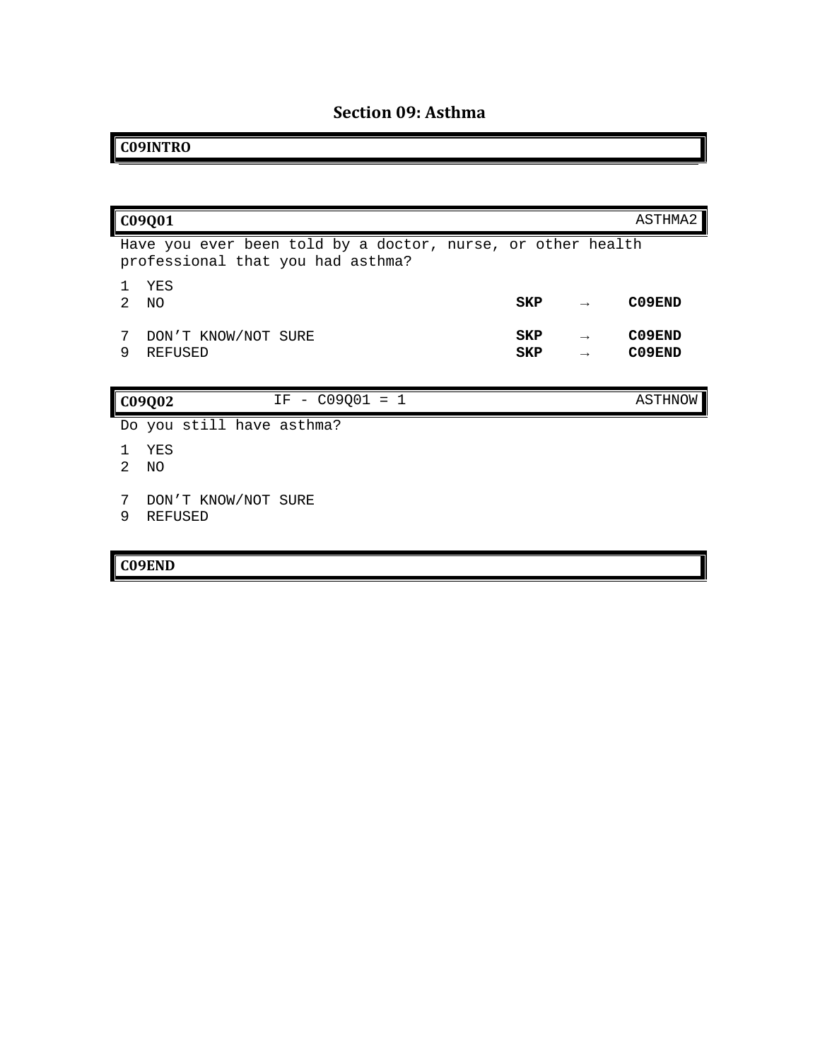## Section 09: Asthma

**C09INTRO**

---

**C09Q01** — ASTHMA2

Have you ever been told by a doctor, nurse, or other health professional that you had asthma?

| Code | Response | Skip |
|---|---|---|
| 1 | YES | |
| 2 | NO | **SKP → C09END** |
| 7 | DON'T KNOW/NOT SURE | **SKP → C09END** |
| 9 | REFUSED | **SKP → C09END** |

---

**C09Q02** — IF - C09Q01 = 1 — ASTHNOW

Do you still have asthma?

| Code | Response |
|---|---|
| 1 | YES |
| 2 | NO |
| 7 | DON'T KNOW/NOT SURE |
| 9 | REFUSED |

---

**C09END**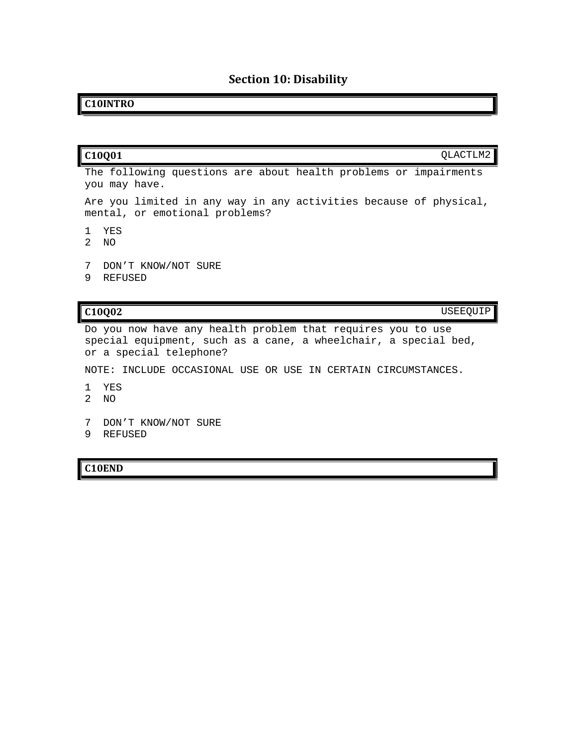# Section 10: Disability

**C10INTRO**

---

**C10Q01** QLACTLM2

The following questions are about health problems or impairments you may have.

Are you limited in any way in any activities because of physical, mental, or emotional problems?

1 YES
2 NO

7 DON’T KNOW/NOT SURE
9 REFUSED

---

**C10Q02** USEEQUIP

Do you now have any health problem that requires you to use special equipment, such as a cane, a wheelchair, a special bed, or a special telephone?

NOTE: INCLUDE OCCASIONAL USE OR USE IN CERTAIN CIRCUMSTANCES.

1 YES
2 NO

7 DON’T KNOW/NOT SURE
9 REFUSED

---

**C10END**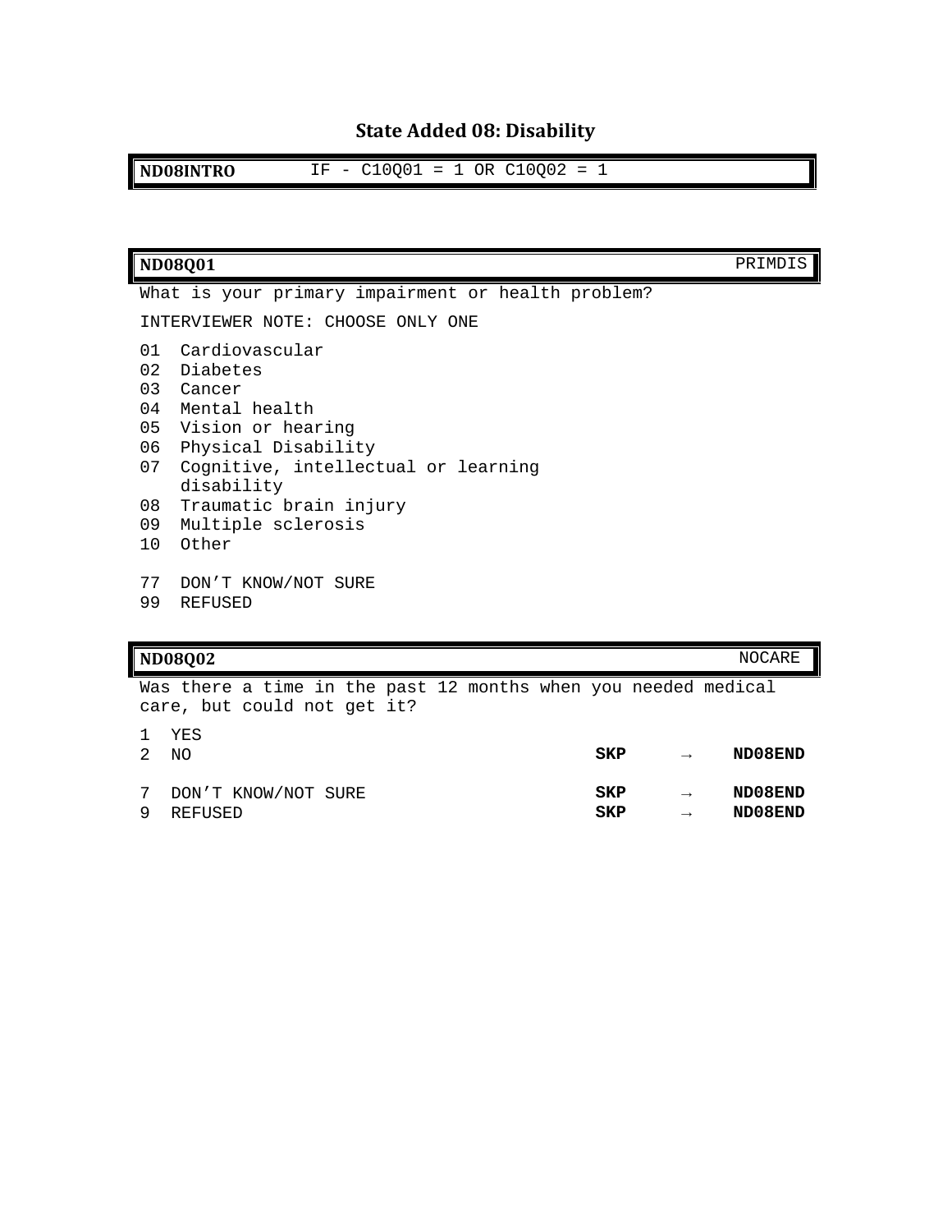## State Added 08: Disability

| ND08INTRO | IF - C10Q01 = 1 OR C10Q02 = 1 |
|---|---|

| ND08Q01 | PRIMDIS |
|---|---|

What is your primary impairment or health problem?

INTERVIEWER NOTE: CHOOSE ONLY ONE

01 Cardiovascular
02 Diabetes
03 Cancer
04 Mental health
05 Vision or hearing
06 Physical Disability
07 Cognitive, intellectual or learning disability
08 Traumatic brain injury
09 Multiple sclerosis
10 Other

77 DON'T KNOW/NOT SURE
99 REFUSED

| ND08Q02 | NOCARE |
|---|---|

Was there a time in the past 12 months when you needed medical care, but could not get it?

| | | | | |
|---|---|---|---|---|
| 1 | YES | | | |
| 2 | NO | **SKP** | → | **ND08END** |
| 7 | DON'T KNOW/NOT SURE | **SKP** | → | **ND08END** |
| 9 | REFUSED | **SKP** | → | **ND08END** |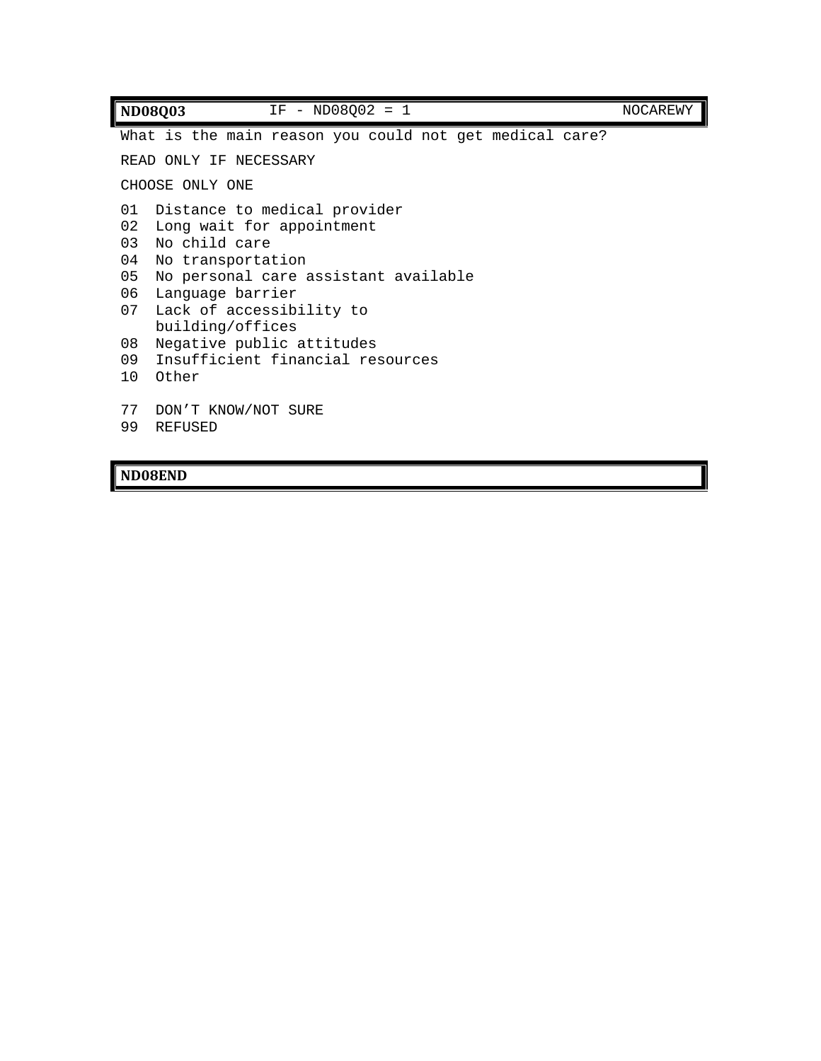| **ND08Q03** | IF - ND08Q02 = 1 | NOCAREWY |
|---|---|---|

What is the main reason you could not get medical care?

READ ONLY IF NECESSARY

CHOOSE ONLY ONE

01 Distance to medical provider
02 Long wait for appointment
03 No child care
04 No transportation
05 No personal care assistant available
06 Language barrier
07 Lack of accessibility to building/offices
08 Negative public attitudes
09 Insufficient financial resources
10 Other

77 DON'T KNOW/NOT SURE
99 REFUSED

| **ND08END** |
|---|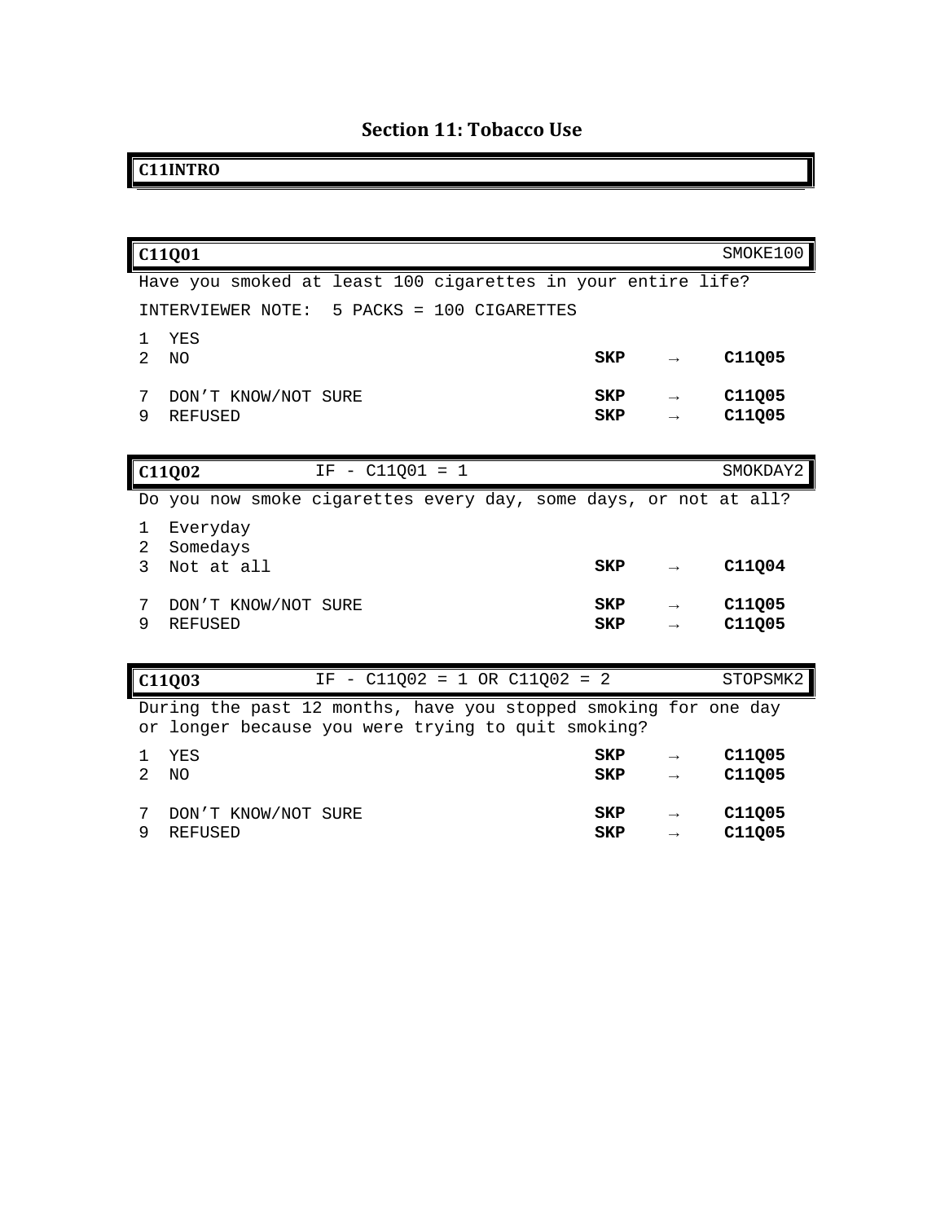## Section 11: Tobacco Use

| C11INTRO |
|---|

| C11Q01 | | | SMOKE100 |
|---|---|---|---|
| Have you smoked at least 100 cigarettes in your entire life? | | | |
| INTERVIEWER NOTE: 5 PACKS = 100 CIGARETTES | | | |
| 1 YES | | | |
| 2 NO | SKP | → | C11Q05 |
| 7 DON'T KNOW/NOT SURE | SKP | → | C11Q05 |
| 9 REFUSED | SKP | → | C11Q05 |

| C11Q02 | IF - C11Q01 = 1 | | SMOKDAY2 |
|---|---|---|---|
| Do you now smoke cigarettes every day, some days, or not at all? | | | |
| 1 Everyday | | | |
| 2 Somedays | | | |
| 3 Not at all | SKP | → | C11Q04 |
| 7 DON'T KNOW/NOT SURE | SKP | → | C11Q05 |
| 9 REFUSED | SKP | → | C11Q05 |

| C11Q03 | IF - C11Q02 = 1 OR C11Q02 = 2 | | STOPSMK2 |
|---|---|---|---|
| During the past 12 months, have you stopped smoking for one day or longer because you were trying to quit smoking? | | | |
| 1 YES | SKP | → | C11Q05 |
| 2 NO | SKP | → | C11Q05 |
| 7 DON'T KNOW/NOT SURE | SKP | → | C11Q05 |
| 9 REFUSED | SKP | → | C11Q05 |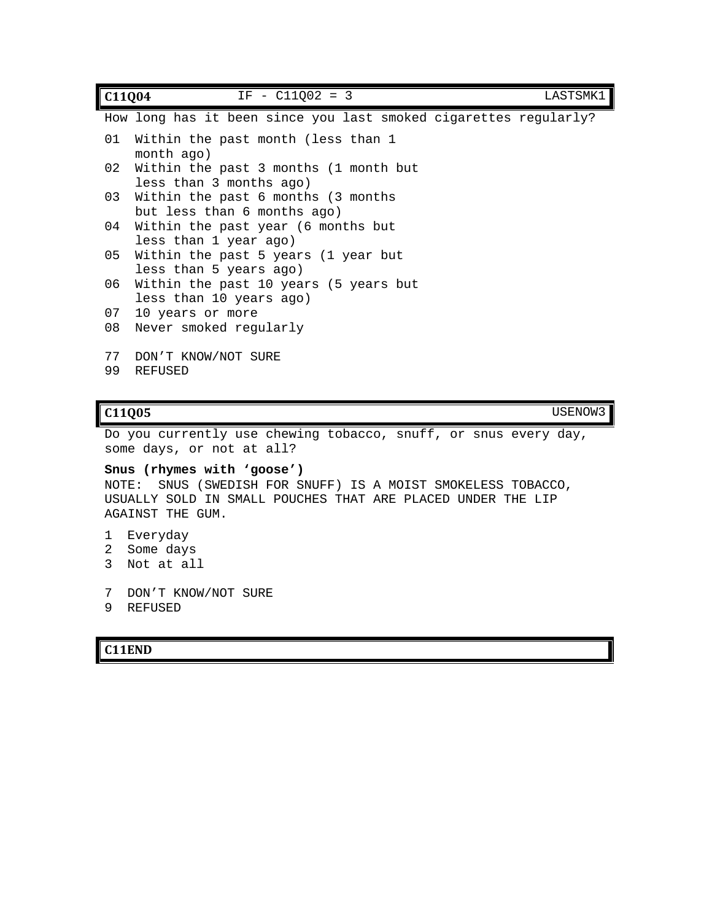| **C11Q04** | IF - C11Q02 = 3 | LASTSMK1 |
| --- | --- | --- |

How long has it been since you last smoked cigarettes regularly?

01 Within the past month (less than 1 month ago)
02 Within the past 3 months (1 month but less than 3 months ago)
03 Within the past 6 months (3 months but less than 6 months ago)
04 Within the past year (6 months but less than 1 year ago)
05 Within the past 5 years (1 year but less than 5 years ago)
06 Within the past 10 years (5 years but less than 10 years ago)
07 10 years or more
08 Never smoked regularly

77 DON'T KNOW/NOT SURE
99 REFUSED

| **C11Q05** | USENOW3 |
| --- | --- |

Do you currently use chewing tobacco, snuff, or snus every day, some days, or not at all?

**Snus (rhymes with 'goose')**
NOTE: SNUS (SWEDISH FOR SNUFF) IS A MOIST SMOKELESS TOBACCO, USUALLY SOLD IN SMALL POUCHES THAT ARE PLACED UNDER THE LIP AGAINST THE GUM.

1 Everyday
2 Some days
3 Not at all

7 DON'T KNOW/NOT SURE
9 REFUSED

| **C11END** |
| --- |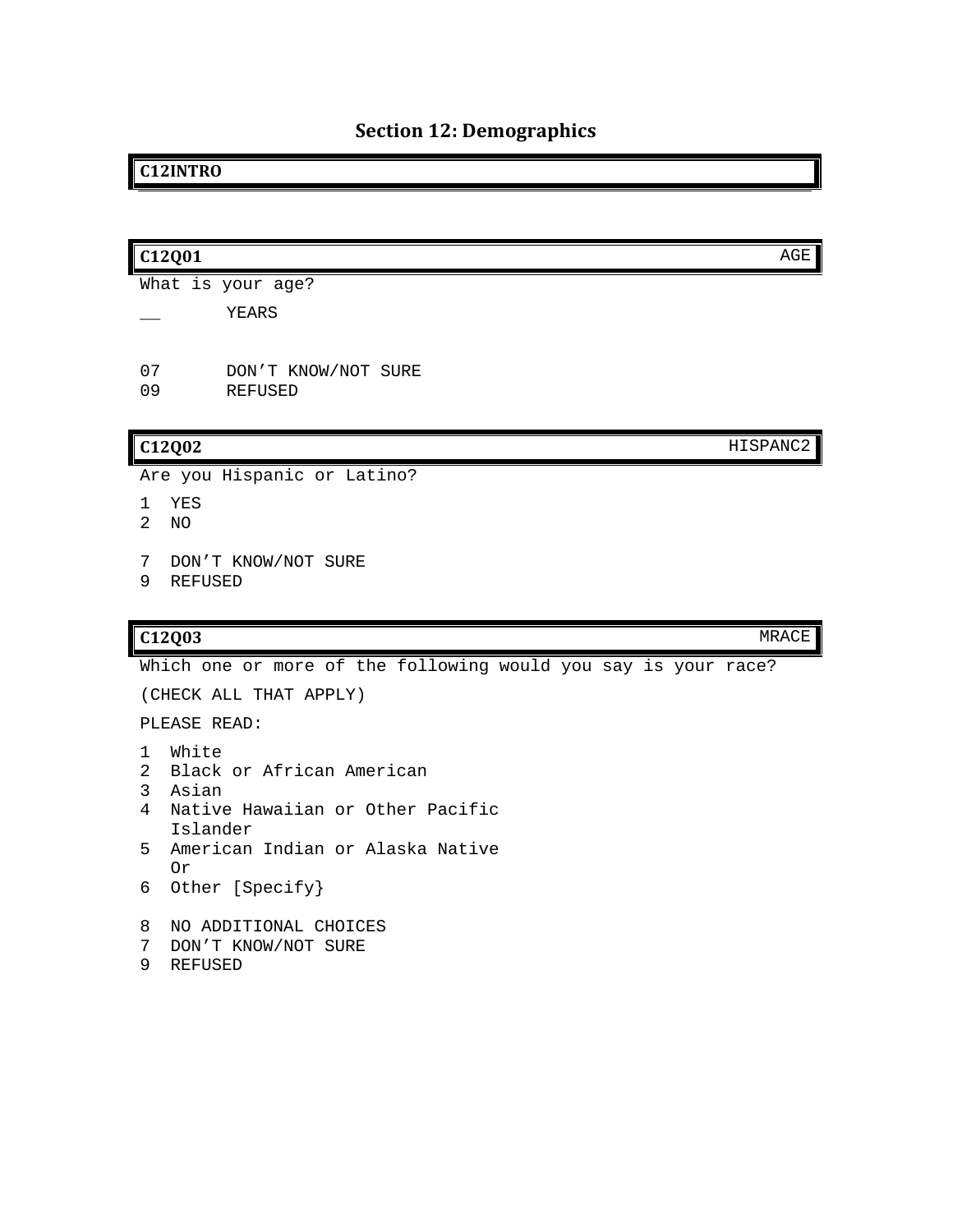## Section 12: Demographics

**C12INTRO**

**C12Q01** AGE

What is your age?

__ YEARS

07 DON'T KNOW/NOT SURE
09 REFUSED

**C12Q02** HISPANC2

Are you Hispanic or Latino?

1 YES
2 NO

7 DON'T KNOW/NOT SURE
9 REFUSED

**C12Q03** MRACE

Which one or more of the following would you say is your race?

(CHECK ALL THAT APPLY)

PLEASE READ:

1 White
2 Black or African American
3 Asian
4 Native Hawaiian or Other Pacific Islander
5 American Indian or Alaska Native
Or
6 Other [Specify}

8 NO ADDITIONAL CHOICES
7 DON'T KNOW/NOT SURE
9 REFUSED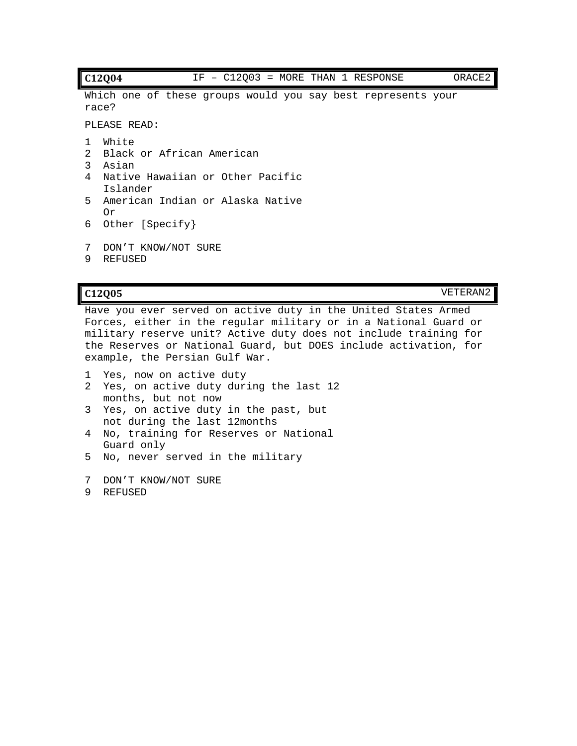| C12Q04 | IF – C12Q03 = MORE THAN 1 RESPONSE | ORACE2 |
|---|---|---|

Which one of these groups would you say best represents your race?

PLEASE READ:

1 White
2 Black or African American
3 Asian
4 Native Hawaiian or Other Pacific Islander
5 American Indian or Alaska Native
Or
6 Other [Specify}

7 DON'T KNOW/NOT SURE
9 REFUSED

| C12Q05 | VETERAN2 |
|---|---|

Have you ever served on active duty in the United States Armed Forces, either in the regular military or in a National Guard or military reserve unit? Active duty does not include training for the Reserves or National Guard, but DOES include activation, for example, the Persian Gulf War.

1 Yes, now on active duty
2 Yes, on active duty during the last 12 months, but not now
3 Yes, on active duty in the past, but not during the last 12months
4 No, training for Reserves or National Guard only
5 No, never served in the military

7 DON'T KNOW/NOT SURE
9 REFUSED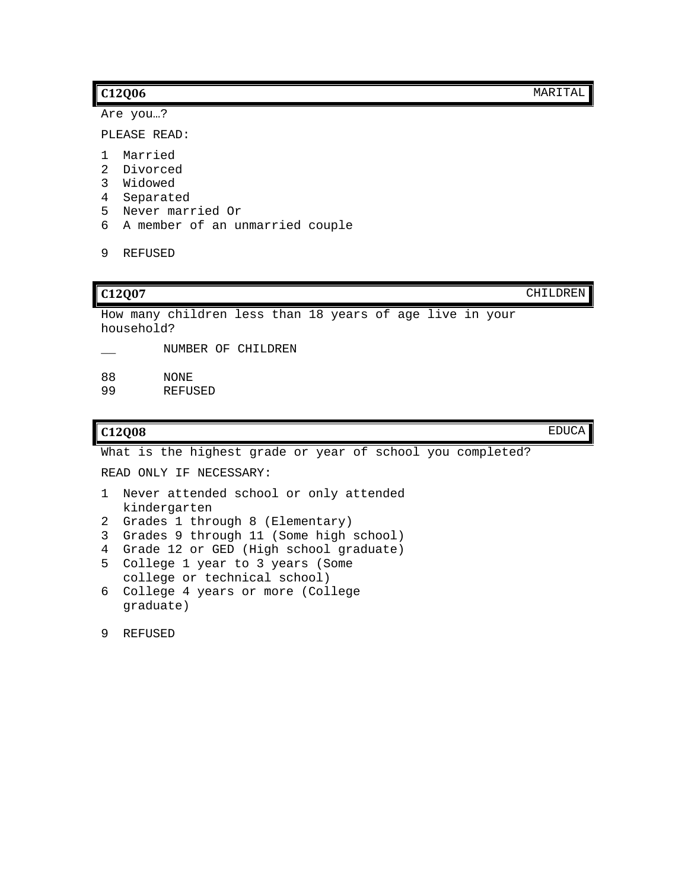| **C12Q06** | MARITAL |
|---|---|

Are you…?

PLEASE READ:

1 Married
2 Divorced
3 Widowed
4 Separated
5 Never married Or
6 A member of an unmarried couple

9 REFUSED

| **C12Q07** | CHILDREN |
|---|---|

How many children less than 18 years of age live in your household?

__ NUMBER OF CHILDREN

88 NONE
99 REFUSED

| **C12Q08** | EDUCA |
|---|---|

What is the highest grade or year of school you completed?

READ ONLY IF NECESSARY:

1 Never attended school or only attended kindergarten
2 Grades 1 through 8 (Elementary)
3 Grades 9 through 11 (Some high school)
4 Grade 12 or GED (High school graduate)
5 College 1 year to 3 years (Some college or technical school)
6 College 4 years or more (College graduate)

9 REFUSED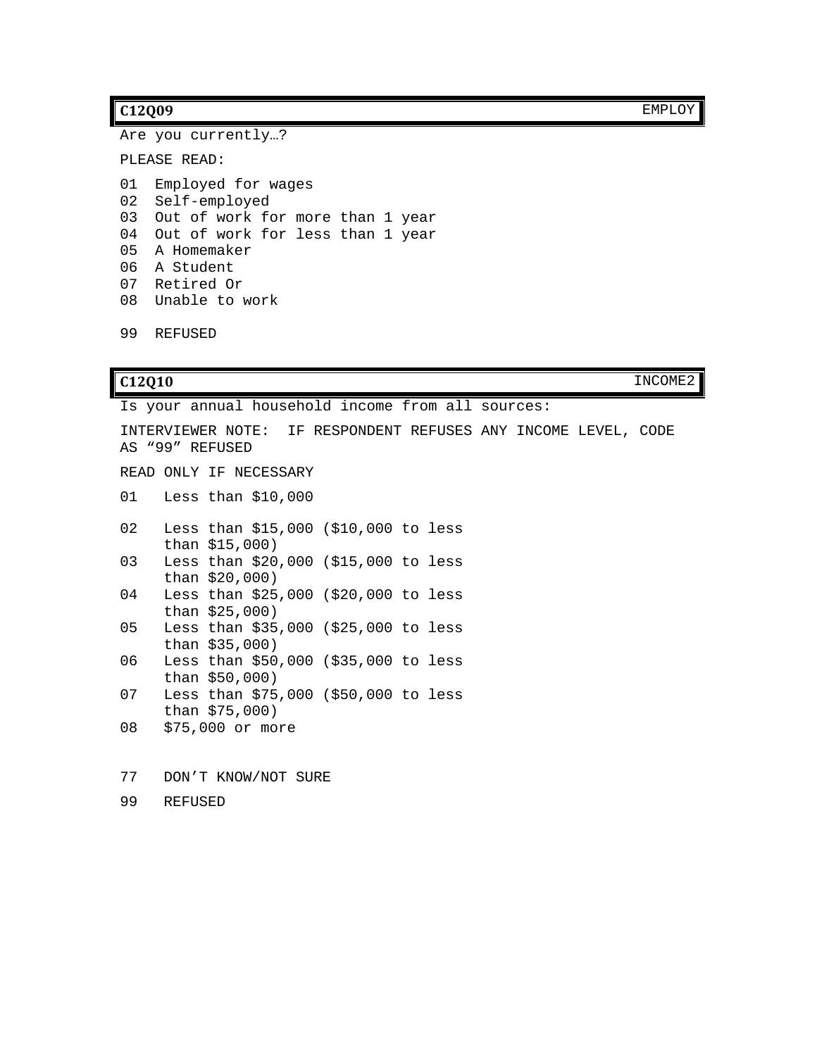**C12Q09** EMPLOY

Are you currently…?

PLEASE READ:

01 Employed for wages
02 Self-employed
03 Out of work for more than 1 year
04 Out of work for less than 1 year
05 A Homemaker
06 A Student
07 Retired Or
08 Unable to work

99 REFUSED

**C12Q10** INCOME2

Is your annual household income from all sources:

INTERVIEWER NOTE: IF RESPONDENT REFUSES ANY INCOME LEVEL, CODE AS “99” REFUSED

READ ONLY IF NECESSARY

01 Less than $10,000

02 Less than $15,000 ($10,000 to less than $15,000)
03 Less than $20,000 ($15,000 to less than $20,000)
04 Less than $25,000 ($20,000 to less than $25,000)
05 Less than $35,000 ($25,000 to less than $35,000)
06 Less than $50,000 ($35,000 to less than $50,000)
07 Less than $75,000 ($50,000 to less than $75,000)
08 $75,000 or more

77 DON’T KNOW/NOT SURE

99 REFUSED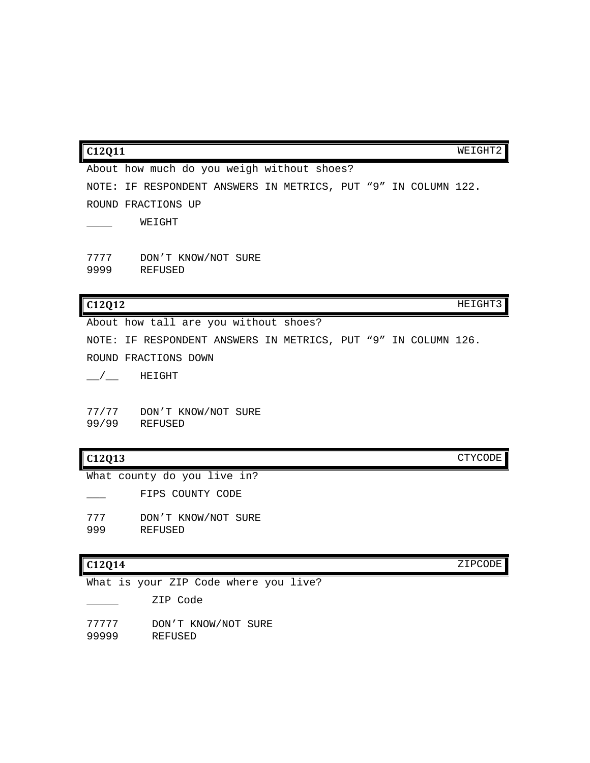| C12Q11 | WEIGHT2 |
|---|---|

About how much do you weigh without shoes?

NOTE: IF RESPONDENT ANSWERS IN METRICS, PUT “9” IN COLUMN 122.

ROUND FRACTIONS UP

| | |
|---|---|
| ____ | WEIGHT |
| 7777 | DON’T KNOW/NOT SURE |
| 9999 | REFUSED |

| C12Q12 | HEIGHT3 |
|---|---|

About how tall are you without shoes?

NOTE: IF RESPONDENT ANSWERS IN METRICS, PUT “9” IN COLUMN 126.

ROUND FRACTIONS DOWN

| | |
|---|---|
| __/__ | HEIGHT |
| 77/77 | DON’T KNOW/NOT SURE |
| 99/99 | REFUSED |

| C12Q13 | CTYCODE |
|---|---|

What county do you live in?

| | |
|---|---|
| ___ | FIPS COUNTY CODE |
| 777 | DON’T KNOW/NOT SURE |
| 999 | REFUSED |

| C12Q14 | ZIPCODE |
|---|---|

What is your ZIP Code where you live?

| | |
|---|---|
| _____ | ZIP Code |
| 77777 | DON’T KNOW/NOT SURE |
| 99999 | REFUSED |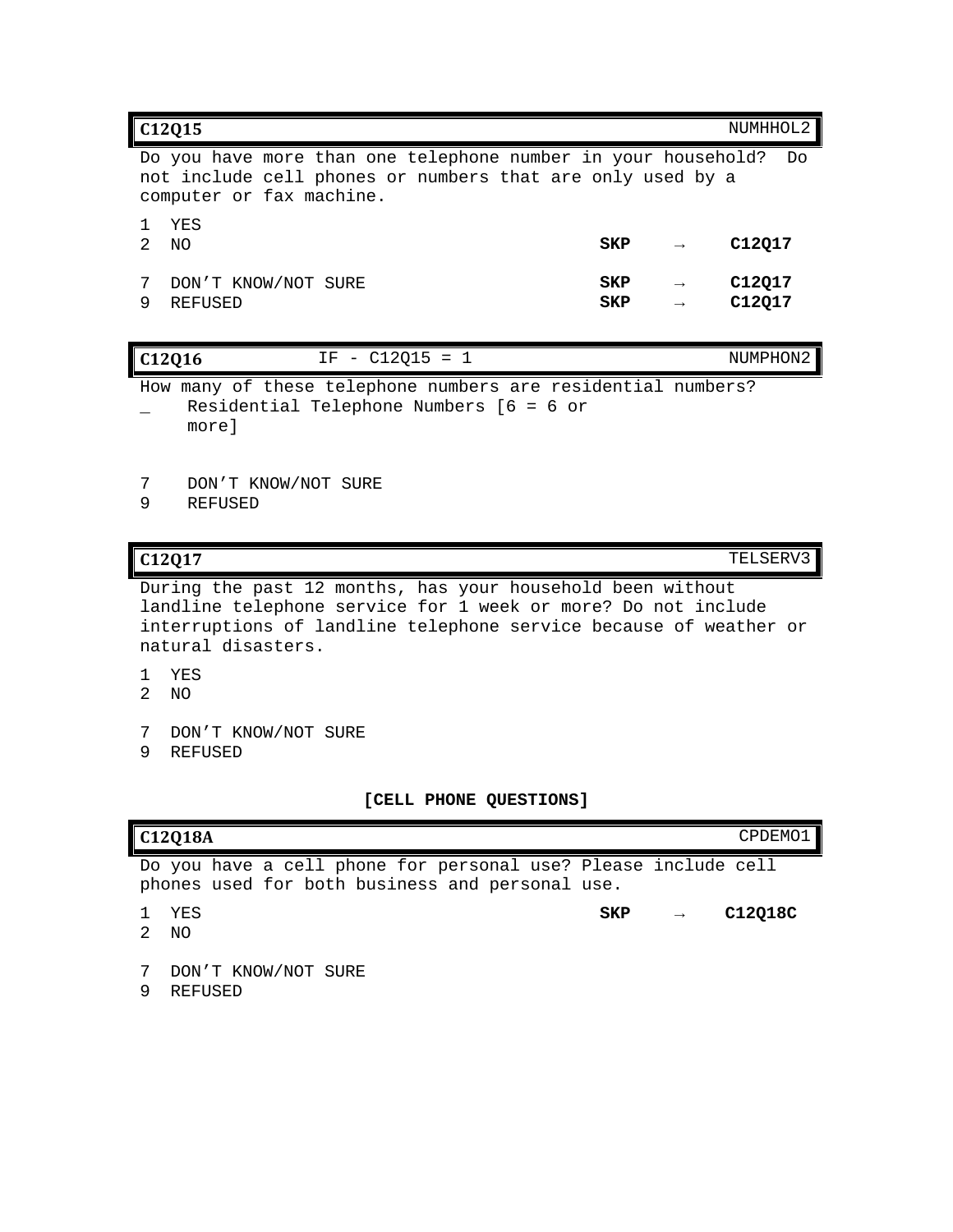| **C12Q15** | | | NUMHHOL2 |
|---|---|---|---|

Do you have more than one telephone number in your household? Do not include cell phones or numbers that are only used by a computer or fax machine.

| | | | |
|---|---|---|---|
| 1 YES | | | |
| 2 NO | **SKP** | → | **C12Q17** |
| 7 DON'T KNOW/NOT SURE | **SKP** | → | **C12Q17** |
| 9 REFUSED | **SKP** | → | **C12Q17** |

| **C12Q16** | IF - C12Q15 = 1 | NUMPHON2 |
|---|---|---|

How many of these telephone numbers are residential numbers?

_ Residential Telephone Numbers [6 = 6 or more]

7 DON'T KNOW/NOT SURE
9 REFUSED

| **C12Q17** | TELSERV3 |
|---|---|

During the past 12 months, has your household been without landline telephone service for 1 week or more? Do not include interruptions of landline telephone service because of weather or natural disasters.

1 YES
2 NO

7 DON'T KNOW/NOT SURE
9 REFUSED

**[CELL PHONE QUESTIONS]**

| **C12Q18A** | CPDEMO1 |
|---|---|

Do you have a cell phone for personal use? Please include cell phones used for both business and personal use.

| | | | |
|---|---|---|---|
| 1 YES | **SKP** | → | **C12Q18C** |
| 2 NO | | | |
| 7 DON'T KNOW/NOT SURE | | | |
| 9 REFUSED | | | |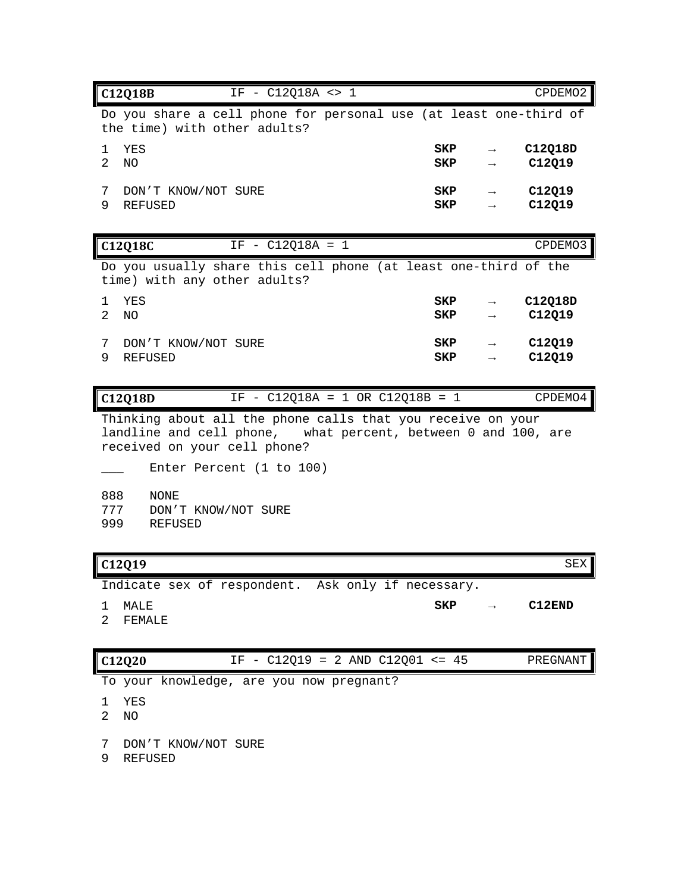| **C12Q18B** | IF - C12Q18A <> 1 | | | CPDEMO2 |
|---|---|---|---|---|

Do you share a cell phone for personal use (at least one-third of the time) with other adults?

| | | | | |
|---|---|---|---|---|
| 1 | YES | **SKP** | → | **C12Q18D** |
| 2 | NO | **SKP** | → | **C12Q19** |
| 7 | DON'T KNOW/NOT SURE | **SKP** | → | **C12Q19** |
| 9 | REFUSED | **SKP** | → | **C12Q19** |

| **C12Q18C** | IF - C12Q18A = 1 | | | CPDEMO3 |
|---|---|---|---|---|

Do you usually share this cell phone (at least one-third of the time) with any other adults?

| | | | | |
|---|---|---|---|---|
| 1 | YES | **SKP** | → | **C12Q18D** |
| 2 | NO | **SKP** | → | **C12Q19** |
| 7 | DON'T KNOW/NOT SURE | **SKP** | → | **C12Q19** |
| 9 | REFUSED | **SKP** | → | **C12Q19** |

| **C12Q18D** | IF - C12Q18A = 1 OR C12Q18B = 1 | CPDEMO4 |
|---|---|---|

Thinking about all the phone calls that you receive on your landline and cell phone, what percent, between 0 and 100, are received on your cell phone?

___ Enter Percent (1 to 100)

888 NONE
777 DON'T KNOW/NOT SURE
999 REFUSED

| **C12Q19** | | SEX |
|---|---|---|

Indicate sex of respondent. Ask only if necessary.

| | | | | |
|---|---|---|---|---|
| 1 | MALE | **SKP** | → | **C12END** |
| 2 | FEMALE | | | |

| **C12Q20** | IF - C12Q19 = 2 AND C12Q01 <= 45 | PREGNANT |
|---|---|---|

To your knowledge, are you now pregnant?

1 YES
2 NO

7 DON'T KNOW/NOT SURE
9 REFUSED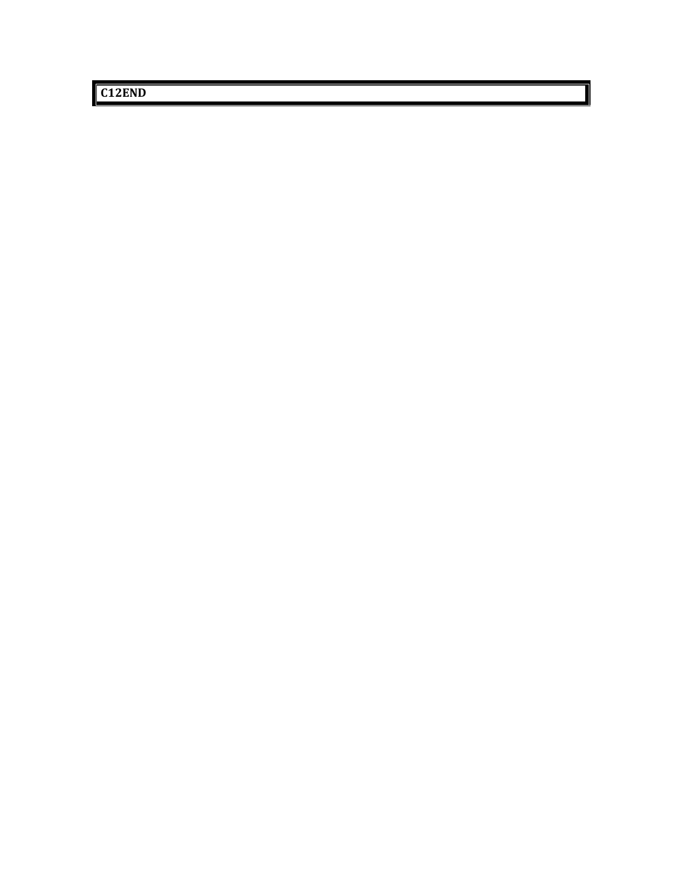**C12END**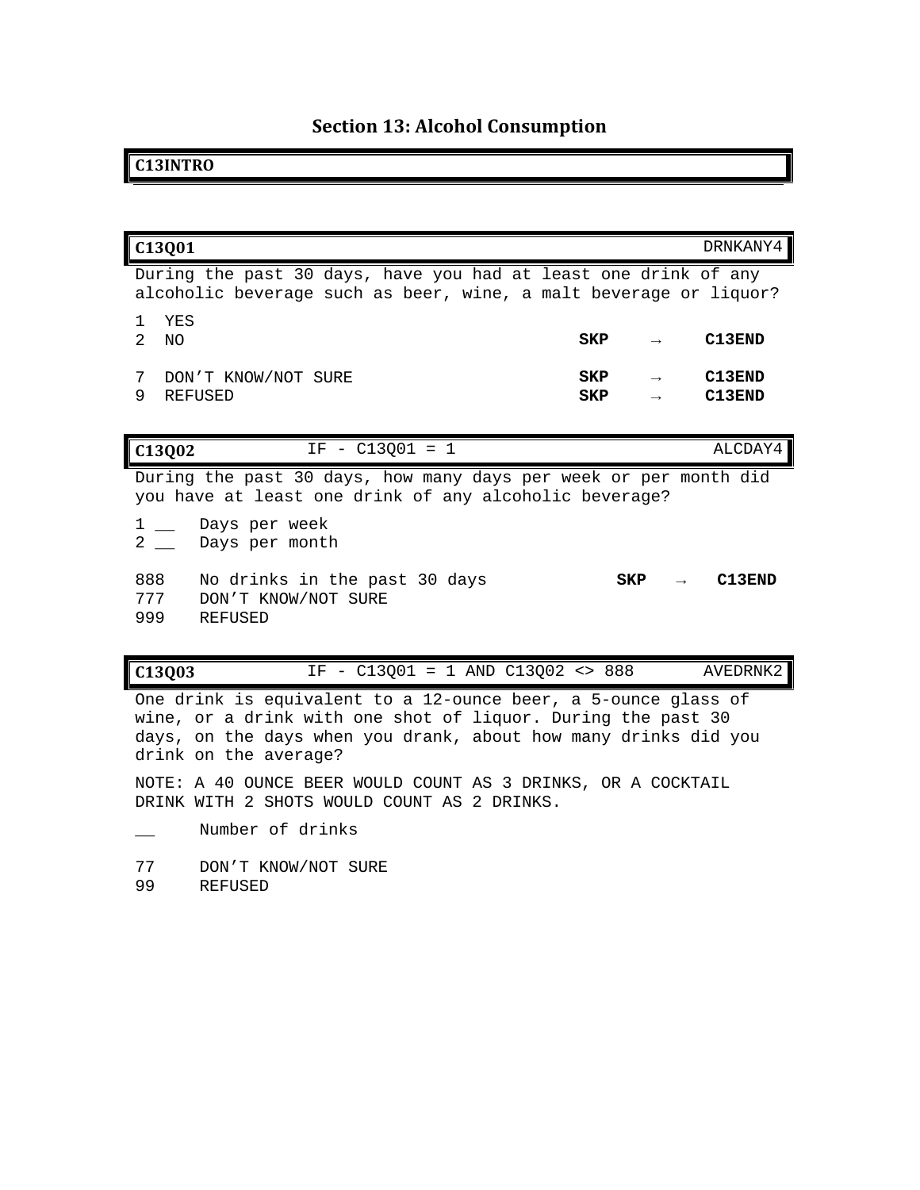# Section 13: Alcohol Consumption

**C13INTRO**

---

**C13Q01** — DRNKANY4

During the past 30 days, have you had at least one drink of any alcoholic beverage such as beer, wine, a malt beverage or liquor?

| Code | Response | Skip |
|---|---|---|
| 1 | YES | |
| 2 | NO | **SKP → C13END** |
| 7 | DON'T KNOW/NOT SURE | **SKP → C13END** |
| 9 | REFUSED | **SKP → C13END** |

---

**C13Q02** — IF - C13Q01 = 1 — ALCDAY4

During the past 30 days, how many days per week or per month did you have at least one drink of any alcoholic beverage?

| Code | Response | Skip |
|---|---|---|
| 1 __ | Days per week | |
| 2 __ | Days per month | |
| 888 | No drinks in the past 30 days | **SKP → C13END** |
| 777 | DON'T KNOW/NOT SURE | |
| 999 | REFUSED | |

---

**C13Q03** — IF - C13Q01 = 1 AND C13Q02 <> 888 — AVEDRNK2

One drink is equivalent to a 12-ounce beer, a 5-ounce glass of wine, or a drink with one shot of liquor. During the past 30 days, on the days when you drank, about how many drinks did you drink on the average?

NOTE: A 40 OUNCE BEER WOULD COUNT AS 3 DRINKS, OR A COCKTAIL DRINK WITH 2 SHOTS WOULD COUNT AS 2 DRINKS.

| Code | Response |
|---|---|
| __ | Number of drinks |
| 77 | DON'T KNOW/NOT SURE |
| 99 | REFUSED |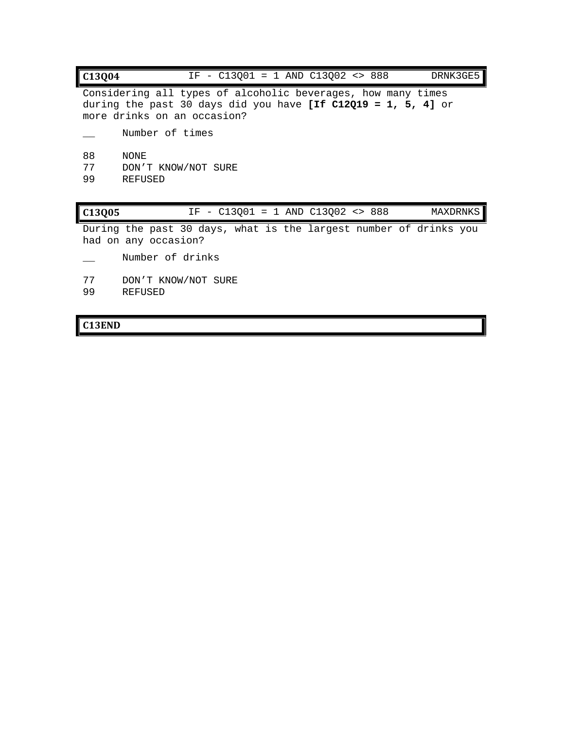**C13Q04** IF - C13Q01 = 1 AND C13Q02 <> 888 DRNK3GE5

Considering all types of alcoholic beverages, how many times during the past 30 days did you have **[If C12Q19 = 1, 5, 4]** or more drinks on an occasion?

__ Number of times

88 NONE
77 DON'T KNOW/NOT SURE
99 REFUSED

**C13Q05** IF - C13Q01 = 1 AND C13Q02 <> 888 MAXDRNKS

During the past 30 days, what is the largest number of drinks you had on any occasion?

__ Number of drinks

77 DON'T KNOW/NOT SURE
99 REFUSED

**C13END**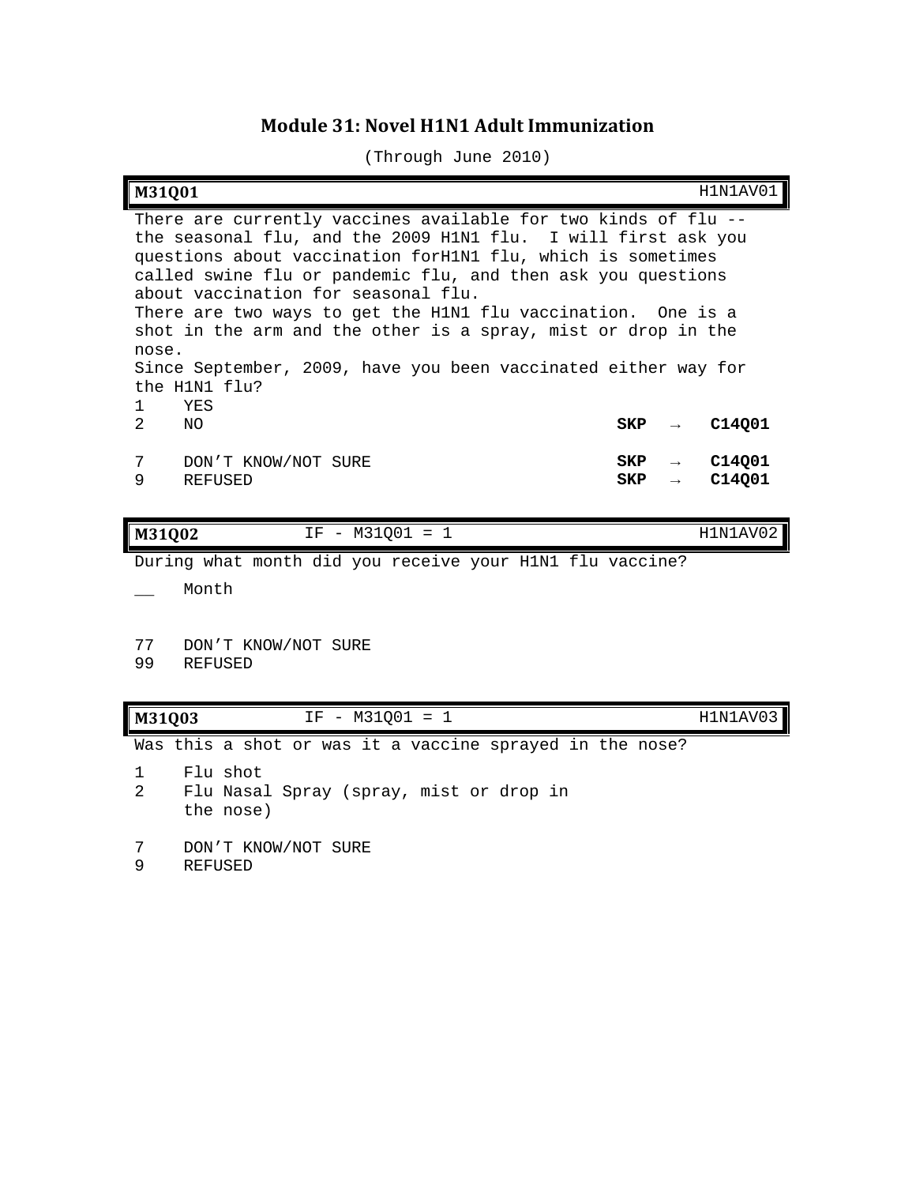## Module 31: Novel H1N1 Adult Immunization

(Through June 2010)

| M31Q01 | | H1N1AV01 |
|---|---|---|

There are currently vaccines available for two kinds of flu -- the seasonal flu, and the 2009 H1N1 flu. I will first ask you questions about vaccination forH1N1 flu, which is sometimes called swine flu or pandemic flu, and then ask you questions about vaccination for seasonal flu.
There are two ways to get the H1N1 flu vaccination. One is a shot in the arm and the other is a spray, mist or drop in the nose.
Since September, 2009, have you been vaccinated either way for the H1N1 flu?

| Code | Response | Skip |
|---|---|---|
| 1 | YES | |
| 2 | NO | **SKP → C14Q01** |
| 7 | DON'T KNOW/NOT SURE | **SKP → C14Q01** |
| 9 | REFUSED | **SKP → C14Q01** |

| M31Q02 | IF - M31Q01 = 1 | H1N1AV02 |
|---|---|---|

During what month did you receive your H1N1 flu vaccine?

| Code | Response |
|---|---|
| __ | Month |
| 77 | DON'T KNOW/NOT SURE |
| 99 | REFUSED |

| M31Q03 | IF - M31Q01 = 1 | H1N1AV03 |
|---|---|---|

Was this a shot or was it a vaccine sprayed in the nose?

| Code | Response |
|---|---|
| 1 | Flu shot |
| 2 | Flu Nasal Spray (spray, mist or drop in the nose) |
| 7 | DON'T KNOW/NOT SURE |
| 9 | REFUSED |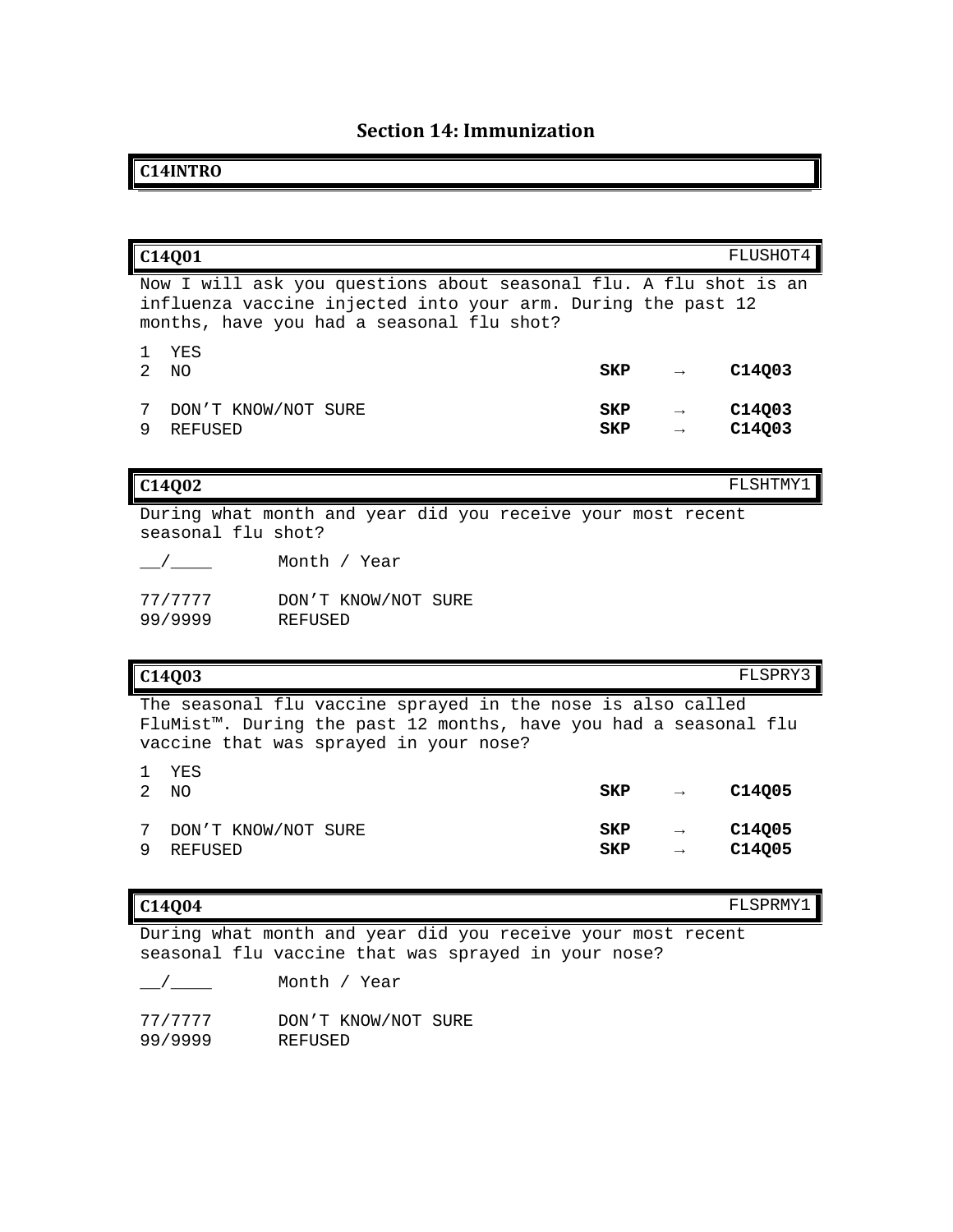## Section 14: Immunization

**C14INTRO**

---

**C14Q01** FLUSHOT4

Now I will ask you questions about seasonal flu. A flu shot is an influenza vaccine injected into your arm. During the past 12 months, have you had a seasonal flu shot?

| Code | Response | Skip | | Target |
|---|---|---|---|---|
| 1 | YES | | | |
| 2 | NO | **SKP** | → | **C14Q03** |
| 7 | DON'T KNOW/NOT SURE | **SKP** | → | **C14Q03** |
| 9 | REFUSED | **SKP** | → | **C14Q03** |

---

**C14Q02** FLSHTMY1

During what month and year did you receive your most recent seasonal flu shot?

| Code | Response |
|---|---|
| __/____ | Month / Year |
| 77/7777 | DON'T KNOW/NOT SURE |
| 99/9999 | REFUSED |

---

**C14Q03** FLSPRY3

The seasonal flu vaccine sprayed in the nose is also called FluMist™. During the past 12 months, have you had a seasonal flu vaccine that was sprayed in your nose?

| Code | Response | Skip | | Target |
|---|---|---|---|---|
| 1 | YES | | | |
| 2 | NO | **SKP** | → | **C14Q05** |
| 7 | DON'T KNOW/NOT SURE | **SKP** | → | **C14Q05** |
| 9 | REFUSED | **SKP** | → | **C14Q05** |

---

**C14Q04** FLSPRMY1

During what month and year did you receive your most recent seasonal flu vaccine that was sprayed in your nose?

| Code | Response |
|---|---|
| __/____ | Month / Year |
| 77/7777 | DON'T KNOW/NOT SURE |
| 99/9999 | REFUSED |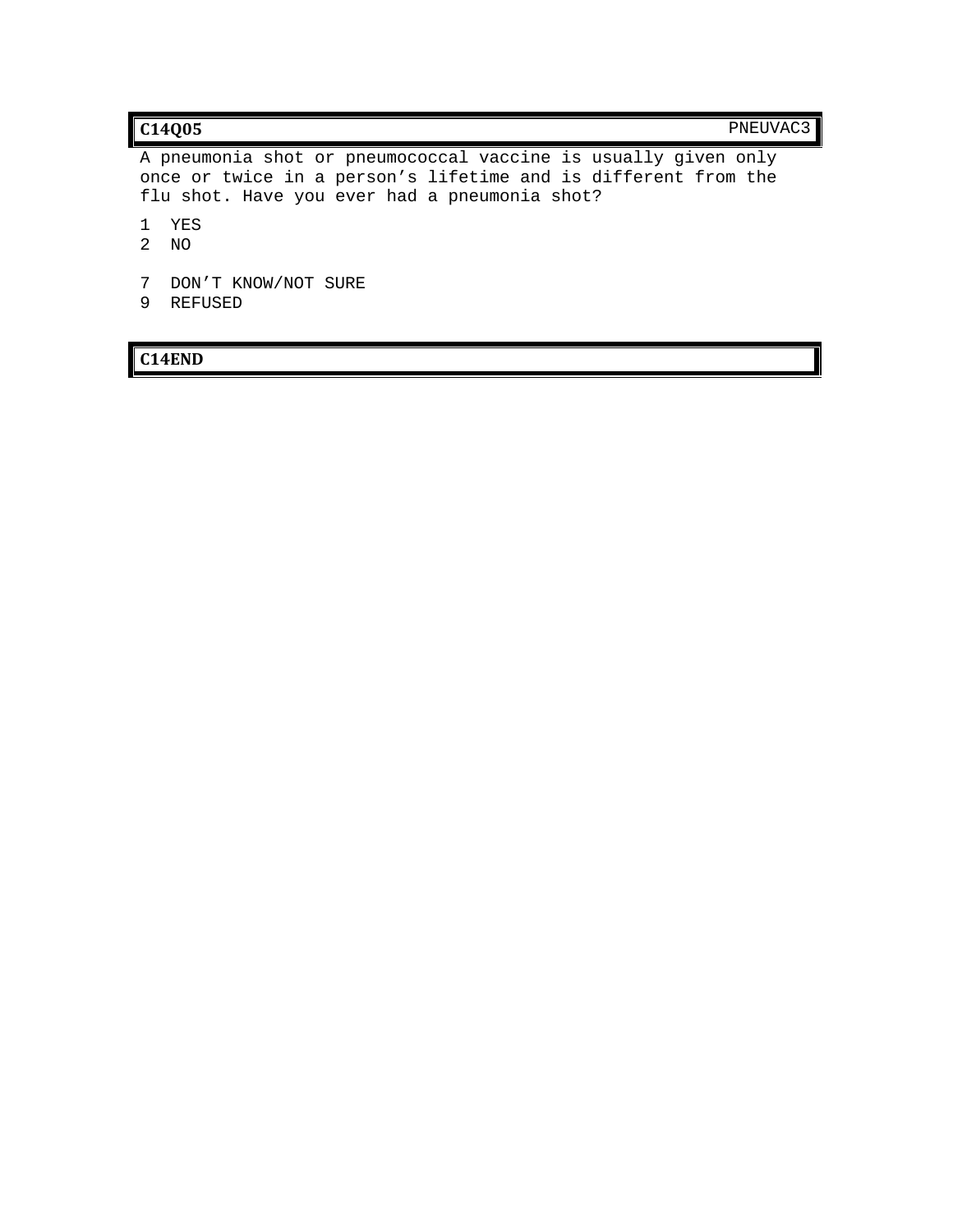**C14Q05** PNEUVAC3

A pneumonia shot or pneumococcal vaccine is usually given only once or twice in a person's lifetime and is different from the flu shot. Have you ever had a pneumonia shot?

1 YES
2 NO

7 DON'T KNOW/NOT SURE
9 REFUSED

**C14END**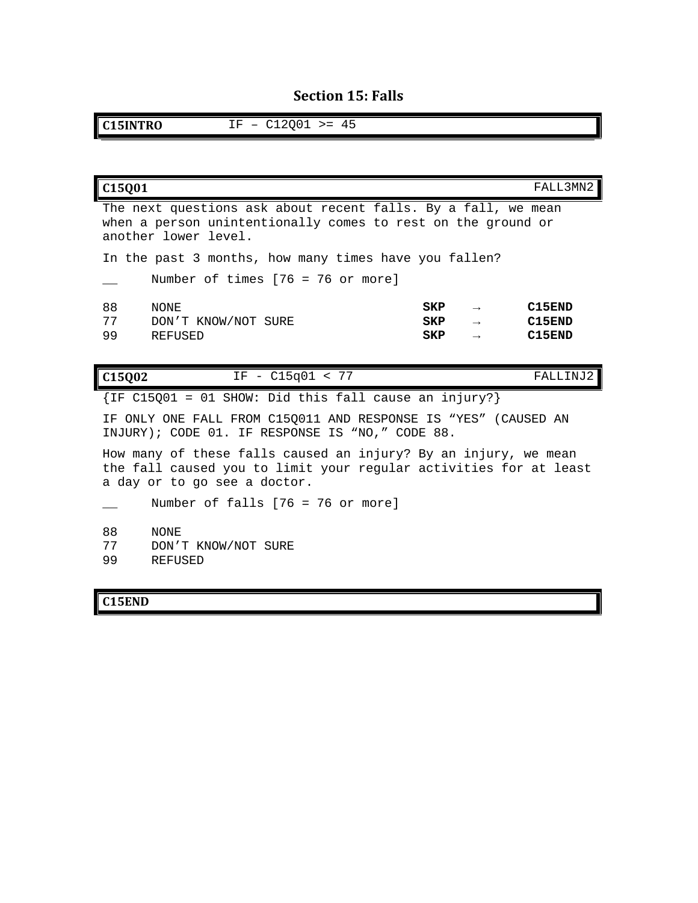## Section 15: Falls

**C15INTRO** IF – C12Q01 >= 45

**C15Q01** FALL3MN2

The next questions ask about recent falls. By a fall, we mean when a person unintentionally comes to rest on the ground or another lower level.

In the past 3 months, how many times have you fallen?

__ Number of times [76 = 76 or more]

| | | | | |
|---|---|---|---|---|
| 88 | NONE | **SKP** | → | **C15END** |
| 77 | DON'T KNOW/NOT SURE | **SKP** | → | **C15END** |
| 99 | REFUSED | **SKP** | → | **C15END** |

**C15Q02** IF - C15q01 < 77 FALLINJ2

{IF C15Q01 = 01 SHOW: Did this fall cause an injury?}

IF ONLY ONE FALL FROM C15Q011 AND RESPONSE IS "YES" (CAUSED AN INJURY); CODE 01. IF RESPONSE IS "NO," CODE 88.

How many of these falls caused an injury? By an injury, we mean the fall caused you to limit your regular activities for at least a day or to go see a doctor.

__ Number of falls [76 = 76 or more]

88 NONE
77 DON'T KNOW/NOT SURE
99 REFUSED

**C15END**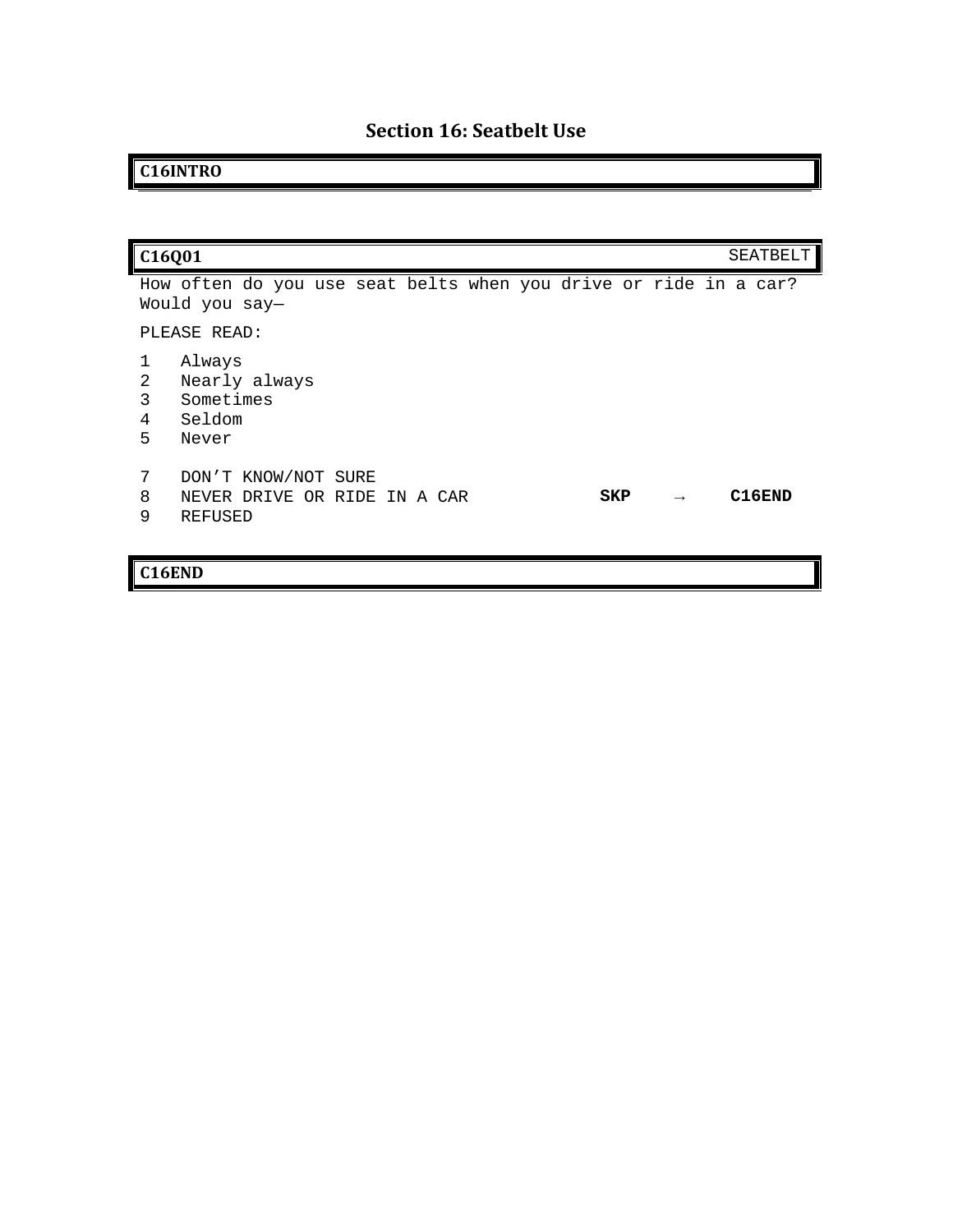## Section 16: Seatbelt Use

**C16INTRO**

---

**C16Q01** SEATBELT

How often do you use seat belts when you drive or ride in a car? Would you say—

PLEASE READ:

1 Always
2 Nearly always
3 Sometimes
4 Seldom
5 Never

7 DON'T KNOW/NOT SURE
8 NEVER DRIVE OR RIDE IN A CAR **SKP** → **C16END**
9 REFUSED

---

**C16END**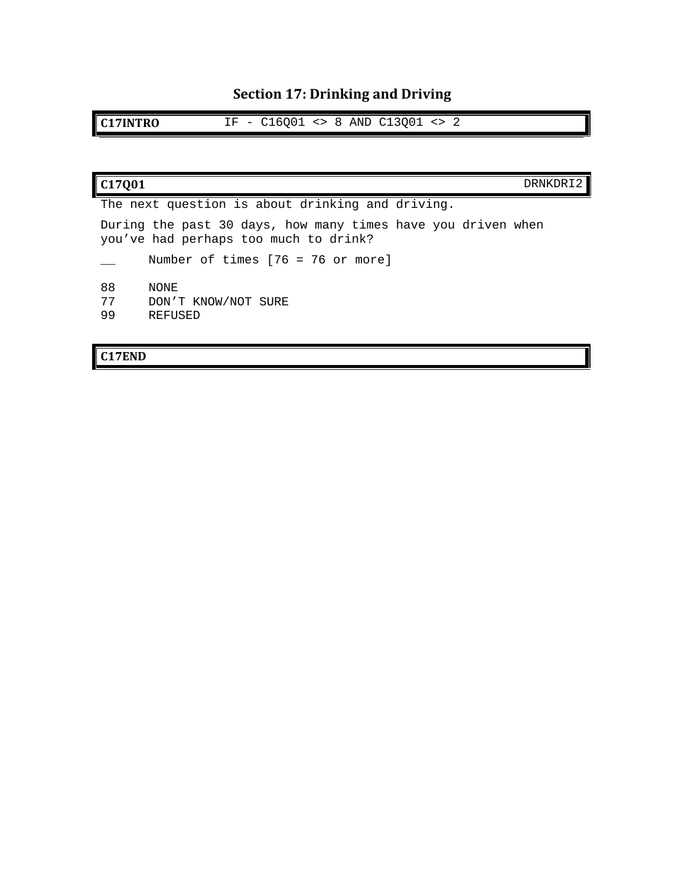# Section 17: Drinking and Driving

**C17INTRO** IF - C16Q01 <> 8 AND C13Q01 <> 2

**C17Q01** DRNKDRI2

The next question is about drinking and driving.

During the past 30 days, how many times have you driven when you've had perhaps too much to drink?

__ Number of times [76 = 76 or more]

88 NONE
77 DON'T KNOW/NOT SURE
99 REFUSED

**C17END**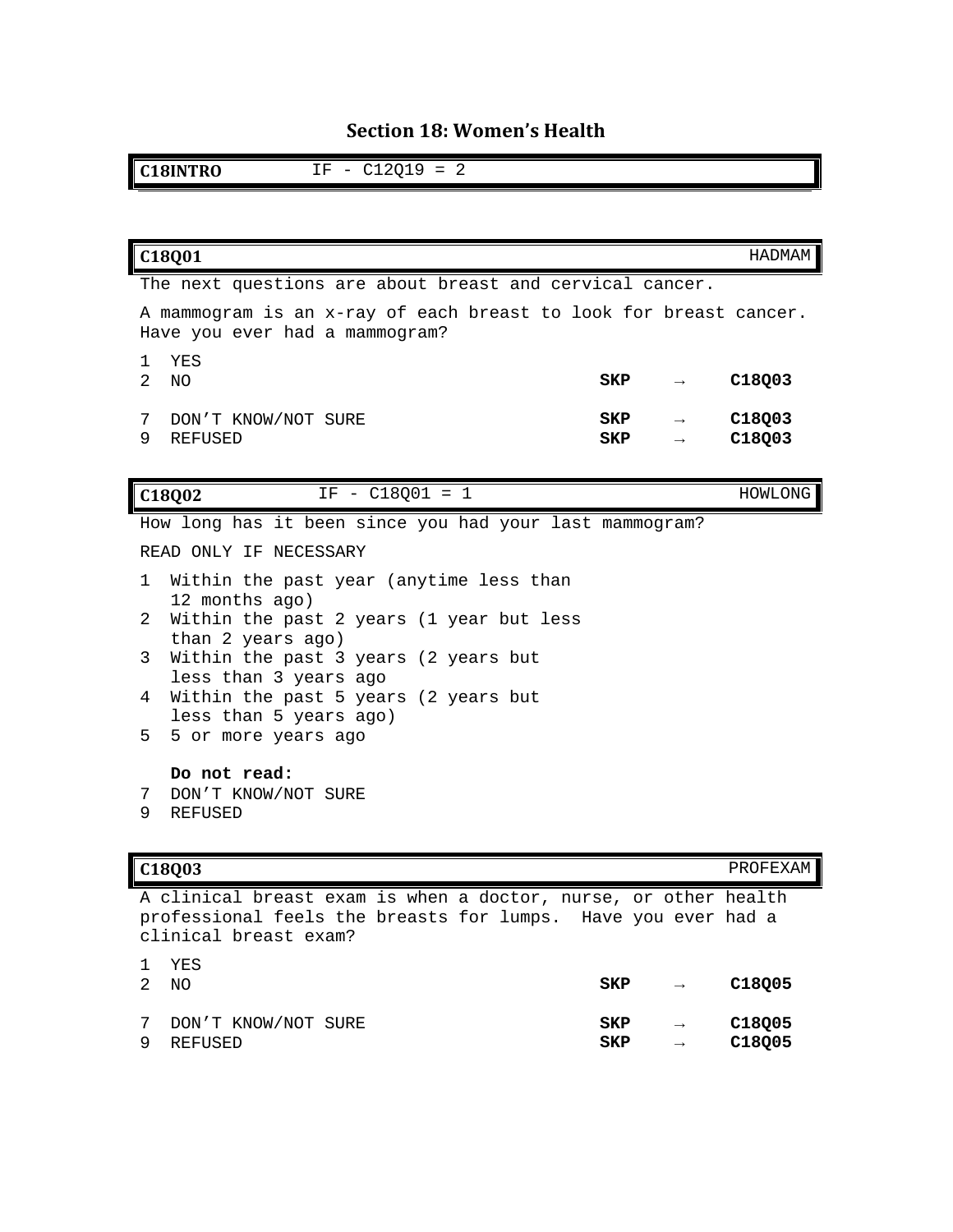# Section 18: Women's Health

| C18INTRO | IF - C12Q19 = 2 |
|---|---|

| C18Q01 | | | HADMAM |
|---|---|---|---|

The next questions are about breast and cervical cancer.

A mammogram is an x-ray of each breast to look for breast cancer. Have you ever had a mammogram?

| | | | |
|---|---|---|---|
| 1 YES | | | |
| 2 NO | **SKP** | → | **C18Q03** |
| 7 DON'T KNOW/NOT SURE | **SKP** | → | **C18Q03** |
| 9 REFUSED | **SKP** | → | **C18Q03** |

| C18Q02 | IF - C18Q01 = 1 | HOWLONG |
|---|---|---|

How long has it been since you had your last mammogram?

READ ONLY IF NECESSARY

1 Within the past year (anytime less than 12 months ago)
2 Within the past 2 years (1 year but less than 2 years ago)
3 Within the past 3 years (2 years but less than 3 years ago
4 Within the past 5 years (2 years but less than 5 years ago)
5 5 or more years ago

**Do not read:**
7 DON'T KNOW/NOT SURE
9 REFUSED

| C18Q03 | | | PROFEXAM |
|---|---|---|---|

A clinical breast exam is when a doctor, nurse, or other health professional feels the breasts for lumps. Have you ever had a clinical breast exam?

| | | | |
|---|---|---|---|
| 1 YES | | | |
| 2 NO | **SKP** | → | **C18Q05** |
| 7 DON'T KNOW/NOT SURE | **SKP** | → | **C18Q05** |
| 9 REFUSED | **SKP** | → | **C18Q05** |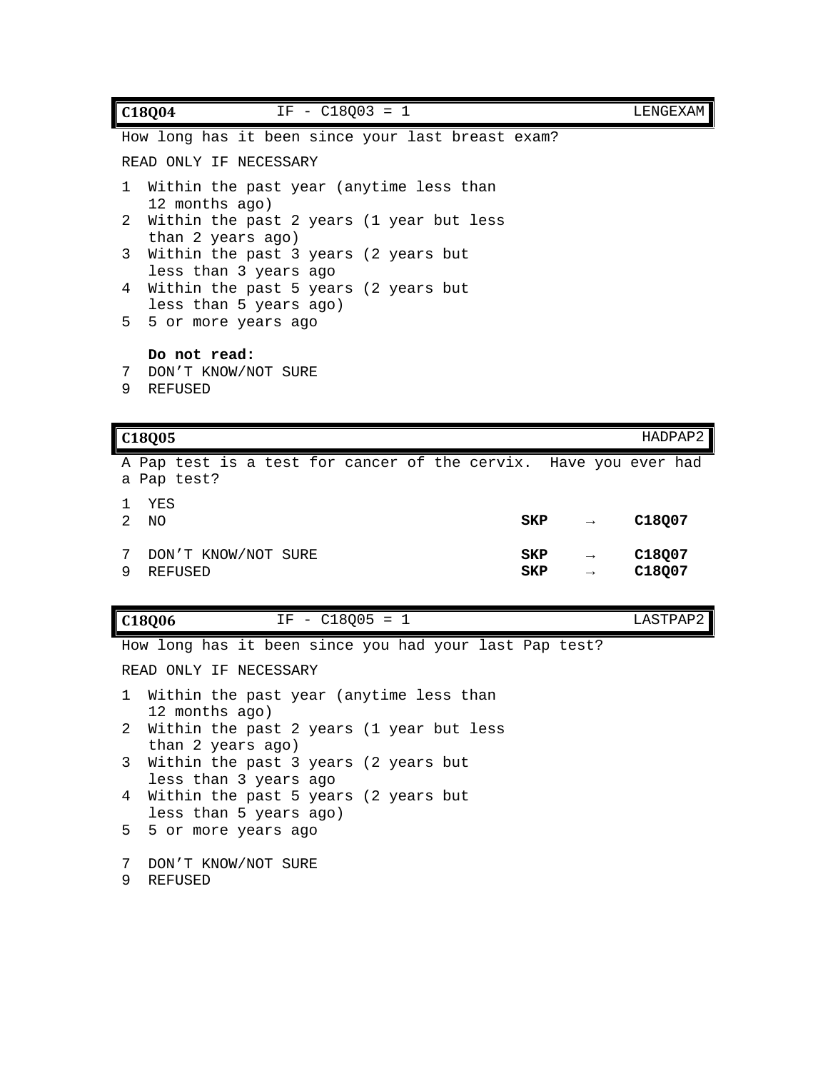| **C18Q04** | IF - C18Q03 = 1 | LENGEXAM |
|---|---|---|

How long has it been since your last breast exam?

READ ONLY IF NECESSARY

1 Within the past year (anytime less than 12 months ago)
2 Within the past 2 years (1 year but less than 2 years ago)
3 Within the past 3 years (2 years but less than 3 years ago
4 Within the past 5 years (2 years but less than 5 years ago)
5 5 or more years ago

**Do not read:**
7 DON'T KNOW/NOT SURE
9 REFUSED

| **C18Q05** | | HADPAP2 |
|---|---|---|

A Pap test is a test for cancer of the cervix. Have you ever had a Pap test?

| | | | | |
|---|---|---|---|---|
| 1 | YES | | | |
| 2 | NO | **SKP** | → | **C18Q07** |
| 7 | DON'T KNOW/NOT SURE | **SKP** | → | **C18Q07** |
| 9 | REFUSED | **SKP** | → | **C18Q07** |

| **C18Q06** | IF - C18Q05 = 1 | LASTPAP2 |
|---|---|---|

How long has it been since you had your last Pap test?

READ ONLY IF NECESSARY

1 Within the past year (anytime less than 12 months ago)
2 Within the past 2 years (1 year but less than 2 years ago)
3 Within the past 3 years (2 years but less than 3 years ago
4 Within the past 5 years (2 years but less than 5 years ago)
5 5 or more years ago

7 DON'T KNOW/NOT SURE
9 REFUSED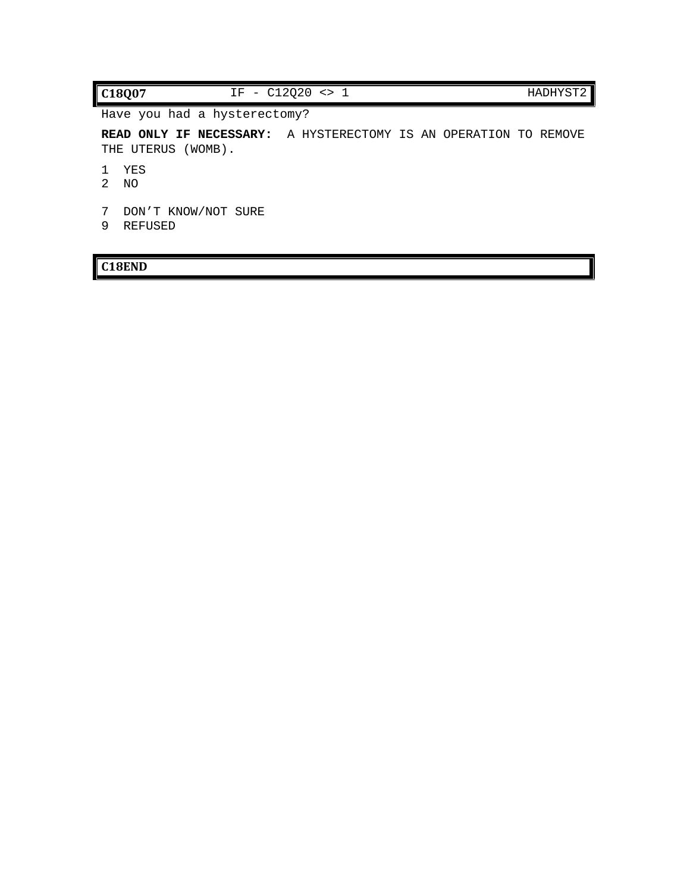| **C18Q07** | IF - C12Q20 <> 1 | HADHYST2 |
|---|---|---|

Have you had a hysterectomy?

**READ ONLY IF NECESSARY:** A HYSTERECTOMY IS AN OPERATION TO REMOVE THE UTERUS (WOMB).

1 YES
2 NO

7 DON'T KNOW/NOT SURE
9 REFUSED

**C18END**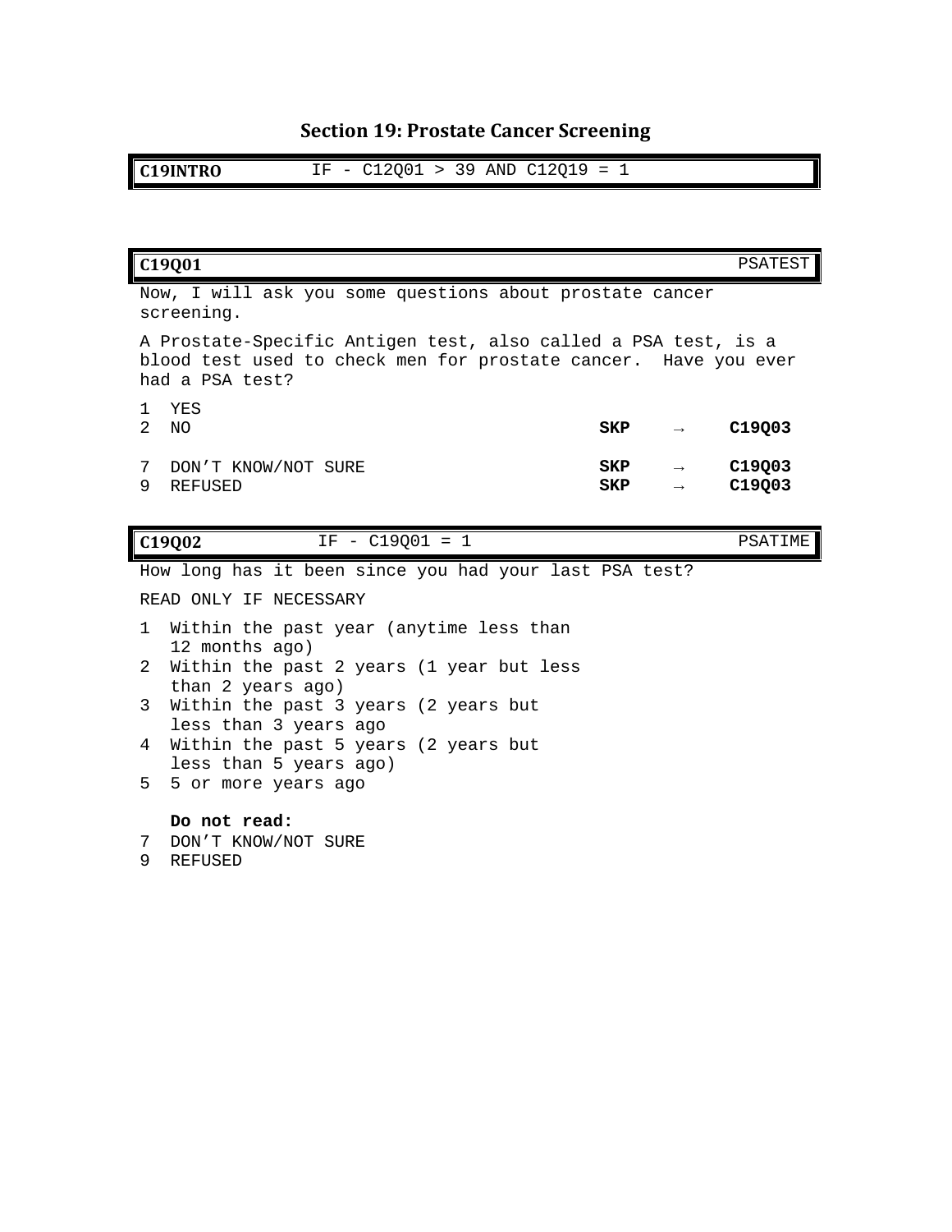## Section 19: Prostate Cancer Screening

| **C19INTRO** | IF - C12Q01 > 39 AND C12Q19 = 1 |
|---|---|

| **C19Q01** | | | PSATEST |
|---|---|---|---|
| Now, I will ask you some questions about prostate cancer screening. | | | |
| A Prostate-Specific Antigen test, also called a PSA test, is a blood test used to check men for prostate cancer. Have you ever had a PSA test? | | | |
| 1 YES | | | |
| 2 NO | **SKP** | → | **C19Q03** |
| 7 DON'T KNOW/NOT SURE | **SKP** | → | **C19Q03** |
| 9 REFUSED | **SKP** | → | **C19Q03** |

| **C19Q02** | IF - C19Q01 = 1 | PSATIME |
|---|---|---|

How long has it been since you had your last PSA test?

READ ONLY IF NECESSARY

1 Within the past year (anytime less than 12 months ago)
2 Within the past 2 years (1 year but less than 2 years ago)
3 Within the past 3 years (2 years but less than 3 years ago
4 Within the past 5 years (2 years but less than 5 years ago)
5 5 or more years ago

**Do not read:**
7 DON'T KNOW/NOT SURE
9 REFUSED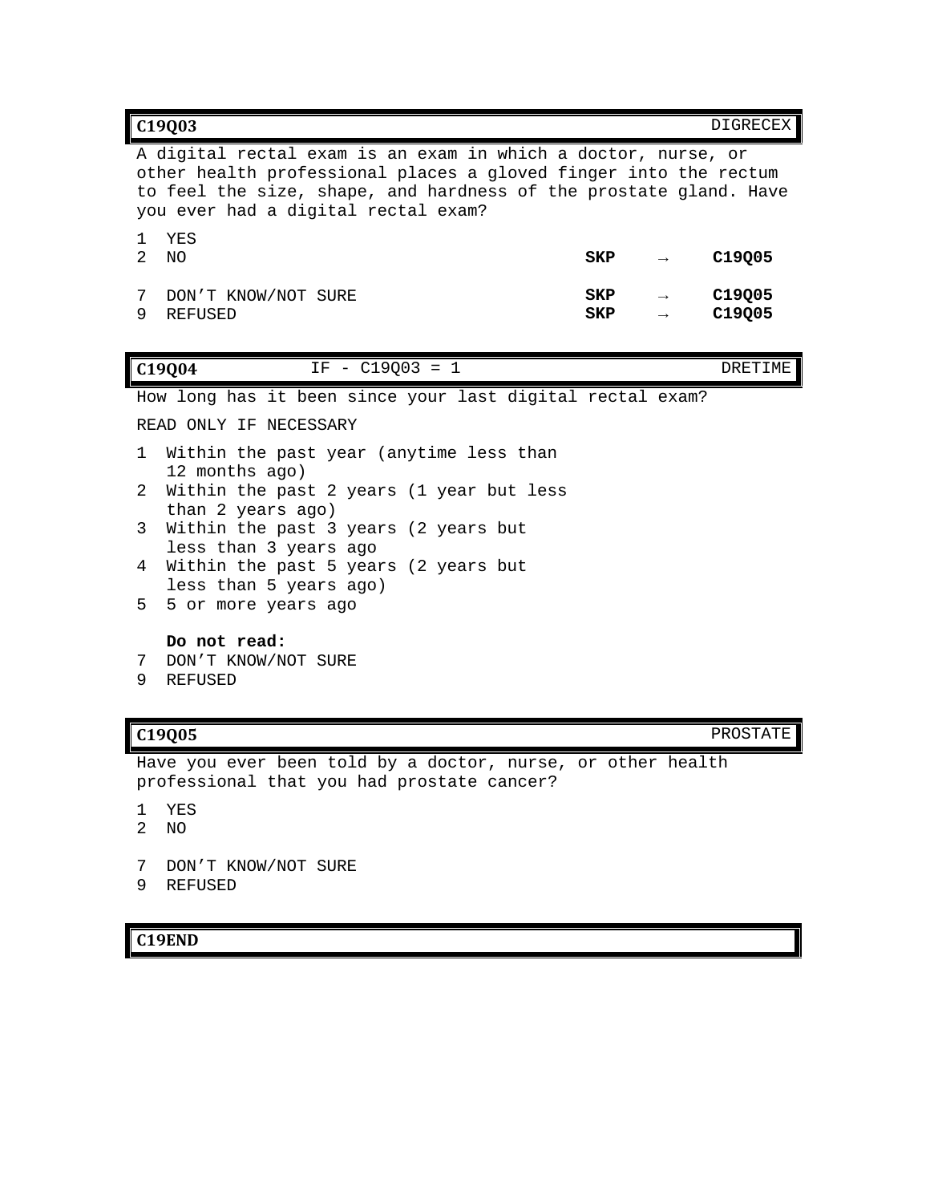| **C19Q03** | | | DIGRECEX |
|---|---|---|---|

A digital rectal exam is an exam in which a doctor, nurse, or other health professional places a gloved finger into the rectum to feel the size, shape, and hardness of the prostate gland. Have you ever had a digital rectal exam?

| Code | Response | Skip | | Go to |
|---|---|---|---|---|
| 1 | YES | | | |
| 2 | NO | **SKP** | → | **C19Q05** |
| 7 | DON’T KNOW/NOT SURE | **SKP** | → | **C19Q05** |
| 9 | REFUSED | **SKP** | → | **C19Q05** |

| **C19Q04** | IF - C19Q03 = 1 | DRETIME |
|---|---|---|

How long has it been since your last digital rectal exam?

READ ONLY IF NECESSARY

1 Within the past year (anytime less than 12 months ago)
2 Within the past 2 years (1 year but less than 2 years ago)
3 Within the past 3 years (2 years but less than 3 years ago
4 Within the past 5 years (2 years but less than 5 years ago)
5 5 or more years ago

**Do not read:**

7 DON’T KNOW/NOT SURE
9 REFUSED

| **C19Q05** | PROSTATE |
|---|---|

Have you ever been told by a doctor, nurse, or other health professional that you had prostate cancer?

1 YES
2 NO

7 DON’T KNOW/NOT SURE
9 REFUSED

| **C19END** |
|---|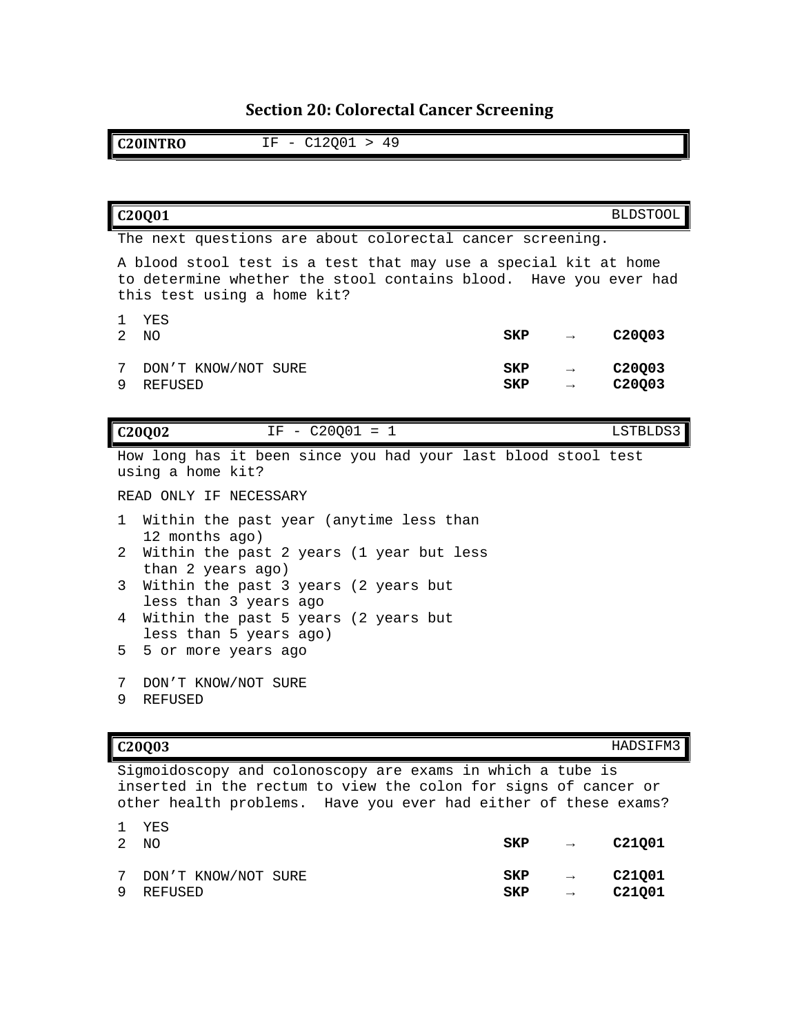# Section 20: Colorectal Cancer Screening

| C20INTRO | IF - C12Q01 > 49 |
|---|---|

| C20Q01 | | BLDSTOOL |
|---|---|---|

The next questions are about colorectal cancer screening.

A blood stool test is a test that may use a special kit at home to determine whether the stool contains blood. Have you ever had this test using a home kit?

| | | | | |
|---|---|---|---|---|
| 1 | YES | | | |
| 2 | NO | **SKP** | → | **C20Q03** |
| 7 | DON'T KNOW/NOT SURE | **SKP** | → | **C20Q03** |
| 9 | REFUSED | **SKP** | → | **C20Q03** |

| C20Q02 | IF - C20Q01 = 1 | LSTBLDS3 |
|---|---|---|

How long has it been since you had your last blood stool test using a home kit?

READ ONLY IF NECESSARY

1 Within the past year (anytime less than 12 months ago)
2 Within the past 2 years (1 year but less than 2 years ago)
3 Within the past 3 years (2 years but less than 3 years ago
4 Within the past 5 years (2 years but less than 5 years ago)
5 5 or more years ago

7 DON'T KNOW/NOT SURE
9 REFUSED

| C20Q03 | | HADSIFM3 |
|---|---|---|

Sigmoidoscopy and colonoscopy are exams in which a tube is inserted in the rectum to view the colon for signs of cancer or other health problems. Have you ever had either of these exams?

| | | | | |
|---|---|---|---|---|
| 1 | YES | | | |
| 2 | NO | **SKP** | → | **C21Q01** |
| 7 | DON'T KNOW/NOT SURE | **SKP** | → | **C21Q01** |
| 9 | REFUSED | **SKP** | → | **C21Q01** |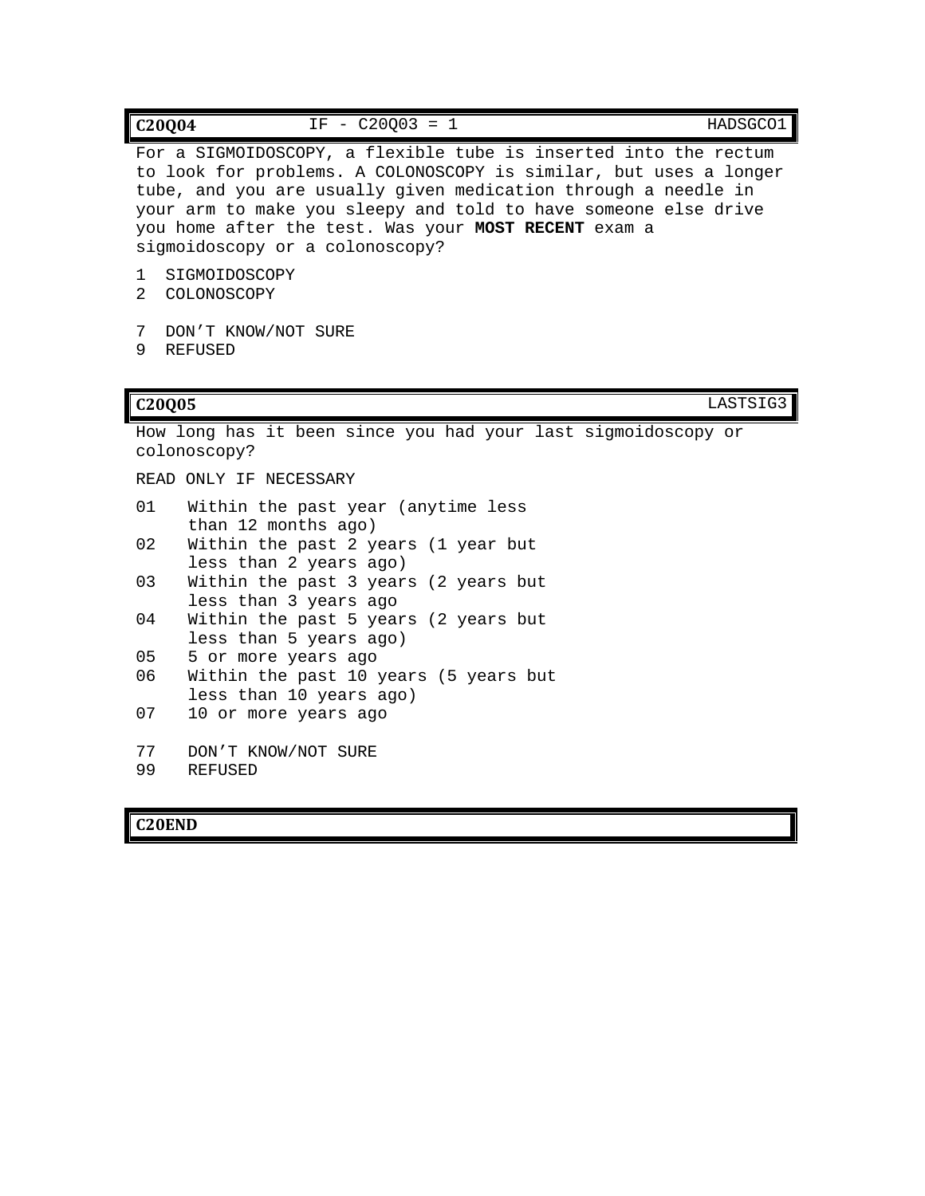**C20Q04** IF - C20Q03 = 1 HADSGCO1

For a SIGMOIDOSCOPY, a flexible tube is inserted into the rectum to look for problems. A COLONOSCOPY is similar, but uses a longer tube, and you are usually given medication through a needle in your arm to make you sleepy and told to have someone else drive you home after the test. Was your **MOST RECENT** exam a sigmoidoscopy or a colonoscopy?

1 SIGMOIDOSCOPY
2 COLONOSCOPY

7 DON'T KNOW/NOT SURE
9 REFUSED

**C20Q05** LASTSIG3

How long has it been since you had your last sigmoidoscopy or colonoscopy?

READ ONLY IF NECESSARY

01 Within the past year (anytime less than 12 months ago)
02 Within the past 2 years (1 year but less than 2 years ago)
03 Within the past 3 years (2 years but less than 3 years ago
04 Within the past 5 years (2 years but less than 5 years ago)
05 5 or more years ago
06 Within the past 10 years (5 years but less than 10 years ago)
07 10 or more years ago

77 DON'T KNOW/NOT SURE
99 REFUSED

**C20END**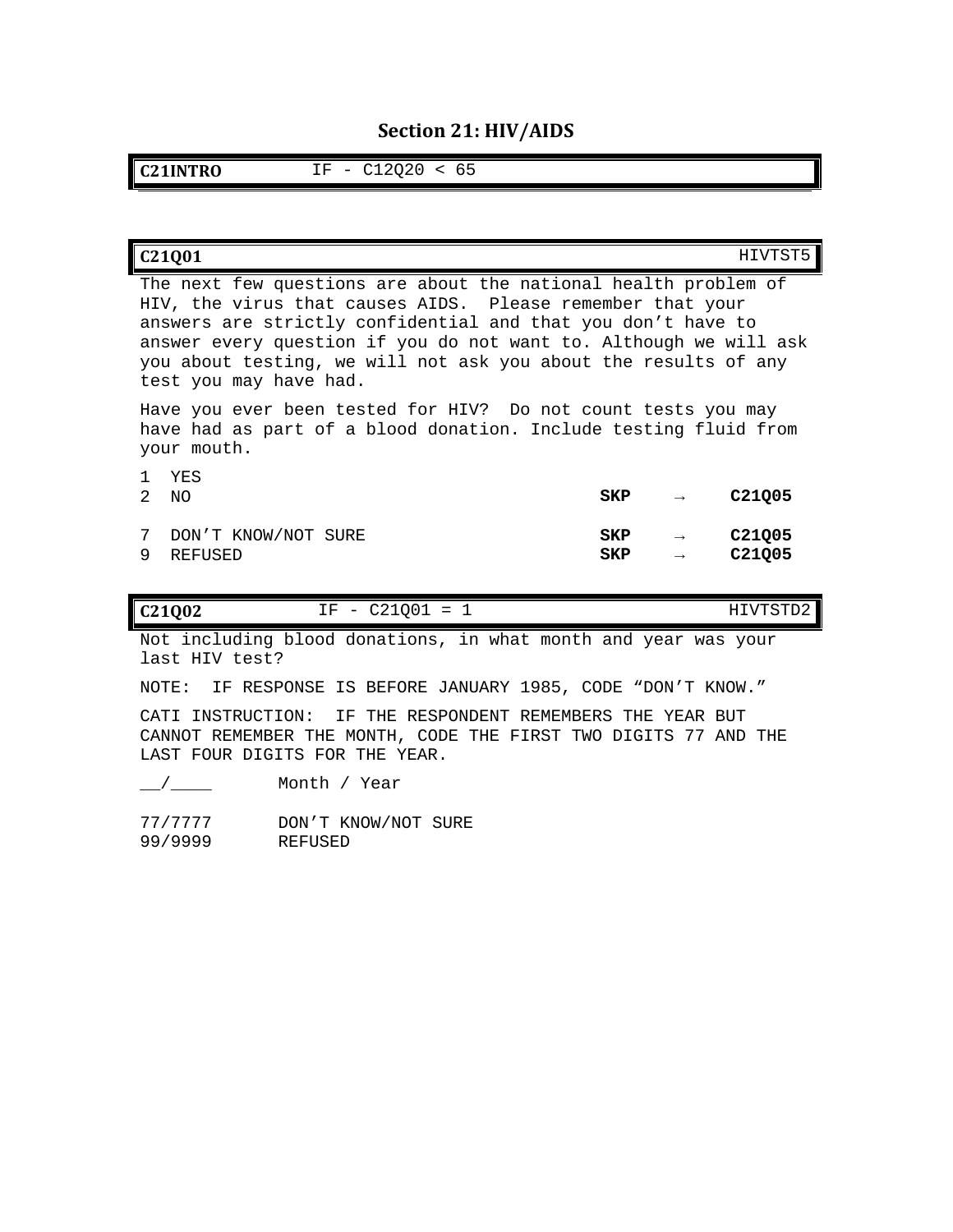## Section 21: HIV/AIDS

| **C21INTRO** | IF - C12Q20 < 65 |
|---|---|

| **C21Q01** | HIVTST5 |
|---|---|

The next few questions are about the national health problem of HIV, the virus that causes AIDS. Please remember that your answers are strictly confidential and that you don't have to answer every question if you do not want to. Although we will ask you about testing, we will not ask you about the results of any test you may have had.

Have you ever been tested for HIV? Do not count tests you may have had as part of a blood donation. Include testing fluid from your mouth.

| Code | Response | | | |
|---|---|---|---|---|
| 1 | YES | | | |
| 2 | NO | **SKP** | → | **C21Q05** |
| 7 | DON'T KNOW/NOT SURE | **SKP** | → | **C21Q05** |
| 9 | REFUSED | **SKP** | → | **C21Q05** |

| **C21Q02** | IF - C21Q01 = 1 | HIVTSTD2 |
|---|---|---|

Not including blood donations, in what month and year was your last HIV test?

NOTE: IF RESPONSE IS BEFORE JANUARY 1985, CODE "DON'T KNOW."

CATI INSTRUCTION: IF THE RESPONDENT REMEMBERS THE YEAR BUT CANNOT REMEMBER THE MONTH, CODE THE FIRST TWO DIGITS 77 AND THE LAST FOUR DIGITS FOR THE YEAR.

| Code | Response |
|---|---|
| __/____ | Month / Year |
| 77/7777 | DON'T KNOW/NOT SURE |
| 99/9999 | REFUSED |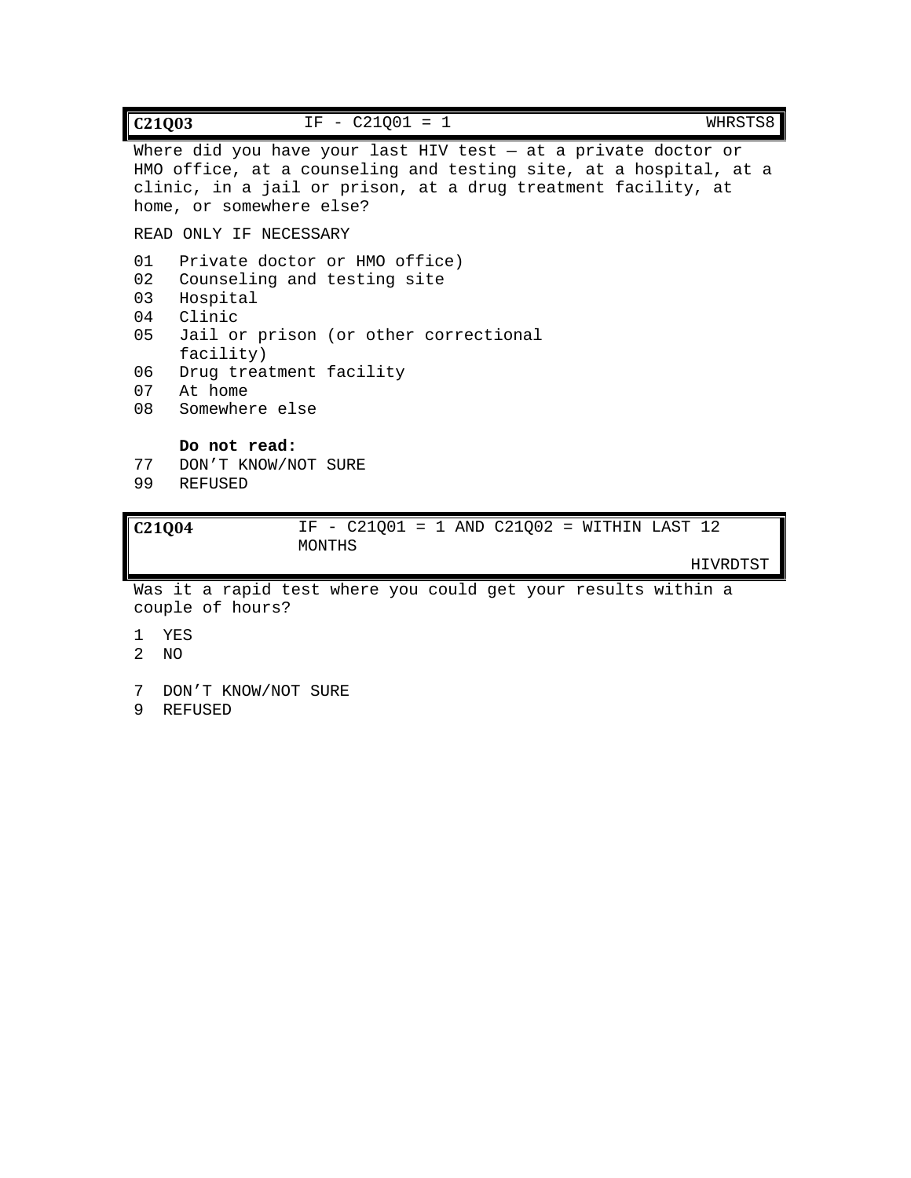| **C21Q03** | IF - C21Q01 = 1 | WHRSTS8 |
|---|---|---|

Where did you have your last HIV test — at a private doctor or HMO office, at a counseling and testing site, at a hospital, at a clinic, in a jail or prison, at a drug treatment facility, at home, or somewhere else?

READ ONLY IF NECESSARY

01 Private doctor or HMO office)
02 Counseling and testing site
03 Hospital
04 Clinic
05 Jail or prison (or other correctional facility)
06 Drug treatment facility
07 At home
08 Somewhere else

**Do not read:**
77 DON'T KNOW/NOT SURE
99 REFUSED

| **C21Q04** | IF - C21Q01 = 1 AND C21Q02 = WITHIN LAST 12 MONTHS | HIVRDTST |
|---|---|---|

Was it a rapid test where you could get your results within a couple of hours?

1 YES
2 NO

7 DON'T KNOW/NOT SURE
9 REFUSED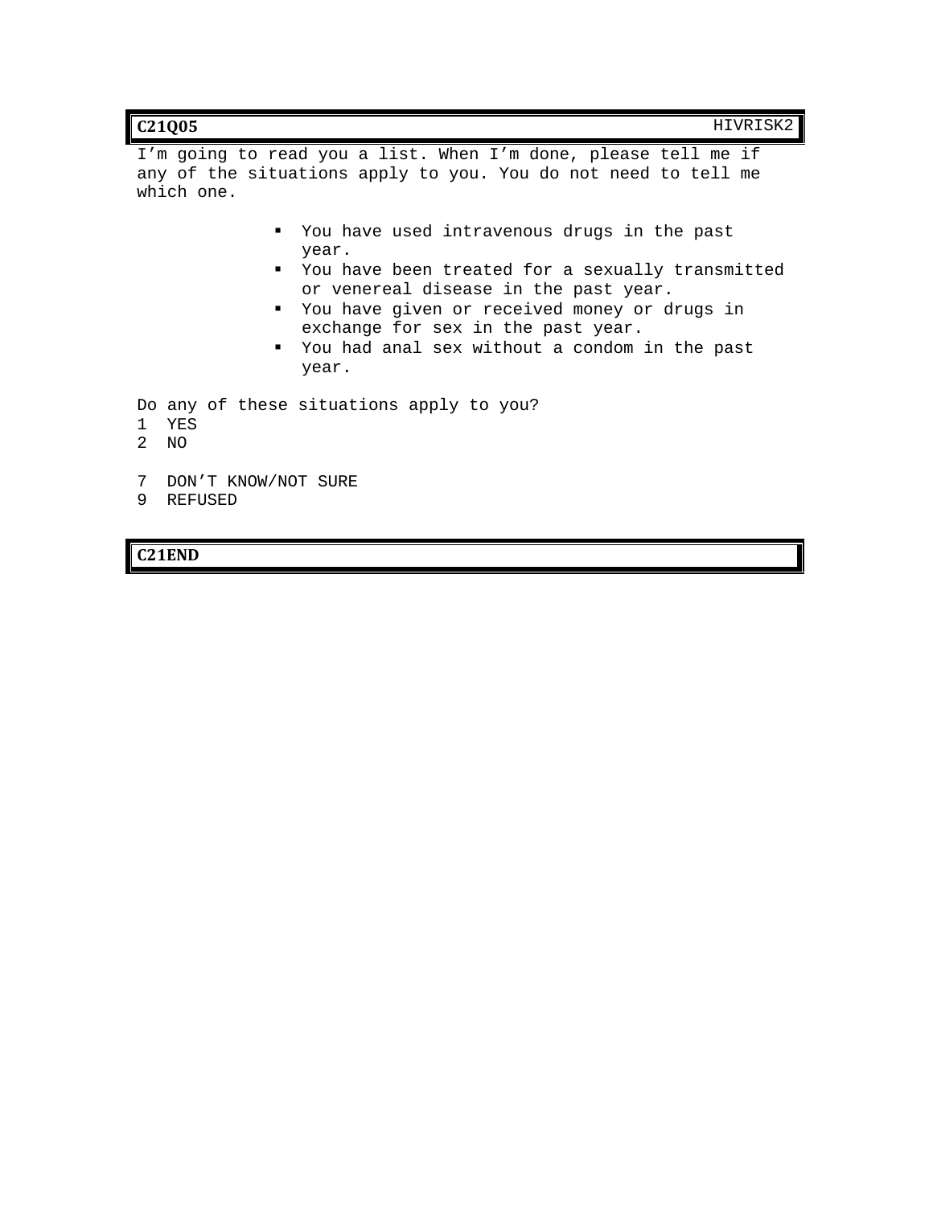**C21Q05** HIVRISK2

I’m going to read you a list. When I’m done, please tell me if any of the situations apply to you. You do not need to tell me which one.

- You have used intravenous drugs in the past year.
- You have been treated for a sexually transmitted or venereal disease in the past year.
- You have given or received money or drugs in exchange for sex in the past year.
- You had anal sex without a condom in the past year.

Do any of these situations apply to you?

1 YES
2 NO

7 DON’T KNOW/NOT SURE
9 REFUSED

**C21END**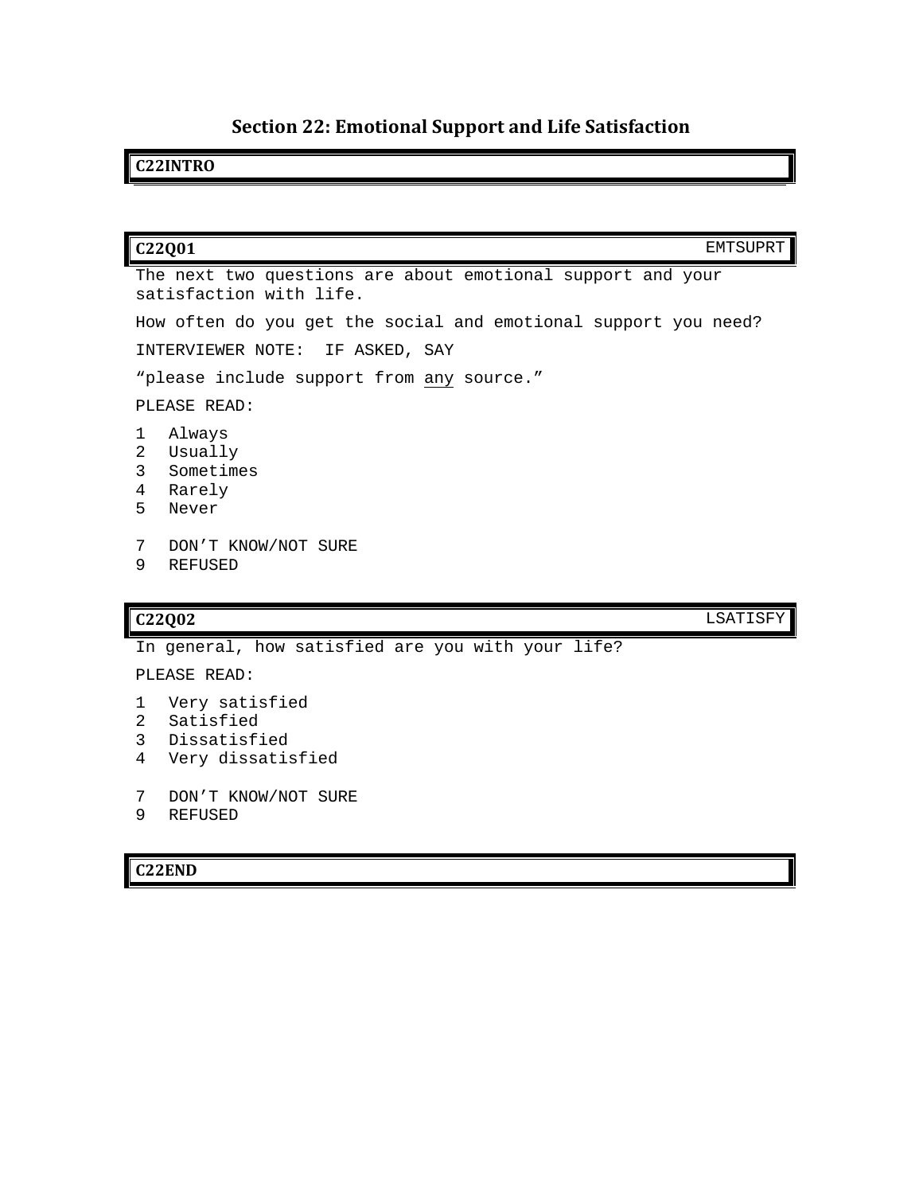## Section 22: Emotional Support and Life Satisfaction

**C22INTRO**

**C22Q01** EMTSUPRT

The next two questions are about emotional support and your satisfaction with life.

How often do you get the social and emotional support you need?

INTERVIEWER NOTE: IF ASKED, SAY

"please include support from any source."

PLEASE READ:

1 Always
2 Usually
3 Sometimes
4 Rarely
5 Never

7 DON'T KNOW/NOT SURE
9 REFUSED

**C22Q02** LSATISFY

In general, how satisfied are you with your life?

PLEASE READ:

1 Very satisfied
2 Satisfied
3 Dissatisfied
4 Very dissatisfied

7 DON'T KNOW/NOT SURE
9 REFUSED

**C22END**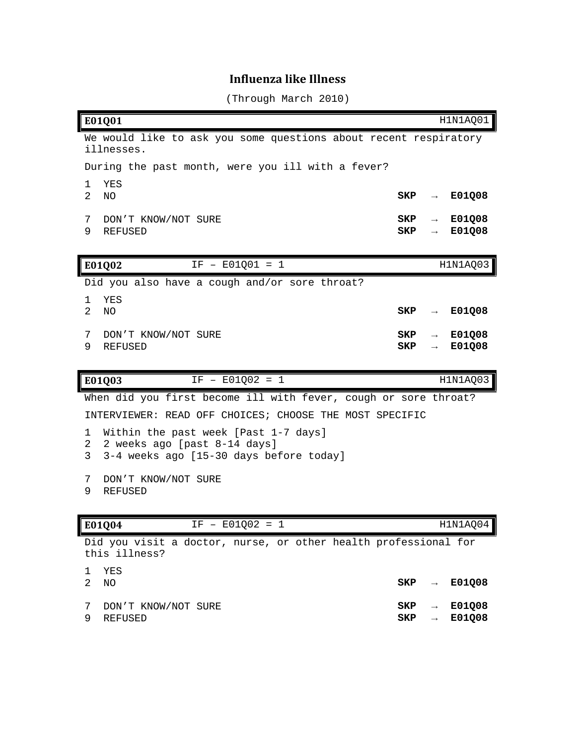# Influenza like Illness

(Through March 2010)

| **E01Q01** | | H1N1AQ01 |
|---|---|---|

We would like to ask you some questions about recent respiratory illnesses.

During the past month, were you ill with a fever?

| | | |
|---|---|---|
| 1 | YES | |
| 2 | NO | **SKP → E01Q08** |
| 7 | DON'T KNOW/NOT SURE | **SKP → E01Q08** |
| 9 | REFUSED | **SKP → E01Q08** |

| **E01Q02** | IF – E01Q01 = 1 | H1N1AQ03 |
|---|---|---|

Did you also have a cough and/or sore throat?

| | | |
|---|---|---|
| 1 | YES | |
| 2 | NO | **SKP → E01Q08** |
| 7 | DON'T KNOW/NOT SURE | **SKP → E01Q08** |
| 9 | REFUSED | **SKP → E01Q08** |

| **E01Q03** | IF – E01Q02 = 1 | H1N1AQ03 |
|---|---|---|

When did you first become ill with fever, cough or sore throat?

INTERVIEWER: READ OFF CHOICES; CHOOSE THE MOST SPECIFIC

1 Within the past week [Past 1-7 days]
2 2 weeks ago [past 8-14 days]
3 3-4 weeks ago [15-30 days before today]

7 DON'T KNOW/NOT SURE
9 REFUSED

| **E01Q04** | IF – E01Q02 = 1 | H1N1AQ04 |
|---|---|---|

Did you visit a doctor, nurse, or other health professional for this illness?

| | | |
|---|---|---|
| 1 | YES | |
| 2 | NO | **SKP → E01Q08** |
| 7 | DON'T KNOW/NOT SURE | **SKP → E01Q08** |
| 9 | REFUSED | **SKP → E01Q08** |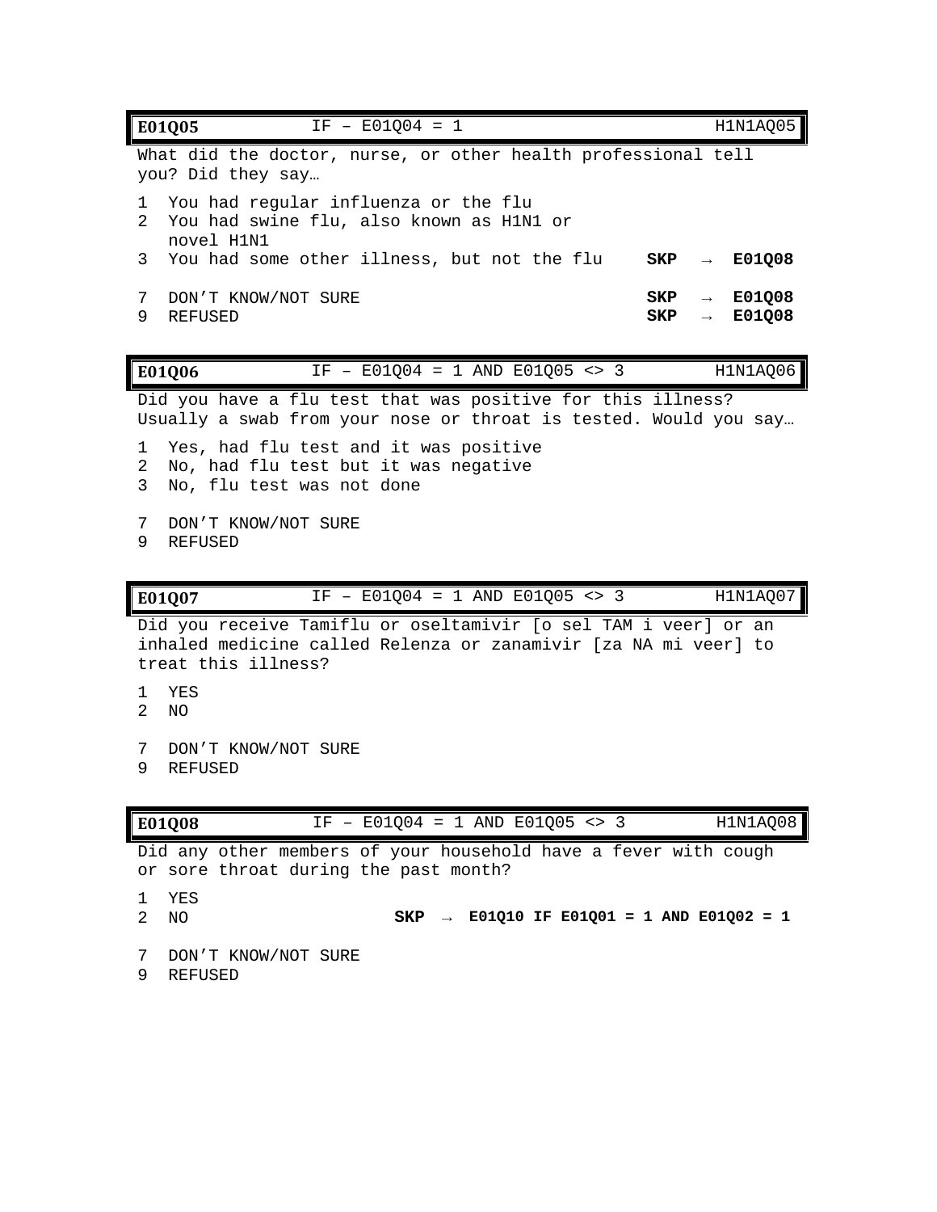| **E01Q05** | IF – E01Q04 = 1 | H1N1AQ05 |
|---|---|---|

What did the doctor, nurse, or other health professional tell you? Did they say…

1 You had regular influenza or the flu
2 You had swine flu, also known as H1N1 or novel H1N1
3 You had some other illness, but not the flu **SKP → E01Q08**

7 DON'T KNOW/NOT SURE **SKP → E01Q08**
9 REFUSED **SKP → E01Q08**

| **E01Q06** | IF – E01Q04 = 1 AND E01Q05 <> 3 | H1N1AQ06 |
|---|---|---|

Did you have a flu test that was positive for this illness? Usually a swab from your nose or throat is tested. Would you say…

1 Yes, had flu test and it was positive
2 No, had flu test but it was negative
3 No, flu test was not done

7 DON'T KNOW/NOT SURE
9 REFUSED

| **E01Q07** | IF – E01Q04 = 1 AND E01Q05 <> 3 | H1N1AQ07 |
|---|---|---|

Did you receive Tamiflu or oseltamivir [o sel TAM i veer] or an inhaled medicine called Relenza or zanamivir [za NA mi veer] to treat this illness?

1 YES
2 NO

7 DON'T KNOW/NOT SURE
9 REFUSED

| **E01Q08** | IF – E01Q04 = 1 AND E01Q05 <> 3 | H1N1AQ08 |
|---|---|---|

Did any other members of your household have a fever with cough or sore throat during the past month?

1 YES
2 NO **SKP → E01Q10 IF E01Q01 = 1 AND E01Q02 = 1**

7 DON'T KNOW/NOT SURE
9 REFUSED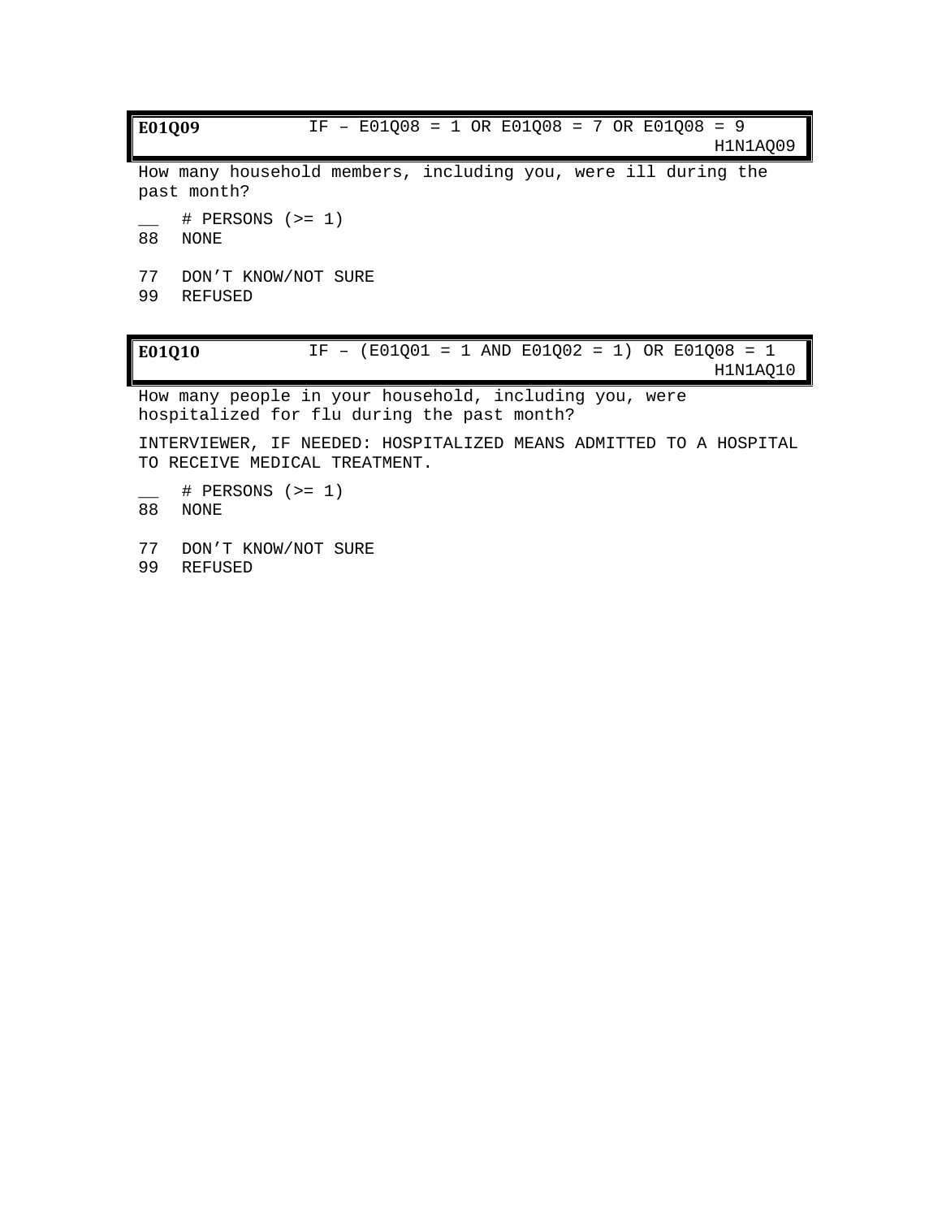**E01Q09** IF – E01Q08 = 1 OR E01Q08 = 7 OR E01Q08 = 9
H1N1AQ09

How many household members, including you, were ill during the past month?

__ # PERSONS (>= 1)
88 NONE

77 DON'T KNOW/NOT SURE
99 REFUSED

**E01Q10** IF – (E01Q01 = 1 AND E01Q02 = 1) OR E01Q08 = 1
H1N1AQ10

How many people in your household, including you, were hospitalized for flu during the past month?

INTERVIEWER, IF NEEDED: HOSPITALIZED MEANS ADMITTED TO A HOSPITAL TO RECEIVE MEDICAL TREATMENT.

__ # PERSONS (>= 1)
88 NONE

77 DON'T KNOW/NOT SURE
99 REFUSED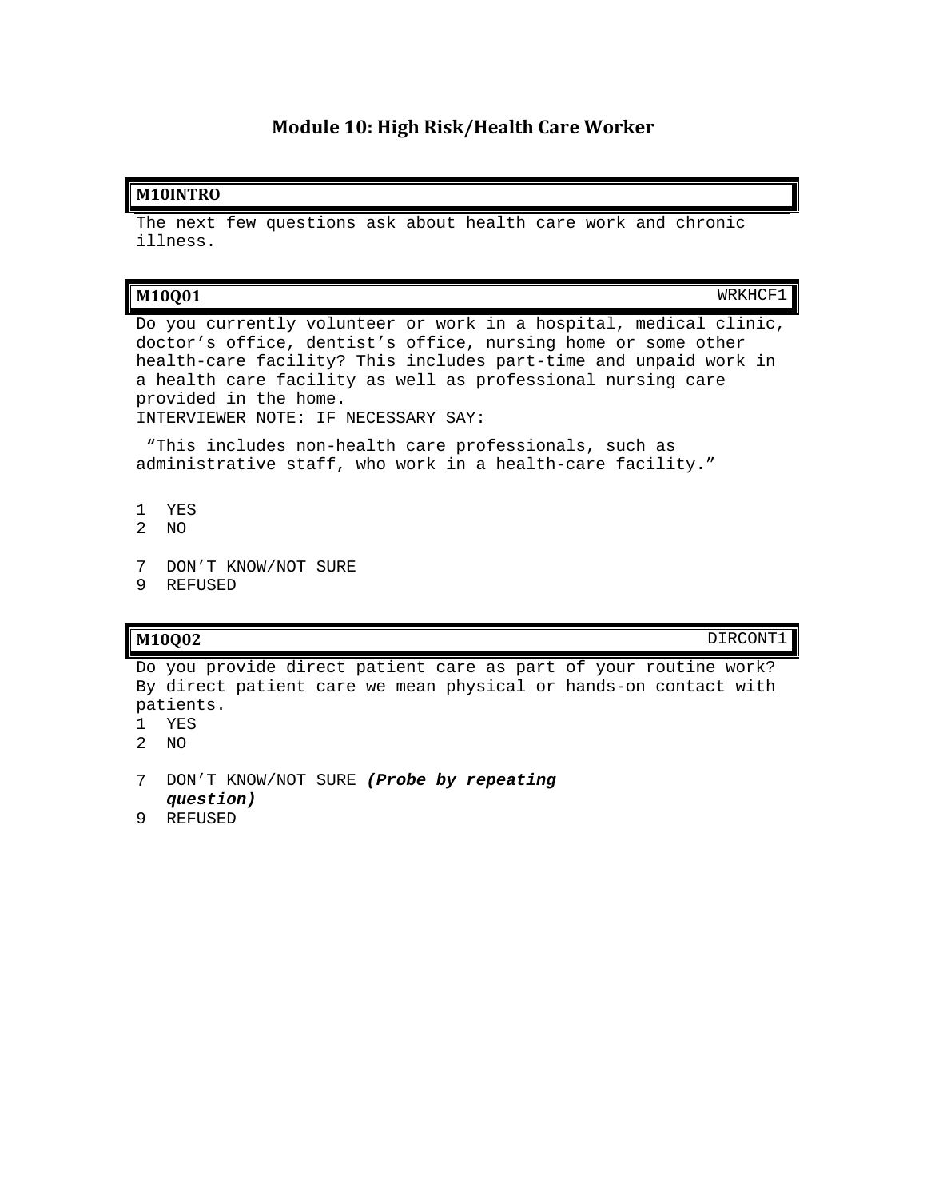# Module 10: High Risk/Health Care Worker

**M10INTRO**

The next few questions ask about health care work and chronic illness.

**M10Q01** WRKHCF1

Do you currently volunteer or work in a hospital, medical clinic, doctor's office, dentist's office, nursing home or some other health-care facility? This includes part-time and unpaid work in a health care facility as well as professional nursing care provided in the home.
INTERVIEWER NOTE: IF NECESSARY SAY:

"This includes non-health care professionals, such as administrative staff, who work in a health-care facility."

1 YES
2 NO

7 DON'T KNOW/NOT SURE
9 REFUSED

**M10Q02** DIRCONT1

Do you provide direct patient care as part of your routine work? By direct patient care we mean physical or hands-on contact with patients.

1 YES
2 NO

7 DON'T KNOW/NOT SURE ***(Probe by repeating question)***
9 REFUSED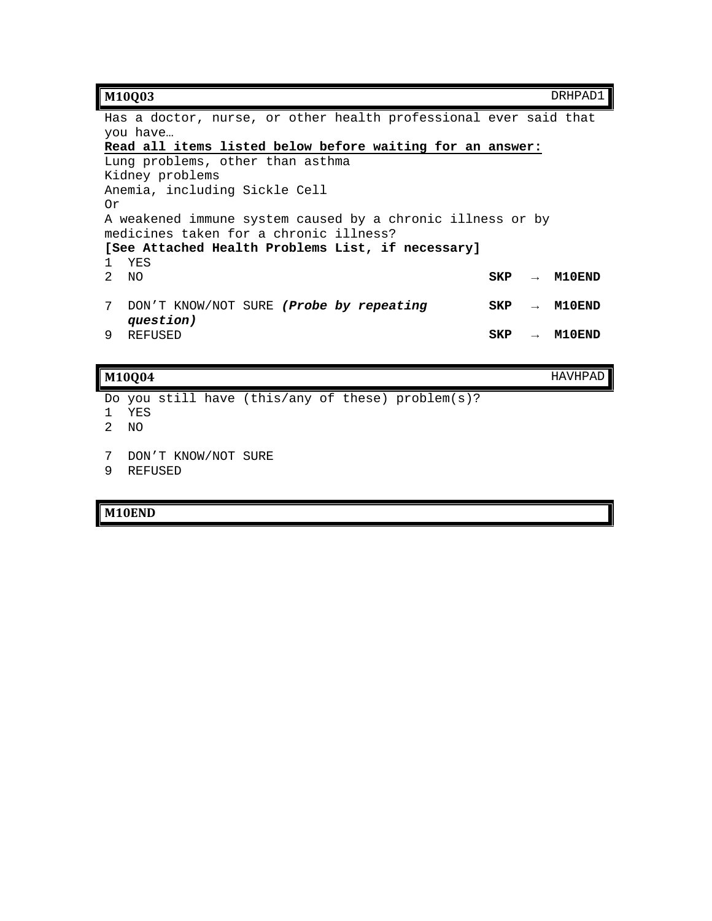**M10Q03** DRHPAD1

Has a doctor, nurse, or other health professional ever said that you have…

**Read all items listed below before waiting for an answer:**

Lung problems, other than asthma
Kidney problems
Anemia, including Sickle Cell
Or
A weakened immune system caused by a chronic illness or by medicines taken for a chronic illness?

**[See Attached Health Problems List, if necessary]**

| | | |
|---|---|---|
| 1 | YES | |
| 2 | NO | **SKP → M10END** |
| 7 | DON'T KNOW/NOT SURE ***(Probe by repeating question)*** | **SKP → M10END** |
| 9 | REFUSED | **SKP → M10END** |

**M10Q04** HAVHPAD

Do you still have (this/any of these) problem(s)?

1 YES
2 NO

7 DON'T KNOW/NOT SURE
9 REFUSED

**M10END**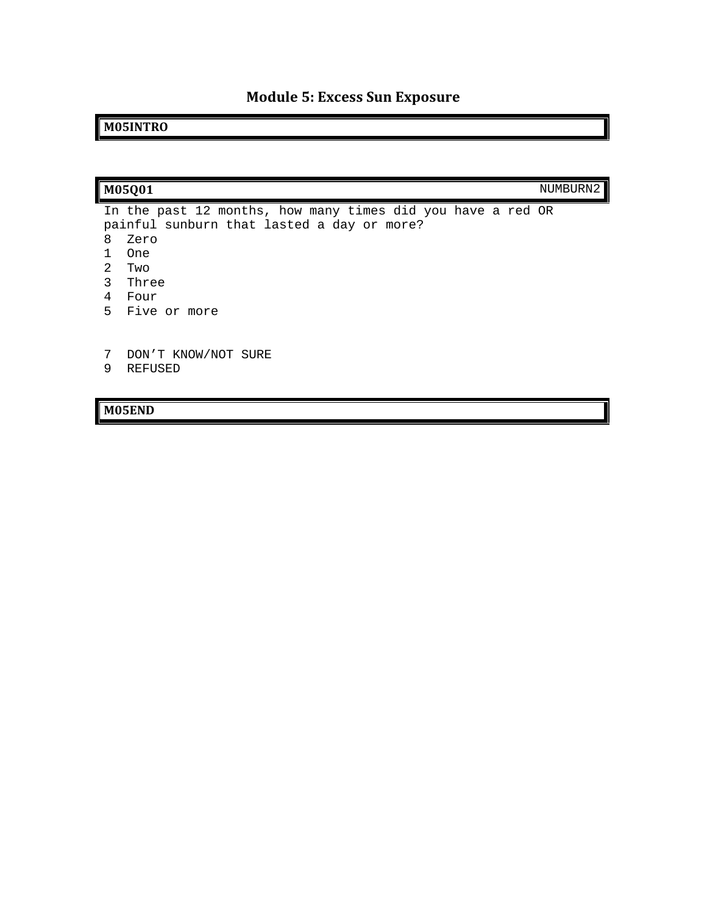## Module 5: Excess Sun Exposure

**M05INTRO**

**M05Q01** NUMBURN2

In the past 12 months, how many times did you have a red OR painful sunburn that lasted a day or more?

8 Zero
1 One
2 Two
3 Three
4 Four
5 Five or more

7 DON'T KNOW/NOT SURE
9 REFUSED

**M05END**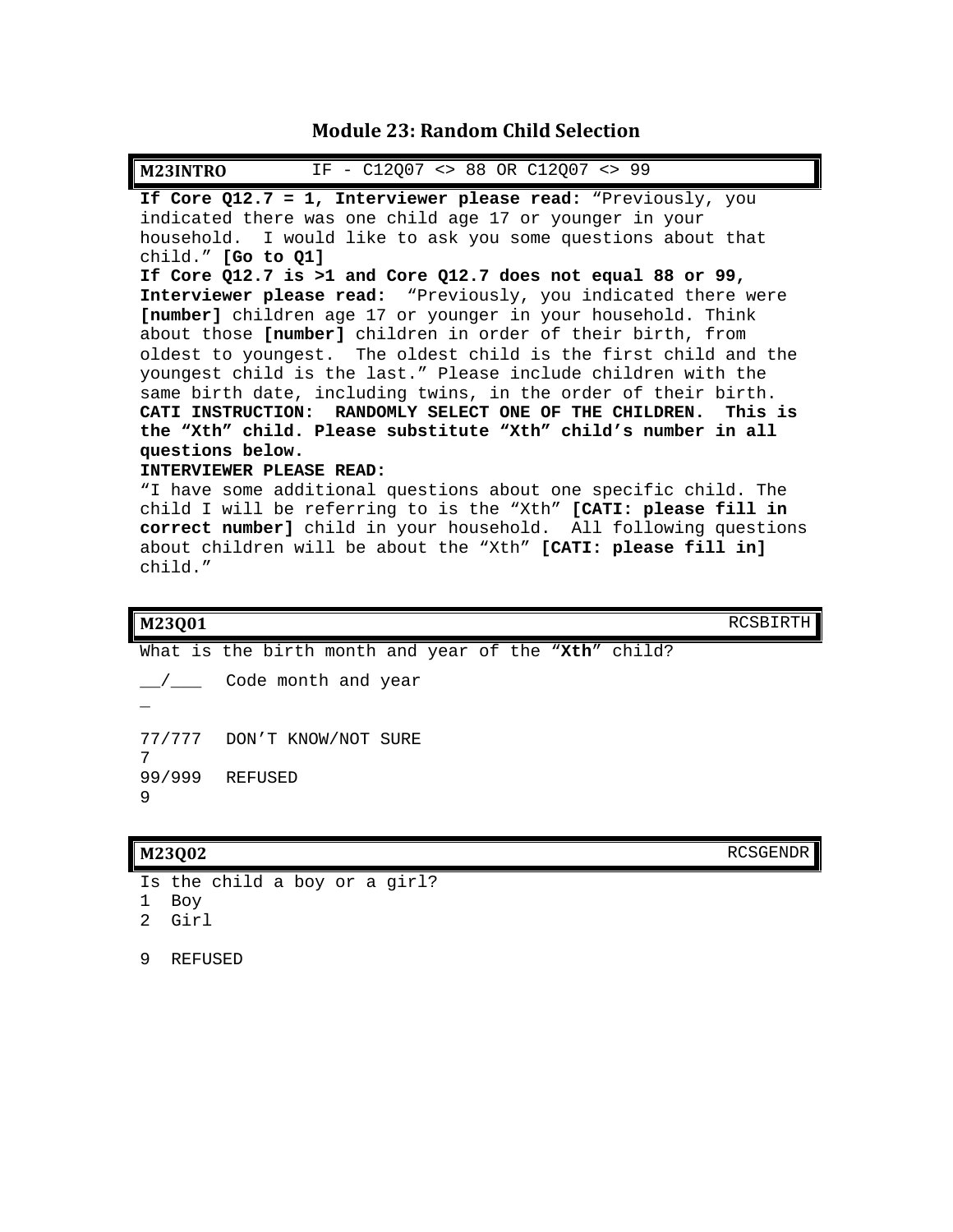## Module 23: Random Child Selection

| **M23INTRO** | IF - C12Q07 <> 88 OR C12Q07 <> 99 |
|---|---|

**If Core Q12.7 = 1, Interviewer please read:** "Previously, you indicated there was one child age 17 or younger in your household. I would like to ask you some questions about that child." **[Go to Q1]**

**If Core Q12.7 is >1 and Core Q12.7 does not equal 88 or 99, Interviewer please read:** "Previously, you indicated there were **[number]** children age 17 or younger in your household. Think about those **[number]** children in order of their birth, from oldest to youngest. The oldest child is the first child and the youngest child is the last." Please include children with the same birth date, including twins, in the order of their birth.

**CATI INSTRUCTION: RANDOMLY SELECT ONE OF THE CHILDREN. This is the "Xth" child. Please substitute "Xth" child's number in all questions below.**

**INTERVIEWER PLEASE READ:**

"I have some additional questions about one specific child. The child I will be referring to is the "Xth" **[CATI: please fill in correct number]** child in your household. All following questions about children will be about the "Xth" **[CATI: please fill in]** child."

| **M23Q01** | RCSBIRTH |
|---|---|

What is the birth month and year of the **"Xth"** child?

__/____ Code month and year

77/7777 DON'T KNOW/NOT SURE

99/9999 REFUSED

| **M23Q02** | RCSGENDR |
|---|---|

Is the child a boy or a girl?

1 Boy

2 Girl

9 REFUSED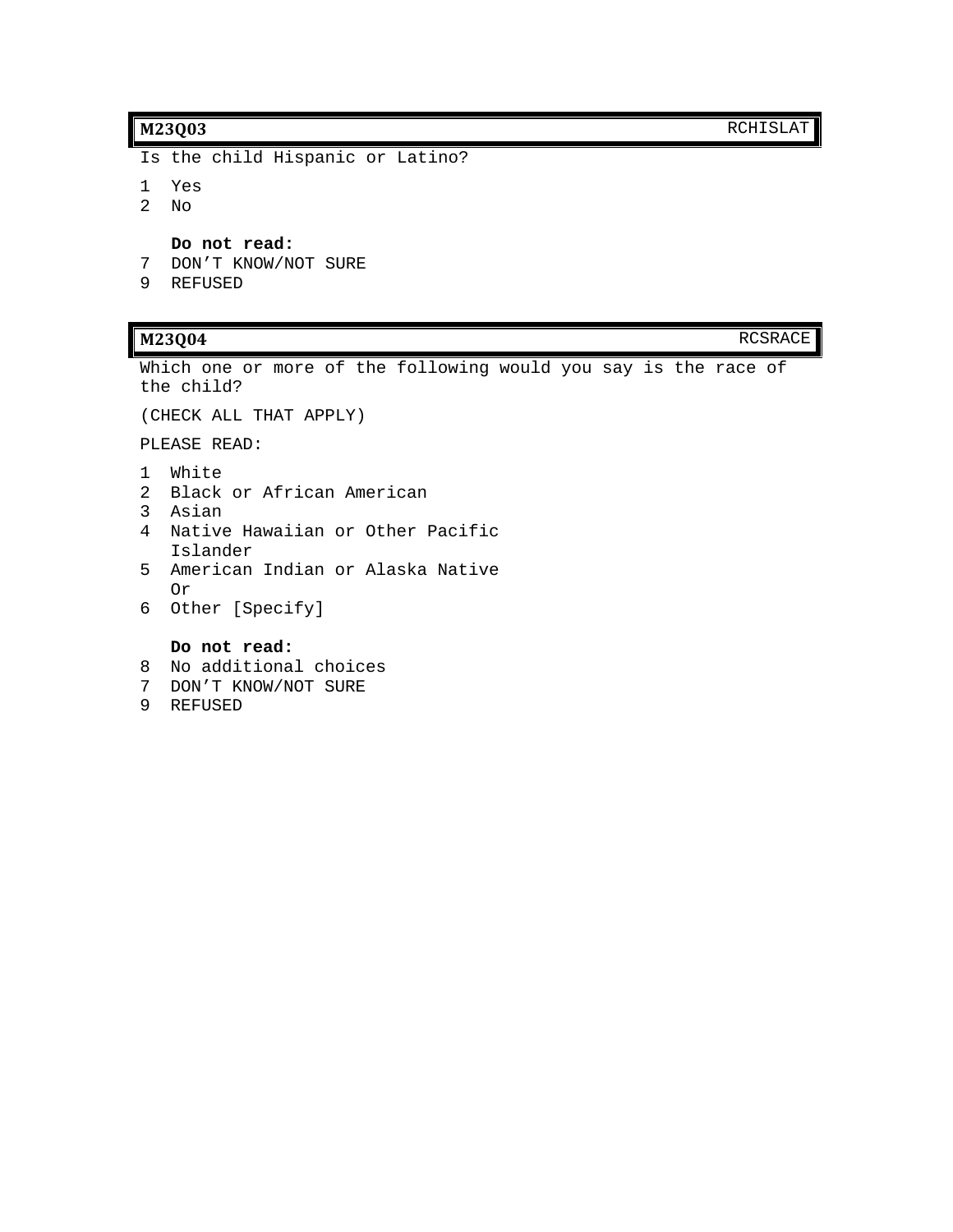**M23Q03** RCHISLAT

Is the child Hispanic or Latino?

1 Yes
2 No

**Do not read:**
7 DON'T KNOW/NOT SURE
9 REFUSED

**M23Q04** RCSRACE

Which one or more of the following would you say is the race of the child?

(CHECK ALL THAT APPLY)

PLEASE READ:

1 White
2 Black or African American
3 Asian
4 Native Hawaiian or Other Pacific Islander
5 American Indian or Alaska Native
Or
6 Other [Specify]

**Do not read:**
8 No additional choices
7 DON'T KNOW/NOT SURE
9 REFUSED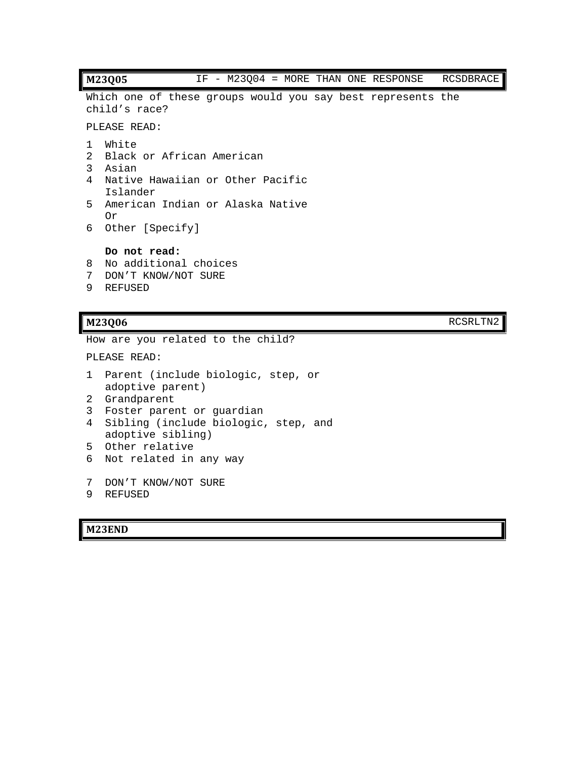| **M23Q05** | IF - M23Q04 = MORE THAN ONE RESPONSE | RCSDBRACE |
|---|---|---|

Which one of these groups would you say best represents the child's race?

PLEASE READ:

1 White
2 Black or African American
3 Asian
4 Native Hawaiian or Other Pacific Islander
5 American Indian or Alaska Native
Or
6 Other [Specify]

**Do not read:**
8 No additional choices
7 DON'T KNOW/NOT SURE
9 REFUSED

| **M23Q06** | RCSRLTN2 |
|---|---|

How are you related to the child?

PLEASE READ:

1 Parent (include biologic, step, or adoptive parent)
2 Grandparent
3 Foster parent or guardian
4 Sibling (include biologic, step, and adoptive sibling)
5 Other relative
6 Not related in any way

7 DON'T KNOW/NOT SURE
9 REFUSED

| **M23END** |
|---|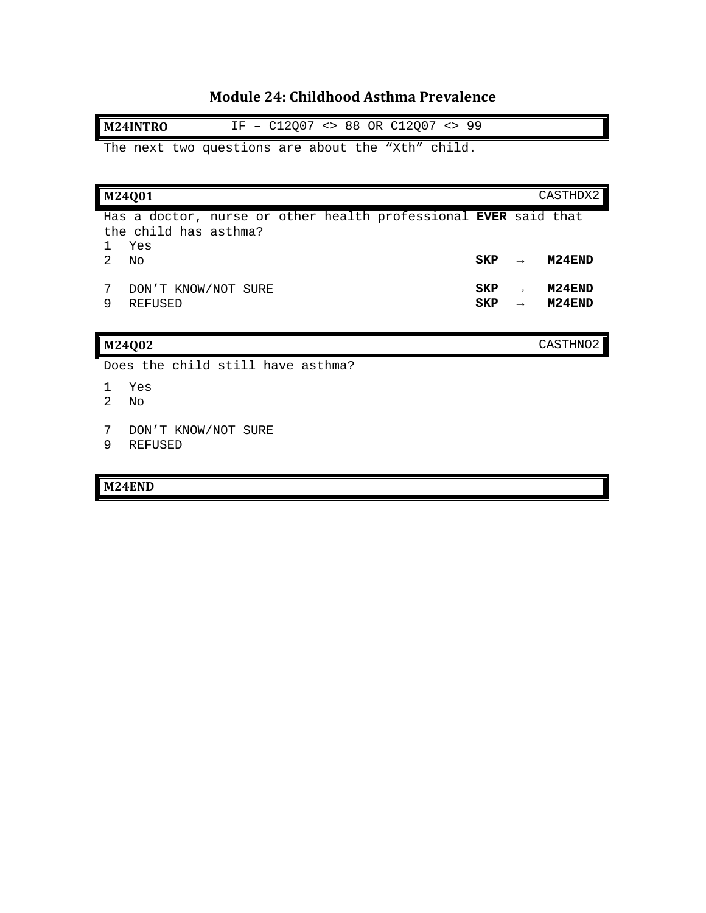## Module 24: Childhood Asthma Prevalence

| **M24INTRO** | IF – C12Q07 <> 88 OR C12Q07 <> 99 |
|---|---|

The next two questions are about the “Xth” child.

| **M24Q01** | CASTHDX2 |
|---|---|

Has a doctor, nurse or other health professional **EVER** said that the child has asthma?

| | | |
|---|---|---|
| 1 | Yes | |
| 2 | No | **SKP** → **M24END** |
| 7 | DON’T KNOW/NOT SURE | **SKP** → **M24END** |
| 9 | REFUSED | **SKP** → **M24END** |

| **M24Q02** | CASTHNO2 |
|---|---|

Does the child still have asthma?

1 Yes
2 No

7 DON’T KNOW/NOT SURE
9 REFUSED

| **M24END** |
|---|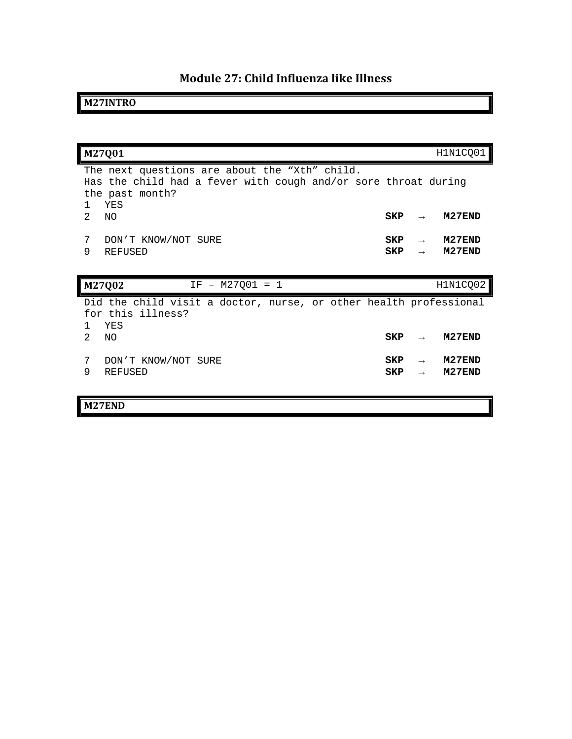# Module 27: Child Influenza like Illness

**M27INTRO**

**M27Q01** — H1N1CQ01

The next questions are about the "Xth" child.
Has the child had a fever with cough and/or sore throat during the past month?

| | | | | |
|---|---|---|---|---|
| 1 | YES | | | |
| 2 | NO | **SKP** | → | **M27END** |
| 7 | DON'T KNOW/NOT SURE | **SKP** | → | **M27END** |
| 9 | REFUSED | **SKP** | → | **M27END** |

**M27Q02** — IF – M27Q01 = 1 — H1N1CQ02

Did the child visit a doctor, nurse, or other health professional for this illness?

| | | | | |
|---|---|---|---|---|
| 1 | YES | | | |
| 2 | NO | **SKP** | → | **M27END** |
| 7 | DON'T KNOW/NOT SURE | **SKP** | → | **M27END** |
| 9 | REFUSED | **SKP** | → | **M27END** |

**M27END**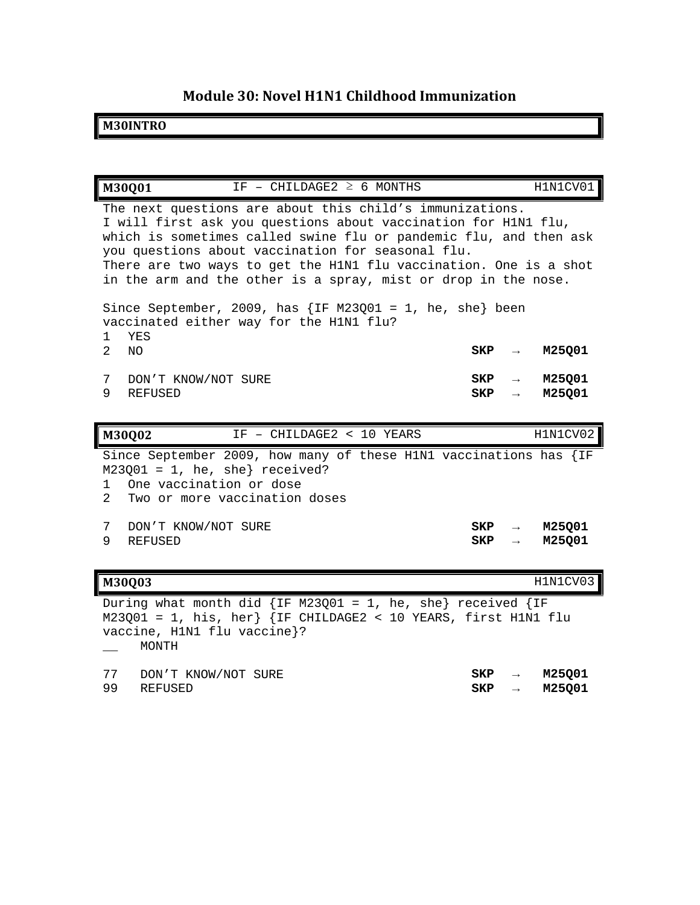# Module 30: Novel H1N1 Childhood Immunization

**M30INTRO**

| **M30Q01** | IF – CHILDAGE2 ≥ 6 MONTHS | H1N1CV01 |
|---|---|---|

The next questions are about this child's immunizations.
I will first ask you questions about vaccination for H1N1 flu, which is sometimes called swine flu or pandemic flu, and then ask you questions about vaccination for seasonal flu.
There are two ways to get the H1N1 flu vaccination. One is a shot in the arm and the other is a spray, mist or drop in the nose.

Since September, 2009, has {IF M23Q01 = 1, he, she} been vaccinated either way for the H1N1 flu?

| Code | Response | Skip |
|---|---|---|
| 1 | YES | |
| 2 | NO | **SKP → M25Q01** |
| 7 | DON'T KNOW/NOT SURE | **SKP → M25Q01** |
| 9 | REFUSED | **SKP → M25Q01** |

| **M30Q02** | IF – CHILDAGE2 < 10 YEARS | H1N1CV02 |
|---|---|---|

Since September 2009, how many of these H1N1 vaccinations has {IF M23Q01 = 1, he, she} received?

| Code | Response | Skip |
|---|---|---|
| 1 | One vaccination or dose | |
| 2 | Two or more vaccination doses | |
| 7 | DON'T KNOW/NOT SURE | **SKP → M25Q01** |
| 9 | REFUSED | **SKP → M25Q01** |

| **M30Q03** | H1N1CV03 |
|---|---|

During what month did {IF M23Q01 = 1, he, she} received {IF M23Q01 = 1, his, her} {IF CHILDAGE2 < 10 YEARS, first H1N1 flu vaccine, H1N1 flu vaccine}?

| Code | Response | Skip |
|---|---|---|
| __ | MONTH | |
| 77 | DON'T KNOW/NOT SURE | **SKP → M25Q01** |
| 99 | REFUSED | **SKP → M25Q01** |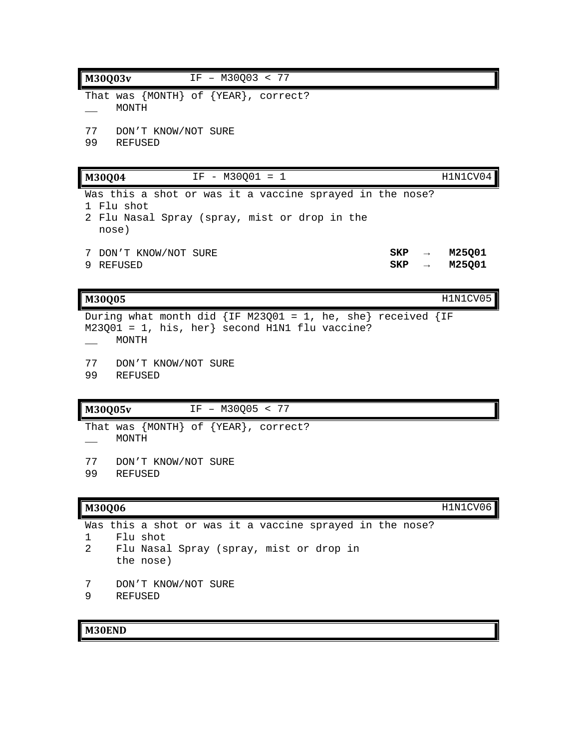**M30Q03v** IF – M30Q03 < 77

That was {MONTH} of {YEAR}, correct?

__ MONTH

77 DON'T KNOW/NOT SURE
99 REFUSED

**M30Q04** IF - M30Q01 = 1 H1N1CV04

Was this a shot or was it a vaccine sprayed in the nose?

1 Flu shot
2 Flu Nasal Spray (spray, mist or drop in the nose)

7 DON'T KNOW/NOT SURE **SKP → M25Q01**
9 REFUSED **SKP → M25Q01**

**M30Q05** H1N1CV05

During what month did {IF M23Q01 = 1, he, she} received {IF M23Q01 = 1, his, her} second H1N1 flu vaccine?

__ MONTH

77 DON'T KNOW/NOT SURE
99 REFUSED

**M30Q05v** IF – M30Q05 < 77

That was {MONTH} of {YEAR}, correct?

__ MONTH

77 DON'T KNOW/NOT SURE
99 REFUSED

**M30Q06** H1N1CV06

Was this a shot or was it a vaccine sprayed in the nose?

1 Flu shot
2 Flu Nasal Spray (spray, mist or drop in the nose)

7 DON'T KNOW/NOT SURE
9 REFUSED

**M30END**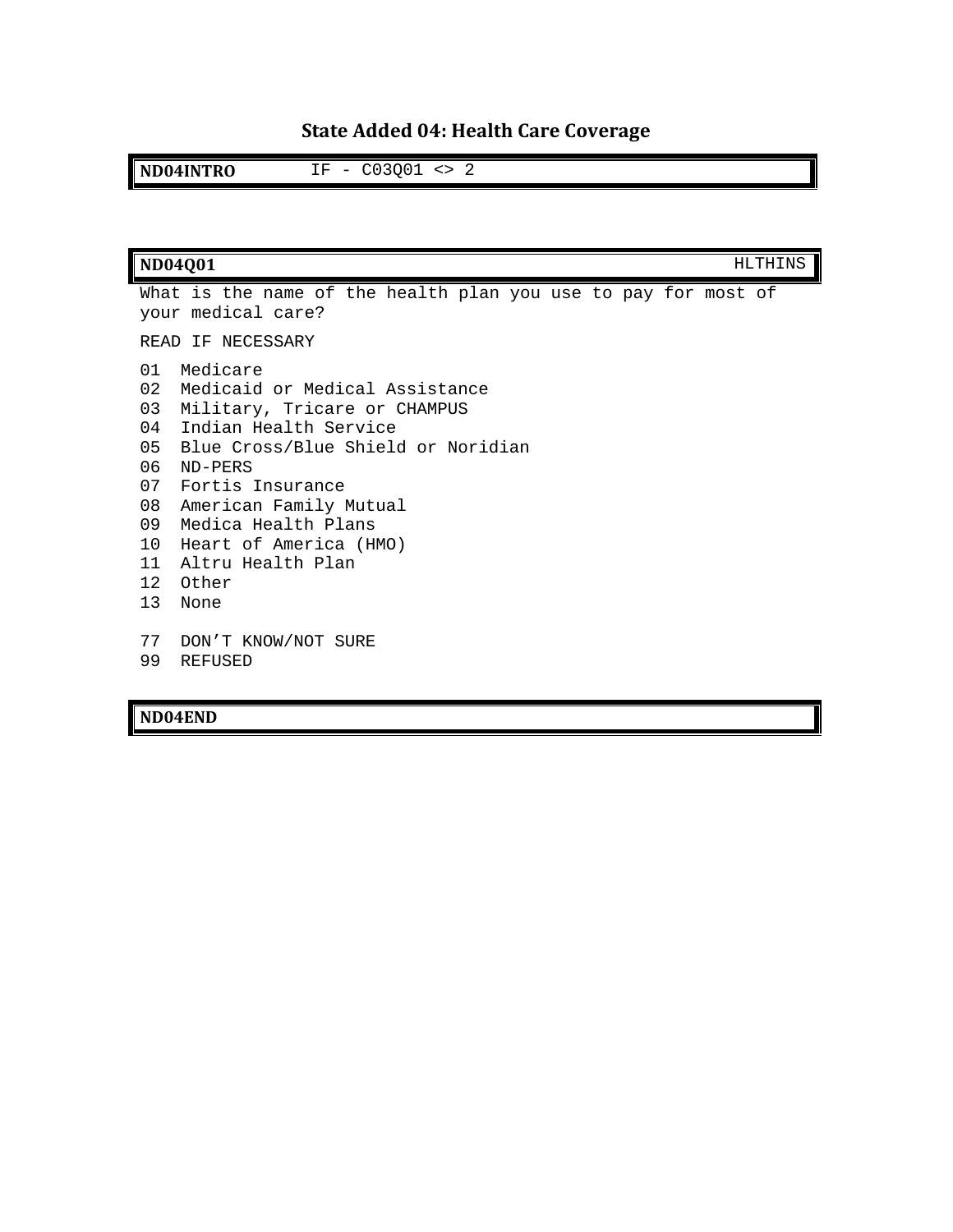## State Added 04: Health Care Coverage

| **ND04INTRO** | IF - C03Q01 <> 2 |
| --- | --- |

| **ND04Q01** | HLTHINS |
| --- | --- |

What is the name of the health plan you use to pay for most of your medical care?

READ IF NECESSARY

01 Medicare
02 Medicaid or Medical Assistance
03 Military, Tricare or CHAMPUS
04 Indian Health Service
05 Blue Cross/Blue Shield or Noridian
06 ND-PERS
07 Fortis Insurance
08 American Family Mutual
09 Medica Health Plans
10 Heart of America (HMO)
11 Altru Health Plan
12 Other
13 None

77 DON'T KNOW/NOT SURE
99 REFUSED

| **ND04END** |
| --- |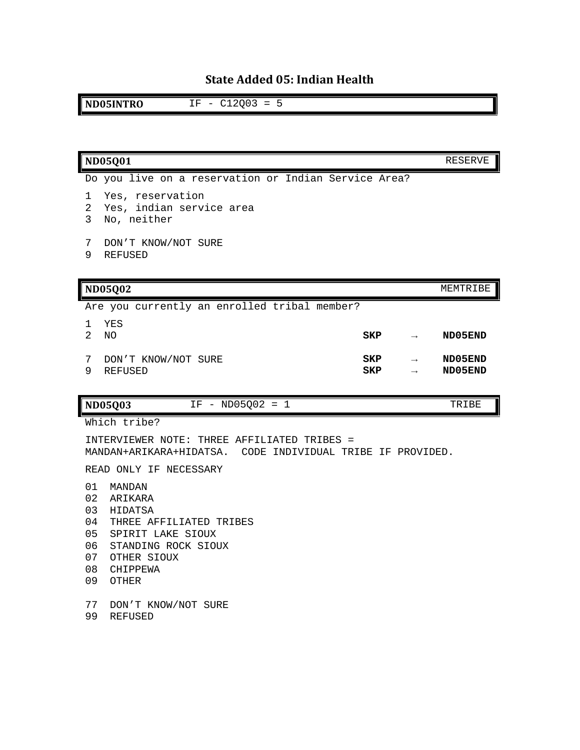# State Added 05: Indian Health

| **ND05INTRO** | IF - C12Q03 = 5 |
|---|---|

| **ND05Q01** | | RESERVE |
|---|---|---|

Do you live on a reservation or Indian Service Area?

1 Yes, reservation
2 Yes, indian service area
3 No, neither

7 DON'T KNOW/NOT SURE
9 REFUSED

| **ND05Q02** | | MEMTRIBE |
|---|---|---|

Are you currently an enrolled tribal member?

| | | | | |
|---|---|---|---|---|
| 1 | YES | | | |
| 2 | NO | **SKP** | → | **ND05END** |
| 7 | DON'T KNOW/NOT SURE | **SKP** | → | **ND05END** |
| 9 | REFUSED | **SKP** | → | **ND05END** |

| **ND05Q03** | IF - ND05Q02 = 1 | TRIBE |
|---|---|---|

Which tribe?

INTERVIEWER NOTE: THREE AFFILIATED TRIBES = MANDAN+ARIKARA+HIDATSA. CODE INDIVIDUAL TRIBE IF PROVIDED.

READ ONLY IF NECESSARY

01 MANDAN
02 ARIKARA
03 HIDATSA
04 THREE AFFILIATED TRIBES
05 SPIRIT LAKE SIOUX
06 STANDING ROCK SIOUX
07 OTHER SIOUX
08 CHIPPEWA
09 OTHER

77 DON'T KNOW/NOT SURE
99 REFUSED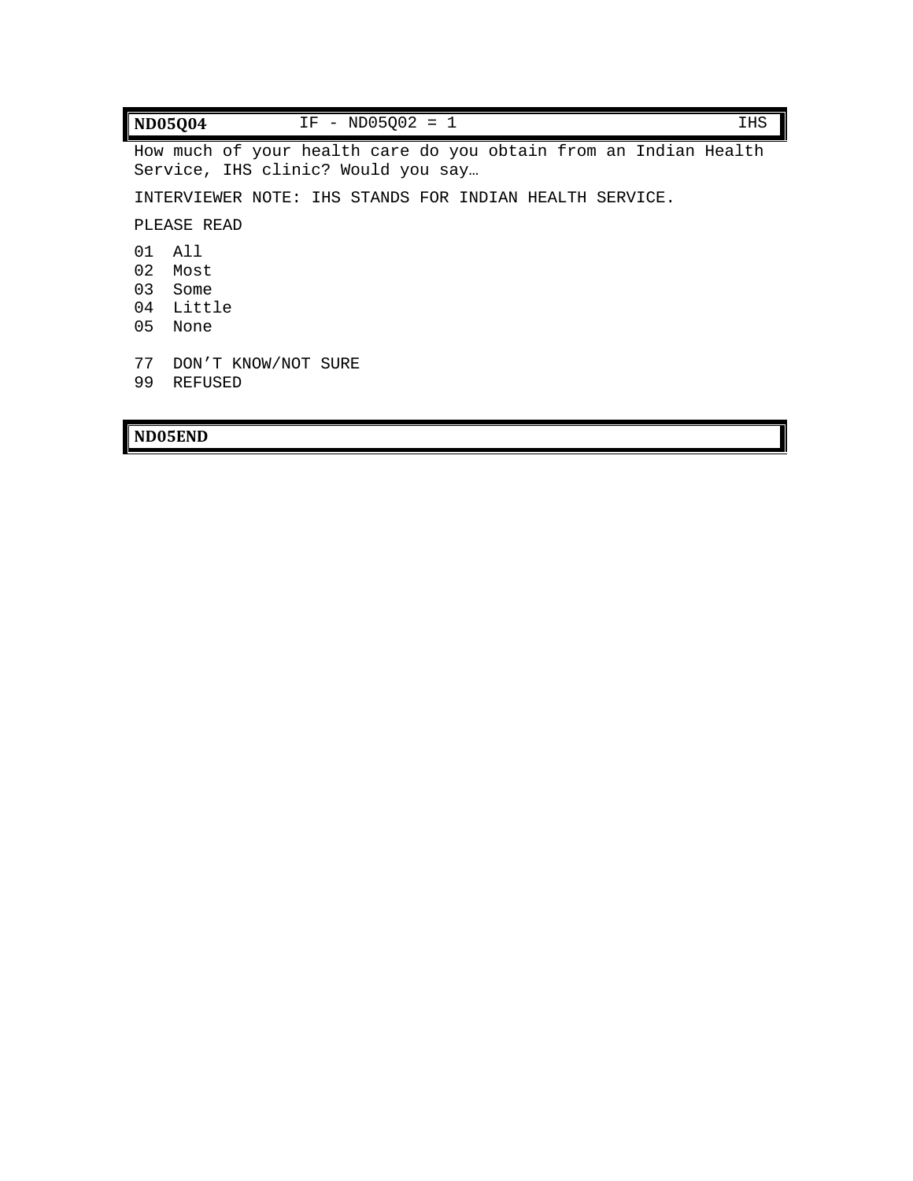| **ND05Q04** | IF - ND05Q02 = 1 | IHS |
| --- | --- | --- |

How much of your health care do you obtain from an Indian Health Service, IHS clinic? Would you say…

INTERVIEWER NOTE: IHS STANDS FOR INDIAN HEALTH SERVICE.

PLEASE READ

01 All
02 Most
03 Some
04 Little
05 None

77 DON'T KNOW/NOT SURE
99 REFUSED

| **ND05END** |
| --- |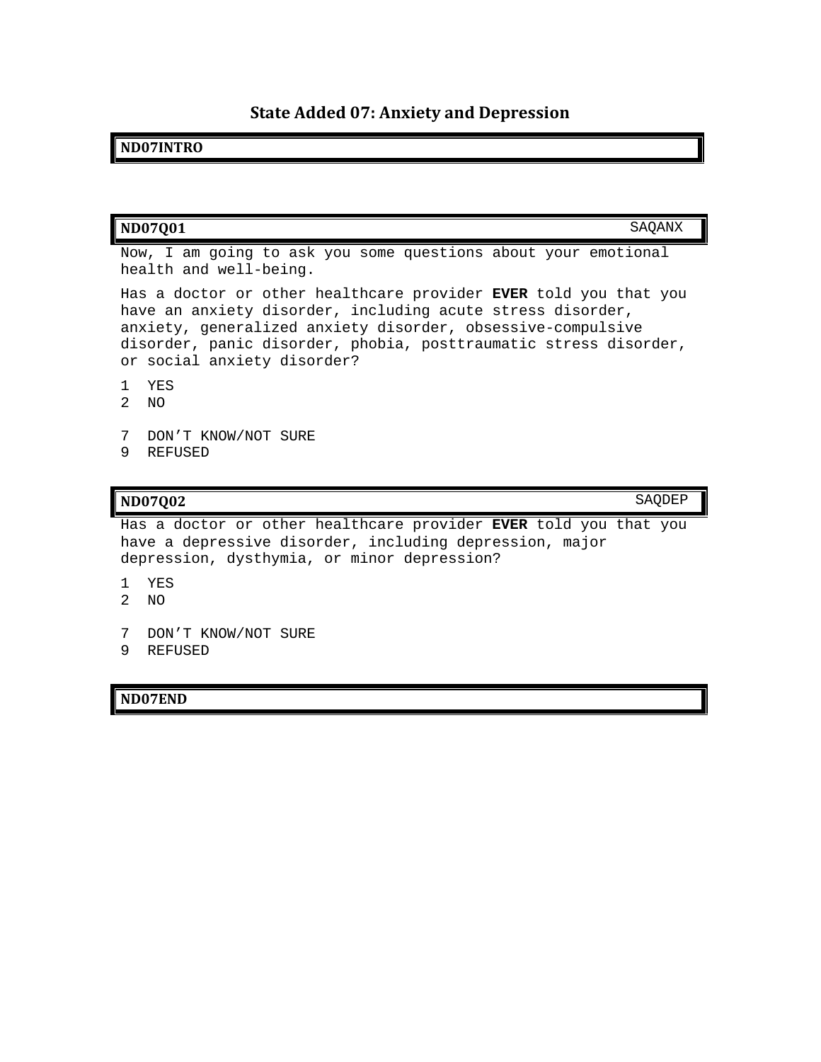# State Added 07: Anxiety and Depression

**ND07INTRO**

**ND07Q01** SAQANX

Now, I am going to ask you some questions about your emotional health and well-being.

Has a doctor or other healthcare provider **EVER** told you that you have an anxiety disorder, including acute stress disorder, anxiety, generalized anxiety disorder, obsessive-compulsive disorder, panic disorder, phobia, posttraumatic stress disorder, or social anxiety disorder?

1 YES
2 NO

7 DON'T KNOW/NOT SURE
9 REFUSED

**ND07Q02** SAQDEP

Has a doctor or other healthcare provider **EVER** told you that you have a depressive disorder, including depression, major depression, dysthymia, or minor depression?

1 YES
2 NO

7 DON'T KNOW/NOT SURE
9 REFUSED

**ND07END**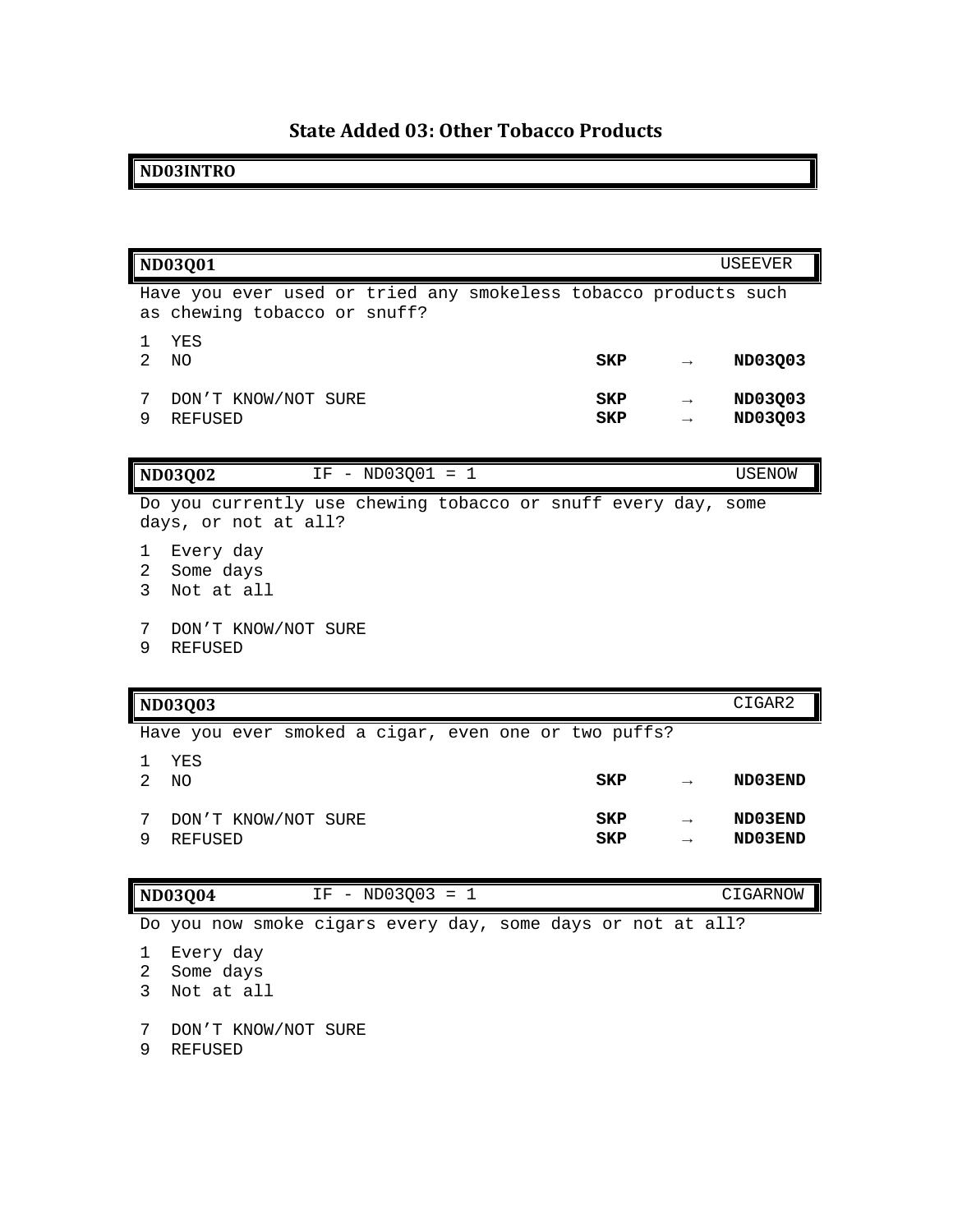# State Added 03: Other Tobacco Products

| ND03INTRO |
|---|

| ND03Q01 | | | USEEVER |
|---|---|---|---|
| Have you ever used or tried any smokeless tobacco products such as chewing tobacco or snuff? | | | |
| 1 YES | | | |
| 2 NO | SKP | → | ND03Q03 |
| 7 DON'T KNOW/NOT SURE | SKP | → | ND03Q03 |
| 9 REFUSED | SKP | → | ND03Q03 |

| ND03Q02 | IF - ND03Q01 = 1 | USENOW |
|---|---|---|
| Do you currently use chewing tobacco or snuff every day, some days, or not at all? | | |
| 1 Every day | | |
| 2 Some days | | |
| 3 Not at all | | |
| 7 DON'T KNOW/NOT SURE | | |
| 9 REFUSED | | |

| ND03Q03 | | | CIGAR2 |
|---|---|---|---|
| Have you ever smoked a cigar, even one or two puffs? | | | |
| 1 YES | | | |
| 2 NO | SKP | → | ND03END |
| 7 DON'T KNOW/NOT SURE | SKP | → | ND03END |
| 9 REFUSED | SKP | → | ND03END |

| ND03Q04 | IF - ND03Q03 = 1 | CIGARNOW |
|---|---|---|
| Do you now smoke cigars every day, some days or not at all? | | |
| 1 Every day | | |
| 2 Some days | | |
| 3 Not at all | | |
| 7 DON'T KNOW/NOT SURE | | |
| 9 REFUSED | | |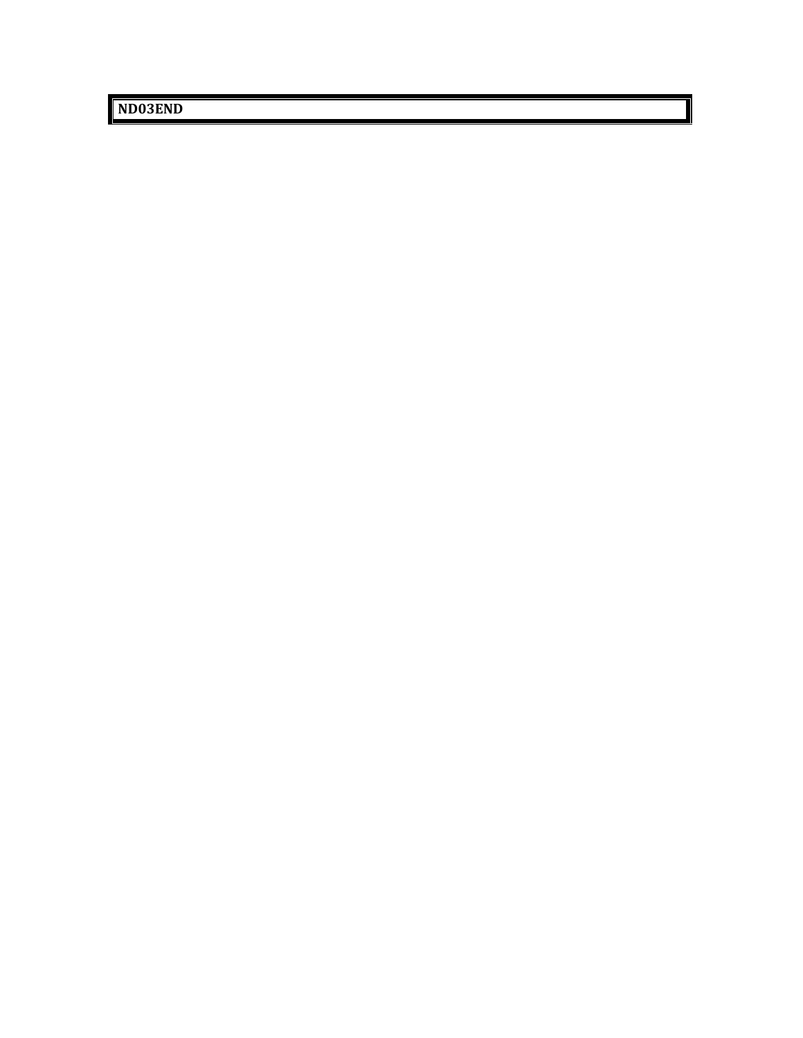**ND03END**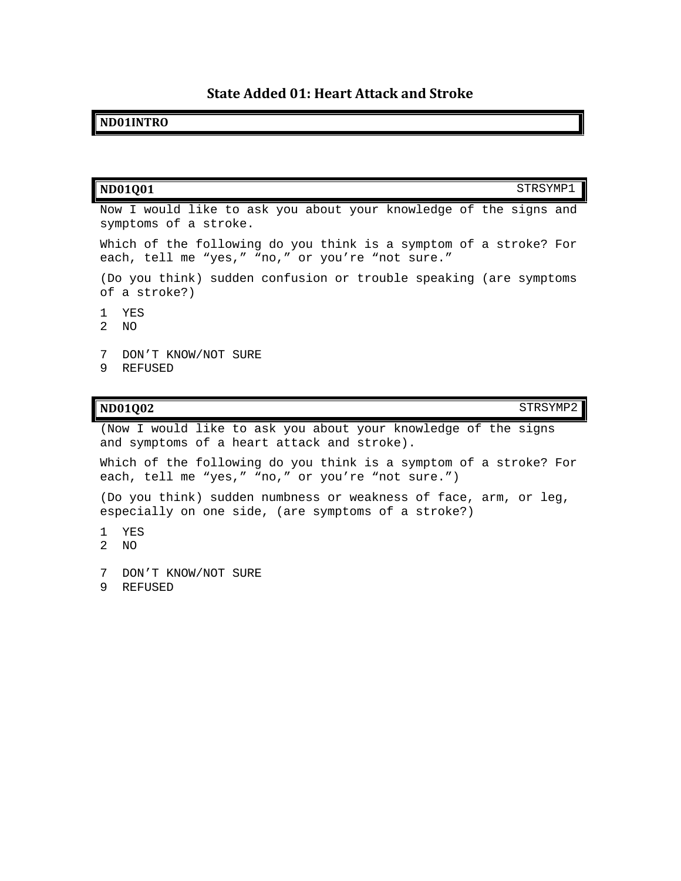## State Added 01: Heart Attack and Stroke

**ND01INTRO**

**ND01Q01** STRSYMP1

Now I would like to ask you about your knowledge of the signs and symptoms of a stroke.

Which of the following do you think is a symptom of a stroke? For each, tell me “yes,” “no,” or you’re “not sure.”

(Do you think) sudden confusion or trouble speaking (are symptoms of a stroke?)

1 YES
2 NO

7 DON’T KNOW/NOT SURE
9 REFUSED

**ND01Q02** STRSYMP2

(Now I would like to ask you about your knowledge of the signs and symptoms of a heart attack and stroke).

Which of the following do you think is a symptom of a stroke? For each, tell me “yes,” “no,” or you’re “not sure.”)

(Do you think) sudden numbness or weakness of face, arm, or leg, especially on one side, (are symptoms of a stroke?)

1 YES
2 NO

7 DON’T KNOW/NOT SURE
9 REFUSED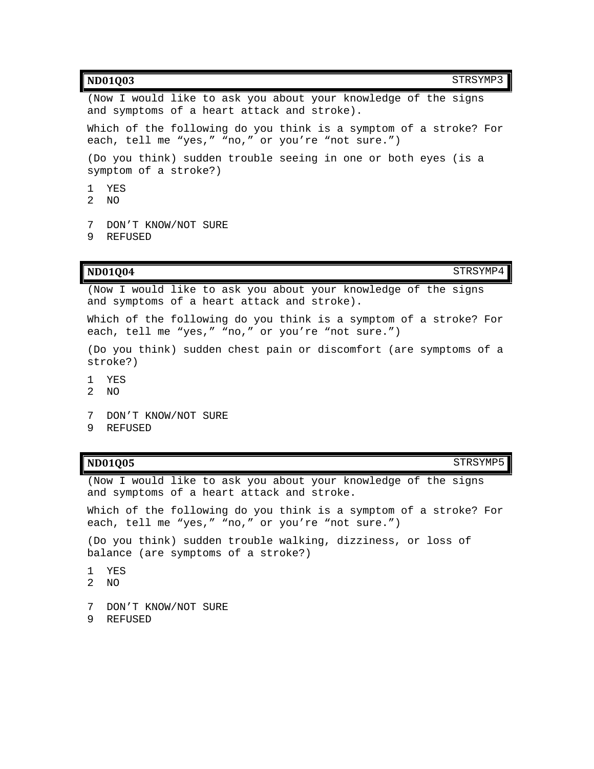**ND01Q03** STRSYMP3

(Now I would like to ask you about your knowledge of the signs and symptoms of a heart attack and stroke).

Which of the following do you think is a symptom of a stroke? For each, tell me “yes,” “no,” or you’re “not sure.”)

(Do you think) sudden trouble seeing in one or both eyes (is a symptom of a stroke?)

1 YES
2 NO

7 DON’T KNOW/NOT SURE
9 REFUSED

**ND01Q04** STRSYMP4

(Now I would like to ask you about your knowledge of the signs and symptoms of a heart attack and stroke).

Which of the following do you think is a symptom of a stroke? For each, tell me “yes,” “no,” or you’re “not sure.”)

(Do you think) sudden chest pain or discomfort (are symptoms of a stroke?)

1 YES
2 NO

7 DON’T KNOW/NOT SURE
9 REFUSED

**ND01Q05** STRSYMP5

(Now I would like to ask you about your knowledge of the signs and symptoms of a heart attack and stroke.

Which of the following do you think is a symptom of a stroke? For each, tell me “yes,” “no,” or you’re “not sure.”)

(Do you think) sudden trouble walking, dizziness, or loss of balance (are symptoms of a stroke?)

1 YES
2 NO

7 DON’T KNOW/NOT SURE
9 REFUSED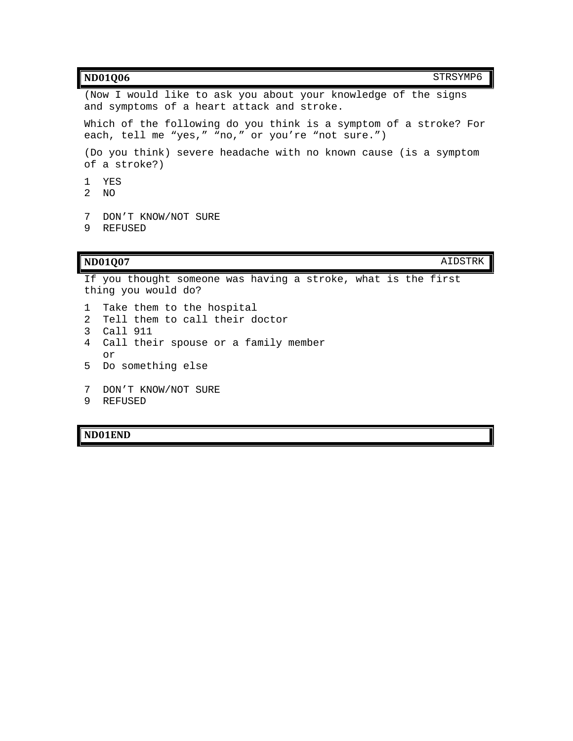| **ND01Q06** | STRSYMP6 |
|---|---|

(Now I would like to ask you about your knowledge of the signs and symptoms of a heart attack and stroke.

Which of the following do you think is a symptom of a stroke? For each, tell me “yes,” “no,” or you’re “not sure.”)

(Do you think) severe headache with no known cause (is a symptom of a stroke?)

1 YES
2 NO

7 DON’T KNOW/NOT SURE
9 REFUSED

| **ND01Q07** | AIDSTRK |
|---|---|

If you thought someone was having a stroke, what is the first thing you would do?

1 Take them to the hospital
2 Tell them to call their doctor
3 Call 911
4 Call their spouse or a family member
   or
5 Do something else

7 DON’T KNOW/NOT SURE
9 REFUSED

| **ND01END** |
|---|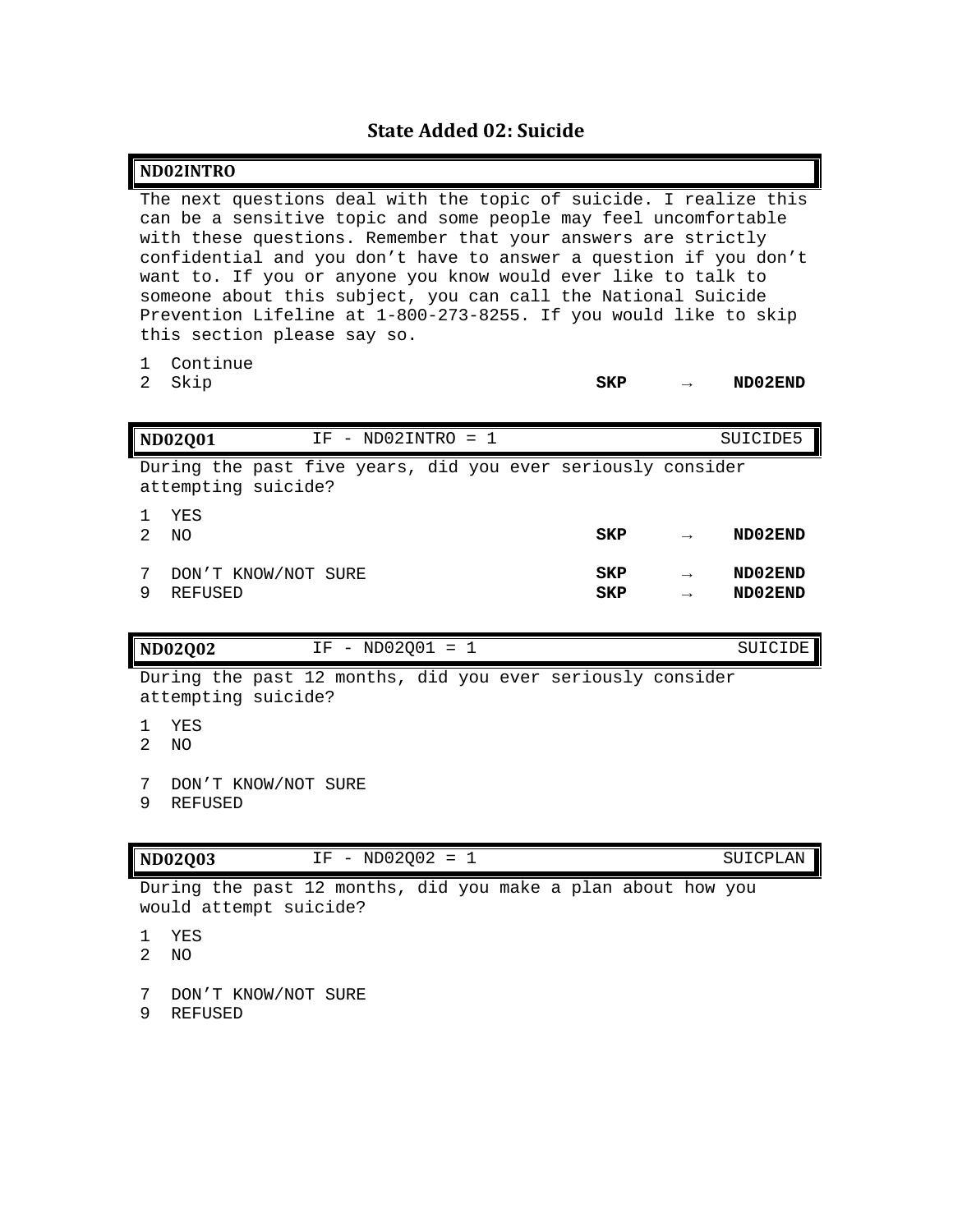## State Added 02: Suicide

| ND02INTRO | | | |
|---|---|---|---|

The next questions deal with the topic of suicide. I realize this can be a sensitive topic and some people may feel uncomfortable with these questions. Remember that your answers are strictly confidential and you don't have to answer a question if you don't want to. If you or anyone you know would ever like to talk to someone about this subject, you can call the National Suicide Prevention Lifeline at 1-800-273-8255. If you would like to skip this section please say so.

| | | | | |
|---|---|---|---|---|
| 1 | Continue | | | |
| 2 | Skip | **SKP** | → | **ND02END** |

| ND02Q01 | IF - ND02INTRO = 1 | SUICIDE5 |
|---|---|---|

During the past five years, did you ever seriously consider attempting suicide?

| | | | | |
|---|---|---|---|---|
| 1 | YES | | | |
| 2 | NO | **SKP** | → | **ND02END** |
| 7 | DON'T KNOW/NOT SURE | **SKP** | → | **ND02END** |
| 9 | REFUSED | **SKP** | → | **ND02END** |

| ND02Q02 | IF - ND02Q01 = 1 | SUICIDE |
|---|---|---|

During the past 12 months, did you ever seriously consider attempting suicide?

1 YES
2 NO

7 DON'T KNOW/NOT SURE
9 REFUSED

| ND02Q03 | IF - ND02Q02 = 1 | SUICPLAN |
|---|---|---|

During the past 12 months, did you make a plan about how you would attempt suicide?

1 YES
2 NO

7 DON'T KNOW/NOT SURE
9 REFUSED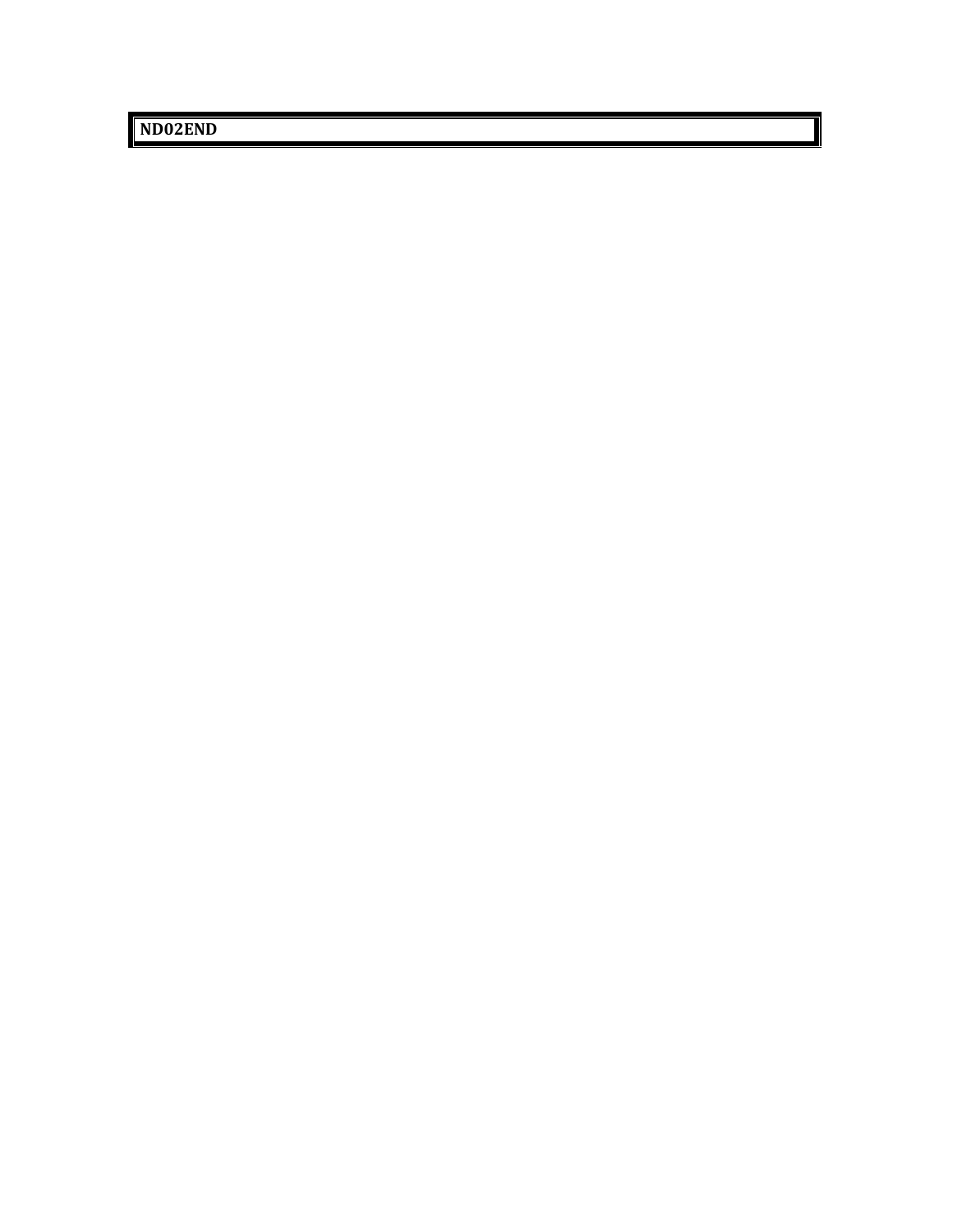**ND02END**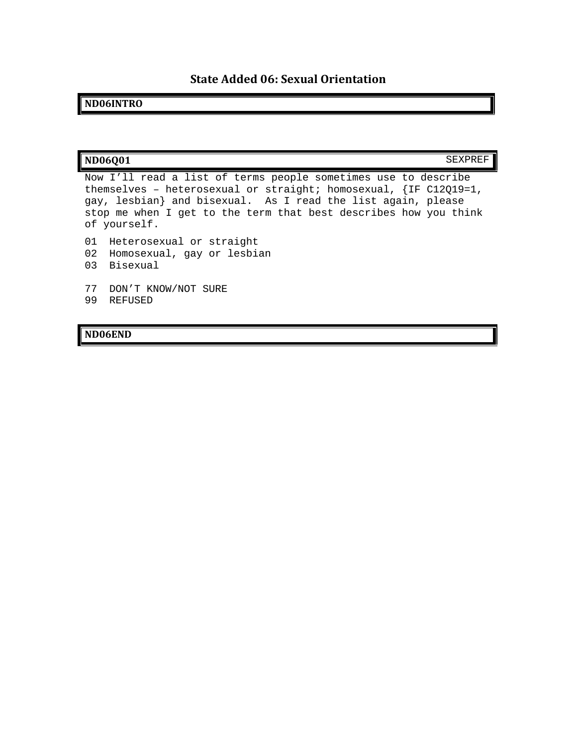## State Added 06: Sexual Orientation

**ND06INTRO**

**ND06Q01** SEXPREF

Now I'll read a list of terms people sometimes use to describe themselves – heterosexual or straight; homosexual, {IF C12Q19=1, gay, lesbian} and bisexual. As I read the list again, please stop me when I get to the term that best describes how you think of yourself.

01 Heterosexual or straight
02 Homosexual, gay or lesbian
03 Bisexual

77 DON'T KNOW/NOT SURE
99 REFUSED

**ND06END**